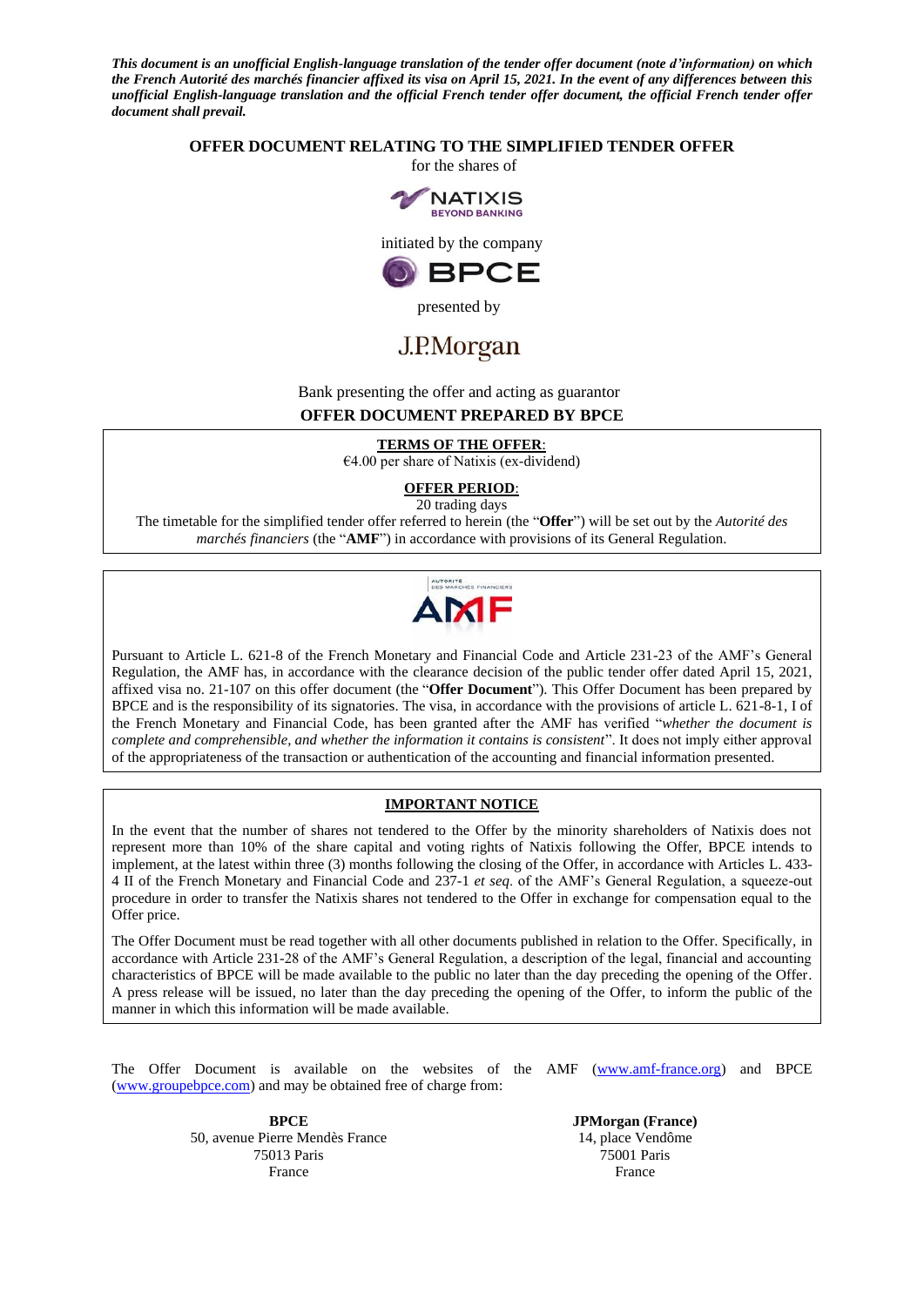***This document is an unofficial English-language translation of the tender offer document (note d'information) on which the French Autorité des marchés financier affixed its visa on April 15, 2021. In the event of any differences between this unofficial English-language translation and the official French tender offer document, the official French tender offer document shall prevail.***

**OFFER DOCUMENT RELATING TO THE SIMPLIFIED TENDER OFFER**

for the shares of

NATIXIS
BEYOND BANKING

initiated by the company

BPCE

presented by

J.P.Morgan

Bank presenting the offer and acting as guarantor

**OFFER DOCUMENT PREPARED BY BPCE**

**TERMS OF THE OFFER:**

€4.00 per share of Natixis (ex-dividend)

**OFFER PERIOD:**

20 trading days

The timetable for the simplified tender offer referred to herein (the "**Offer**") will be set out by the *Autorité des marchés financiers* (the "**AMF**") in accordance with provisions of its General Regulation.

AUTORITÉ DES MARCHÉS FINANCIERS
AMF

Pursuant to Article L. 621-8 of the French Monetary and Financial Code and Article 231-23 of the AMF's General Regulation, the AMF has, in accordance with the clearance decision of the public tender offer dated April 15, 2021, affixed visa no. 21-107 on this offer document (the "**Offer Document**"). This Offer Document has been prepared by BPCE and is the responsibility of its signatories. The visa, in accordance with the provisions of article L. 621-8-1, I of the French Monetary and Financial Code, has been granted after the AMF has verified "*whether the document is complete and comprehensible, and whether the information it contains is consistent*". It does not imply either approval of the appropriateness of the transaction or authentication of the accounting and financial information presented.

**IMPORTANT NOTICE**

In the event that the number of shares not tendered to the Offer by the minority shareholders of Natixis does not represent more than 10% of the share capital and voting rights of Natixis following the Offer, BPCE intends to implement, at the latest within three (3) months following the closing of the Offer, in accordance with Articles L. 433-4 II of the French Monetary and Financial Code and 237-1 *et seq*. of the AMF's General Regulation, a squeeze-out procedure in order to transfer the Natixis shares not tendered to the Offer in exchange for compensation equal to the Offer price.

The Offer Document must be read together with all other documents published in relation to the Offer. Specifically, in accordance with Article 231-28 of the AMF's General Regulation, a description of the legal, financial and accounting characteristics of BPCE will be made available to the public no later than the day preceding the opening of the Offer. A press release will be issued, no later than the day preceding the opening of the Offer, to inform the public of the manner in which this information will be made available.

The Offer Document is available on the websites of the AMF (www.amf-france.org) and BPCE (www.groupebpce.com) and may be obtained free of charge from:

**BPCE**
50, avenue Pierre Mendès France
75013 Paris
France

**JPMorgan (France)**
14, place Vendôme
75001 Paris
France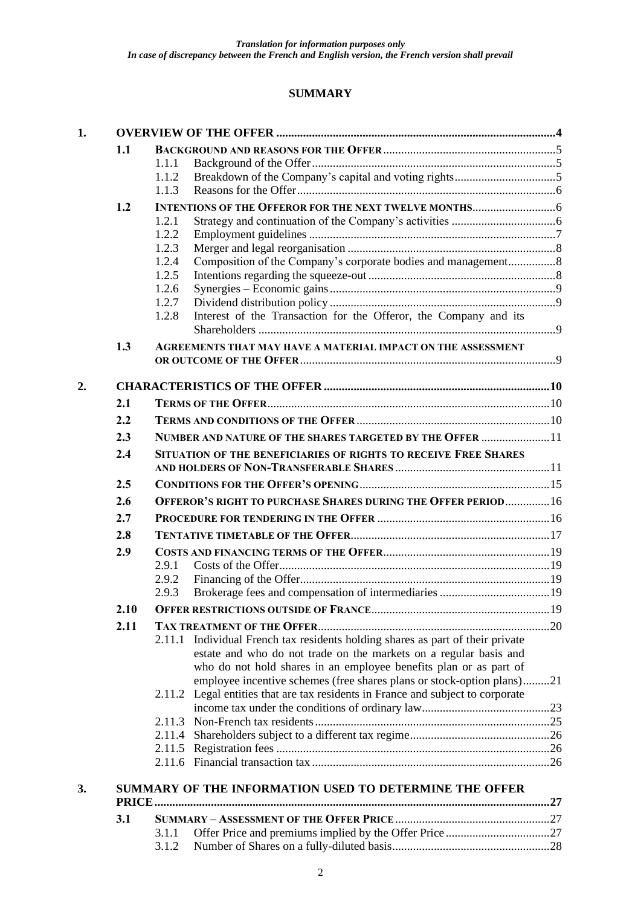*Translation for information purposes only*
*In case of discrepancy between the French and English version, the French version shall prevail*

## SUMMARY

1. **OVERVIEW OF THE OFFER** ... 4
   - 1.1 **BACKGROUND AND REASONS FOR THE OFFER** ... 5
     - 1.1.1 Background of the Offer ... 5
     - 1.1.2 Breakdown of the Company's capital and voting rights ... 5
     - 1.1.3 Reasons for the Offer ... 6
   - 1.2 **INTENTIONS OF THE OFFEROR FOR THE NEXT TWELVE MONTHS** ... 6
     - 1.2.1 Strategy and continuation of the Company's activities ... 6
     - 1.2.2 Employment guidelines ... 7
     - 1.2.3 Merger and legal reorganisation ... 8
     - 1.2.4 Composition of the Company's corporate bodies and management ... 8
     - 1.2.5 Intentions regarding the squeeze-out ... 8
     - 1.2.6 Synergies – Economic gains ... 9
     - 1.2.7 Dividend distribution policy ... 9
     - 1.2.8 Interest of the Transaction for the Offeror, the Company and its Shareholders ... 9
   - 1.3 **AGREEMENTS THAT MAY HAVE A MATERIAL IMPACT ON THE ASSESSMENT OR OUTCOME OF THE OFFER** ... 9
2. **CHARACTERISTICS OF THE OFFER** ... 10
   - 2.1 **TERMS OF THE OFFER** ... 10
   - 2.2 **TERMS AND CONDITIONS OF THE OFFER** ... 10
   - 2.3 **NUMBER AND NATURE OF THE SHARES TARGETED BY THE OFFER** ... 11
   - 2.4 **SITUATION OF THE BENEFICIARIES OF RIGHTS TO RECEIVE FREE SHARES AND HOLDERS OF NON-TRANSFERABLE SHARES** ... 11
   - 2.5 **CONDITIONS FOR THE OFFER'S OPENING** ... 15
   - 2.6 **OFFEROR'S RIGHT TO PURCHASE SHARES DURING THE OFFER PERIOD** ... 16
   - 2.7 **PROCEDURE FOR TENDERING IN THE OFFER** ... 16
   - 2.8 **TENTATIVE TIMETABLE OF THE OFFER** ... 17
   - 2.9 **COSTS AND FINANCING TERMS OF THE OFFER** ... 19
     - 2.9.1 Costs of the Offer ... 19
     - 2.9.2 Financing of the Offer ... 19
     - 2.9.3 Brokerage fees and compensation of intermediaries ... 19
   - 2.10 **OFFER RESTRICTIONS OUTSIDE OF FRANCE** ... 19
   - 2.11 **TAX TREATMENT OF THE OFFER** ... 20
     - 2.11.1 Individual French tax residents holding shares as part of their private estate and who do not trade on the markets on a regular basis and who do not hold shares in an employee benefits plan or as part of employee incentive schemes (free shares plans or stock-option plans) ... 21
     - 2.11.2 Legal entities that are tax residents in France and subject to corporate income tax under the conditions of ordinary law ... 23
     - 2.11.3 Non-French tax residents ... 25
     - 2.11.4 Shareholders subject to a different tax regime ... 26
     - 2.11.5 Registration fees ... 26
     - 2.11.6 Financial transaction tax ... 26
3. **SUMMARY OF THE INFORMATION USED TO DETERMINE THE OFFER PRICE** ... 27
   - 3.1 **SUMMARY – ASSESSMENT OF THE OFFER PRICE** ... 27
     - 3.1.1 Offer Price and premiums implied by the Offer Price ... 27
     - 3.1.2 Number of Shares on a fully-diluted basis ... 28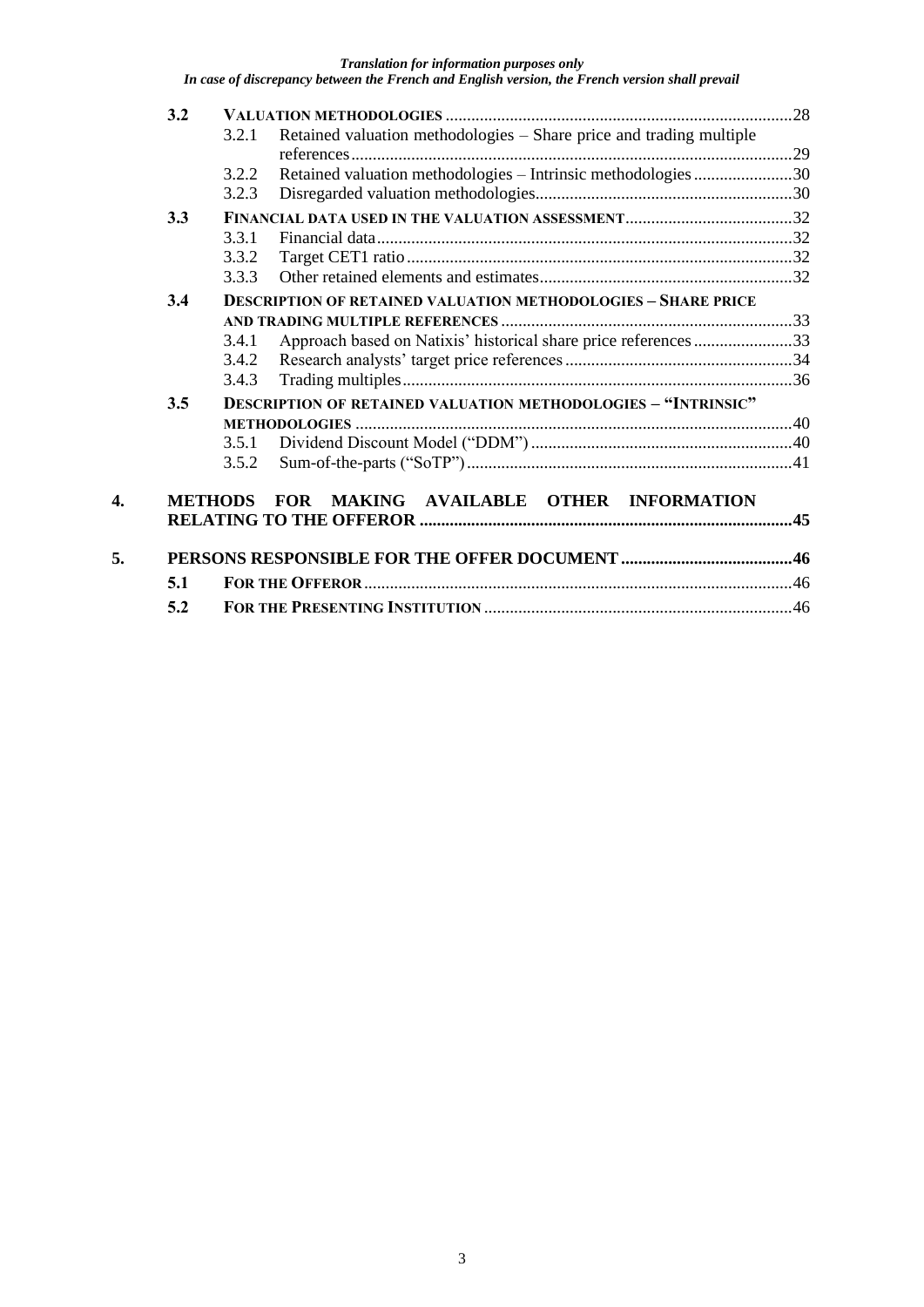*Translation for information purposes only*
*In case of discrepancy between the French and English version, the French version shall prevail*

| | | | |
|---|---|---|---|
| **3.2** | **VALUATION METHODOLOGIES** | | 28 |
| | 3.2.1 | Retained valuation methodologies – Share price and trading multiple references | 29 |
| | 3.2.2 | Retained valuation methodologies – Intrinsic methodologies | 30 |
| | 3.2.3 | Disregarded valuation methodologies | 30 |
| **3.3** | **FINANCIAL DATA USED IN THE VALUATION ASSESSMENT** | | 32 |
| | 3.3.1 | Financial data | 32 |
| | 3.3.2 | Target CET1 ratio | 32 |
| | 3.3.3 | Other retained elements and estimates | 32 |
| **3.4** | **DESCRIPTION OF RETAINED VALUATION METHODOLOGIES – SHARE PRICE AND TRADING MULTIPLE REFERENCES** | | 33 |
| | 3.4.1 | Approach based on Natixis' historical share price references | 33 |
| | 3.4.2 | Research analysts' target price references | 34 |
| | 3.4.3 | Trading multiples | 36 |
| **3.5** | **DESCRIPTION OF RETAINED VALUATION METHODOLOGIES – "INTRINSIC" METHODOLOGIES** | | 40 |
| | 3.5.1 | Dividend Discount Model ("DDM") | 40 |
| | 3.5.2 | Sum-of-the-parts ("SoTP") | 41 |

**4. METHODS FOR MAKING AVAILABLE OTHER INFORMATION RELATING TO THE OFFEROR** ..... **45**

**5. PERSONS RESPONSIBLE FOR THE OFFER DOCUMENT** ..... **46**

| | | |
|---|---|---|
| **5.1** | **FOR THE OFFEROR** | 46 |
| **5.2** | **FOR THE PRESENTING INSTITUTION** | 46 |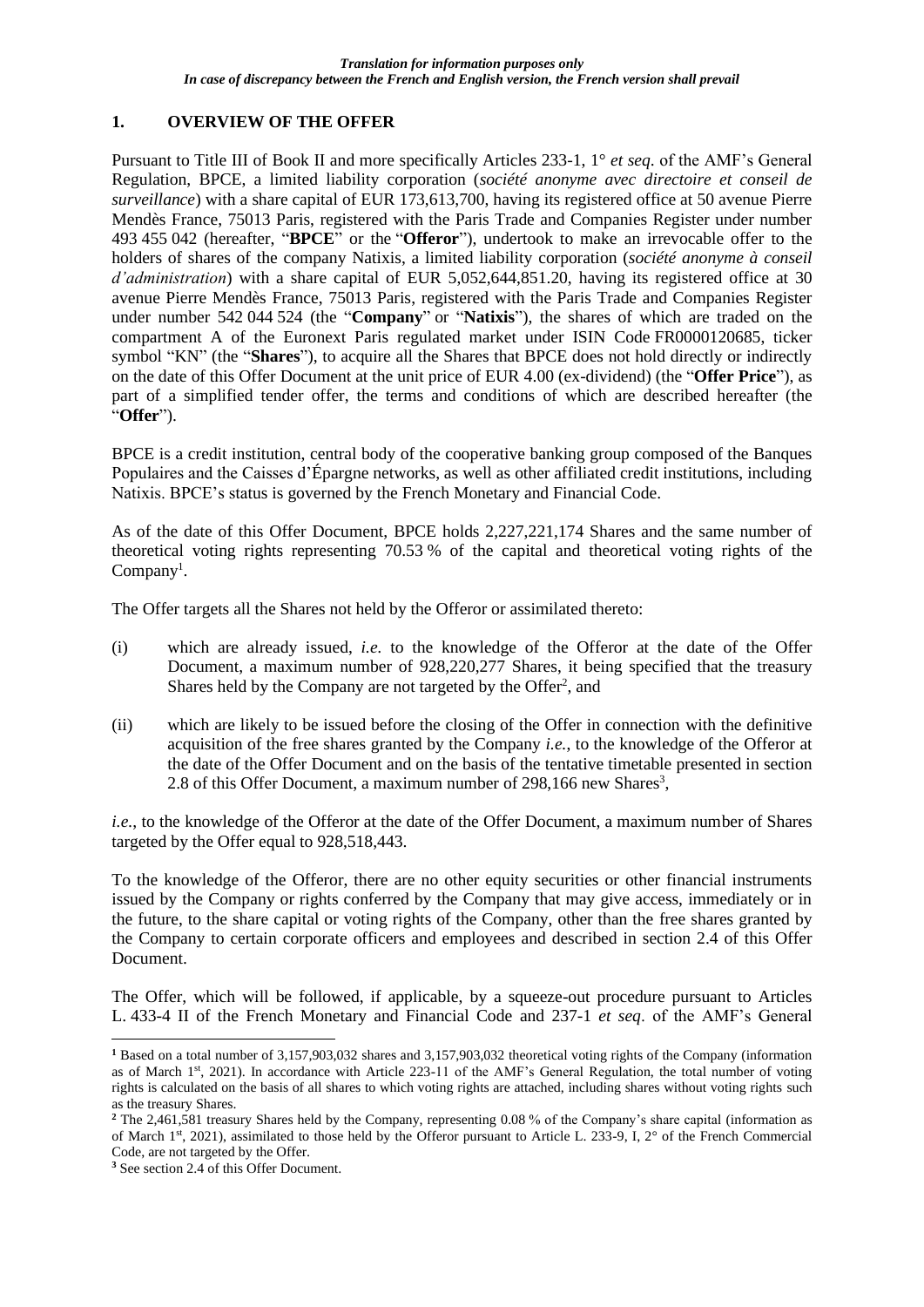*Translation for information purposes only*
*In case of discrepancy between the French and English version, the French version shall prevail*

## 1. OVERVIEW OF THE OFFER

Pursuant to Title III of Book II and more specifically Articles 233-1, 1° *et seq*. of the AMF's General Regulation, BPCE, a limited liability corporation (*société anonyme avec directoire et conseil de surveillance*) with a share capital of EUR 173,613,700, having its registered office at 50 avenue Pierre Mendès France, 75013 Paris, registered with the Paris Trade and Companies Register under number 493 455 042 (hereafter, "**BPCE**" or the "**Offeror**"), undertook to make an irrevocable offer to the holders of shares of the company Natixis, a limited liability corporation (*société anonyme à conseil d'administration*) with a share capital of EUR 5,052,644,851.20, having its registered office at 30 avenue Pierre Mendès France, 75013 Paris, registered with the Paris Trade and Companies Register under number 542 044 524 (the "**Company**" or "**Natixis**"), the shares of which are traded on the compartment A of the Euronext Paris regulated market under ISIN Code FR0000120685, ticker symbol "KN" (the "**Shares**"), to acquire all the Shares that BPCE does not hold directly or indirectly on the date of this Offer Document at the unit price of EUR 4.00 (ex-dividend) (the "**Offer Price**"), as part of a simplified tender offer, the terms and conditions of which are described hereafter (the "**Offer**").

BPCE is a credit institution, central body of the cooperative banking group composed of the Banques Populaires and the Caisses d'Épargne networks, as well as other affiliated credit institutions, including Natixis. BPCE's status is governed by the French Monetary and Financial Code.

As of the date of this Offer Document, BPCE holds 2,227,221,174 Shares and the same number of theoretical voting rights representing 70.53 % of the capital and theoretical voting rights of the Company[1].

The Offer targets all the Shares not held by the Offeror or assimilated thereto:

(i) which are already issued, *i.e.* to the knowledge of the Offeror at the date of the Offer Document, a maximum number of 928,220,277 Shares, it being specified that the treasury Shares held by the Company are not targeted by the Offer[2], and

(ii) which are likely to be issued before the closing of the Offer in connection with the definitive acquisition of the free shares granted by the Company *i.e.*, to the knowledge of the Offeror at the date of the Offer Document and on the basis of the tentative timetable presented in section 2.8 of this Offer Document, a maximum number of 298,166 new Shares[3],

*i.e.*, to the knowledge of the Offeror at the date of the Offer Document, a maximum number of Shares targeted by the Offer equal to 928,518,443.

To the knowledge of the Offeror, there are no other equity securities or other financial instruments issued by the Company or rights conferred by the Company that may give access, immediately or in the future, to the share capital or voting rights of the Company, other than the free shares granted by the Company to certain corporate officers and employees and described in section 2.4 of this Offer Document.

The Offer, which will be followed, if applicable, by a squeeze-out procedure pursuant to Articles L. 433-4 II of the French Monetary and Financial Code and 237-1 *et seq*. of the AMF's General

---

[1] Based on a total number of 3,157,903,032 shares and 3,157,903,032 theoretical voting rights of the Company (information as of March 1st, 2021). In accordance with Article 223-11 of the AMF's General Regulation, the total number of voting rights is calculated on the basis of all shares to which voting rights are attached, including shares without voting rights such as the treasury Shares.

[2] The 2,461,581 treasury Shares held by the Company, representing 0.08 % of the Company's share capital (information as of March 1st, 2021), assimilated to those held by the Offeror pursuant to Article L. 233-9, I, 2° of the French Commercial Code, are not targeted by the Offer.

[3] See section 2.4 of this Offer Document.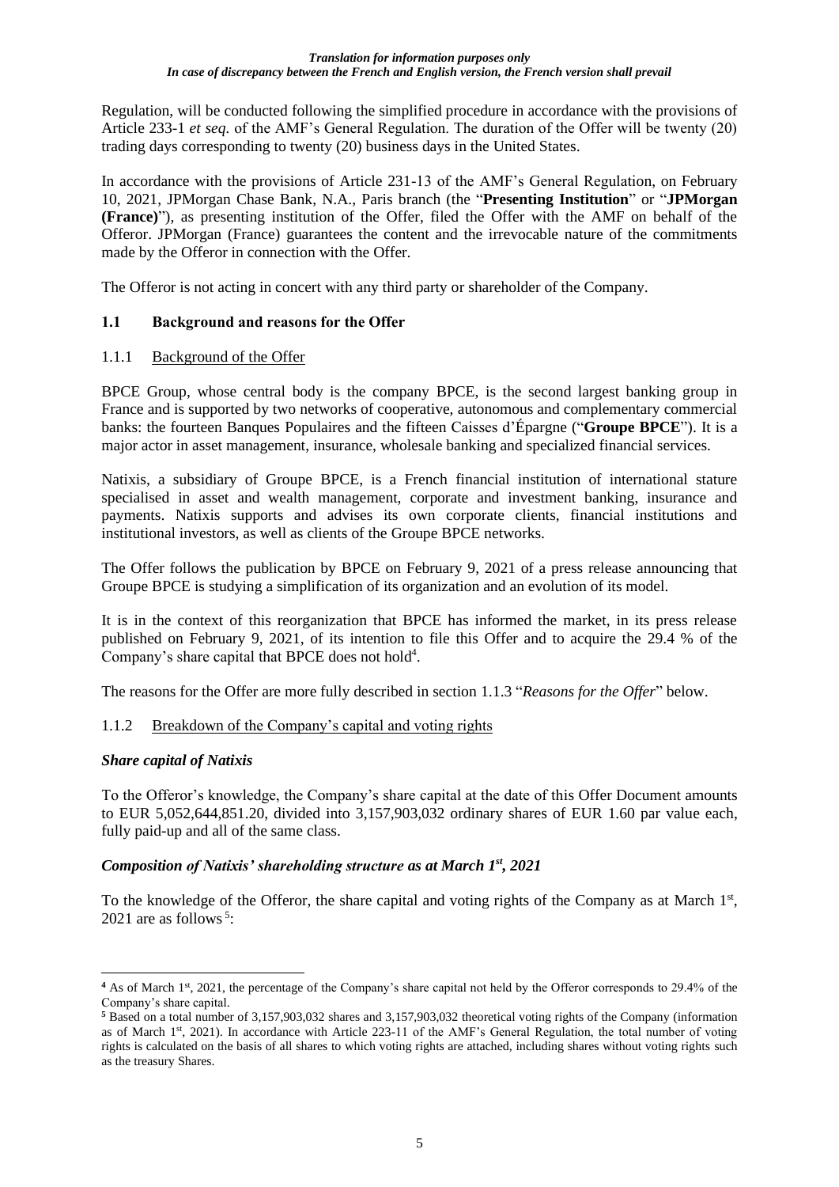Regulation, will be conducted following the simplified procedure in accordance with the provisions of Article 233-1 *et seq.* of the AMF's General Regulation. The duration of the Offer will be twenty (20) trading days corresponding to twenty (20) business days in the United States.

In accordance with the provisions of Article 231-13 of the AMF's General Regulation, on February 10, 2021, JPMorgan Chase Bank, N.A., Paris branch (the "**Presenting Institution**" or "**JPMorgan (France)**"), as presenting institution of the Offer, filed the Offer with the AMF on behalf of the Offeror. JPMorgan (France) guarantees the content and the irrevocable nature of the commitments made by the Offeror in connection with the Offer.

The Offeror is not acting in concert with any third party or shareholder of the Company.

### 1.1 Background and reasons for the Offer

#### 1.1.1 Background of the Offer

BPCE Group, whose central body is the company BPCE, is the second largest banking group in France and is supported by two networks of cooperative, autonomous and complementary commercial banks: the fourteen Banques Populaires and the fifteen Caisses d'Épargne ("**Groupe BPCE**"). It is a major actor in asset management, insurance, wholesale banking and specialized financial services.

Natixis, a subsidiary of Groupe BPCE, is a French financial institution of international stature specialised in asset and wealth management, corporate and investment banking, insurance and payments. Natixis supports and advises its own corporate clients, financial institutions and institutional investors, as well as clients of the Groupe BPCE networks.

The Offer follows the publication by BPCE on February 9, 2021 of a press release announcing that Groupe BPCE is studying a simplification of its organization and an evolution of its model.

It is in the context of this reorganization that BPCE has informed the market, in its press release published on February 9, 2021, of its intention to file this Offer and to acquire the 29.4 % of the Company's share capital that BPCE does not hold[4].

The reasons for the Offer are more fully described in section 1.1.3 "*Reasons for the Offer*" below.

#### 1.1.2 Breakdown of the Company's capital and voting rights

***Share capital of Natixis***

To the Offeror's knowledge, the Company's share capital at the date of this Offer Document amounts to EUR 5,052,644,851.20, divided into 3,157,903,032 ordinary shares of EUR 1.60 par value each, fully paid-up and all of the same class.

***Composition of Natixis' shareholding structure as at March 1st, 2021***

To the knowledge of the Offeror, the share capital and voting rights of the Company as at March 1st, 2021 are as follows[5]:

---

[4] As of March 1st, 2021, the percentage of the Company's share capital not held by the Offeror corresponds to 29.4% of the Company's share capital.

[5] Based on a total number of 3,157,903,032 shares and 3,157,903,032 theoretical voting rights of the Company (information as of March 1st, 2021). In accordance with Article 223-11 of the AMF's General Regulation, the total number of voting rights is calculated on the basis of all shares to which voting rights are attached, including shares without voting rights such as the treasury Shares.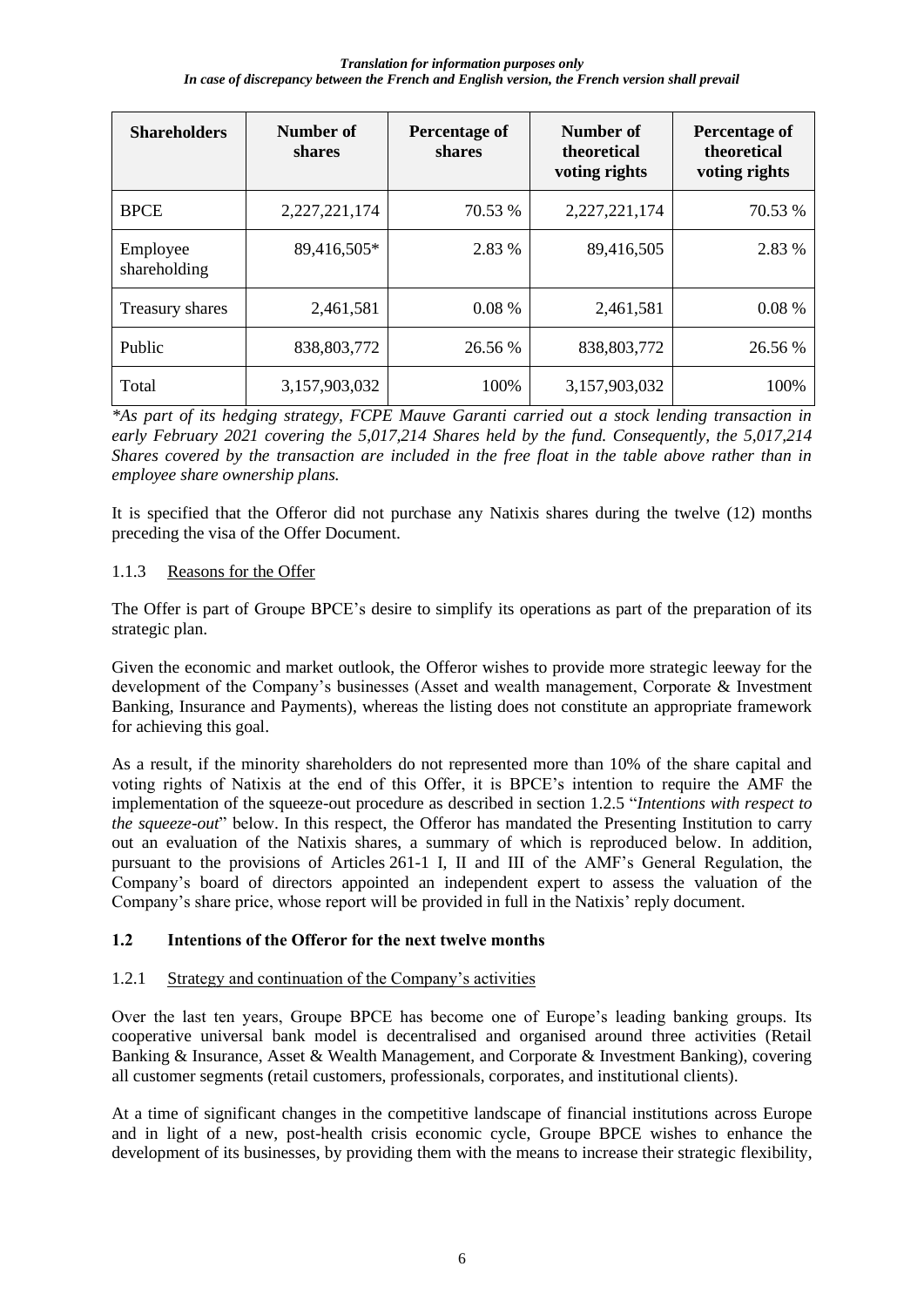| Shareholders | Number of shares | Percentage of shares | Number of theoretical voting rights | Percentage of theoretical voting rights |
|---|---|---|---|---|
| BPCE | 2,227,221,174 | 70.53 % | 2,227,221,174 | 70.53 % |
| Employee shareholding | 89,416,505* | 2.83 % | 89,416,505 | 2.83 % |
| Treasury shares | 2,461,581 | 0.08 % | 2,461,581 | 0.08 % |
| Public | 838,803,772 | 26.56 % | 838,803,772 | 26.56 % |
| Total | 3,157,903,032 | 100% | 3,157,903,032 | 100% |

*\*As part of its hedging strategy, FCPE Mauve Garanti carried out a stock lending transaction in early February 2021 covering the 5,017,214 Shares held by the fund. Consequently, the 5,017,214 Shares covered by the transaction are included in the free float in the table above rather than in employee share ownership plans.*

It is specified that the Offeror did not purchase any Natixis shares during the twelve (12) months preceding the visa of the Offer Document.

### 1.1.3 Reasons for the Offer

The Offer is part of Groupe BPCE's desire to simplify its operations as part of the preparation of its strategic plan.

Given the economic and market outlook, the Offeror wishes to provide more strategic leeway for the development of the Company's businesses (Asset and wealth management, Corporate & Investment Banking, Insurance and Payments), whereas the listing does not constitute an appropriate framework for achieving this goal.

As a result, if the minority shareholders do not represented more than 10% of the share capital and voting rights of Natixis at the end of this Offer, it is BPCE's intention to require the AMF the implementation of the squeeze-out procedure as described in section 1.2.5 "*Intentions with respect to the squeeze-out*" below. In this respect, the Offeror has mandated the Presenting Institution to carry out an evaluation of the Natixis shares, a summary of which is reproduced below. In addition, pursuant to the provisions of Articles 261-1 I, II and III of the AMF's General Regulation, the Company's board of directors appointed an independent expert to assess the valuation of the Company's share price, whose report will be provided in full in the Natixis' reply document.

## 1.2 Intentions of the Offeror for the next twelve months

### 1.2.1 Strategy and continuation of the Company's activities

Over the last ten years, Groupe BPCE has become one of Europe's leading banking groups. Its cooperative universal bank model is decentralised and organised around three activities (Retail Banking & Insurance, Asset & Wealth Management, and Corporate & Investment Banking), covering all customer segments (retail customers, professionals, corporates, and institutional clients).

At a time of significant changes in the competitive landscape of financial institutions across Europe and in light of a new, post-health crisis economic cycle, Groupe BPCE wishes to enhance the development of its businesses, by providing them with the means to increase their strategic flexibility,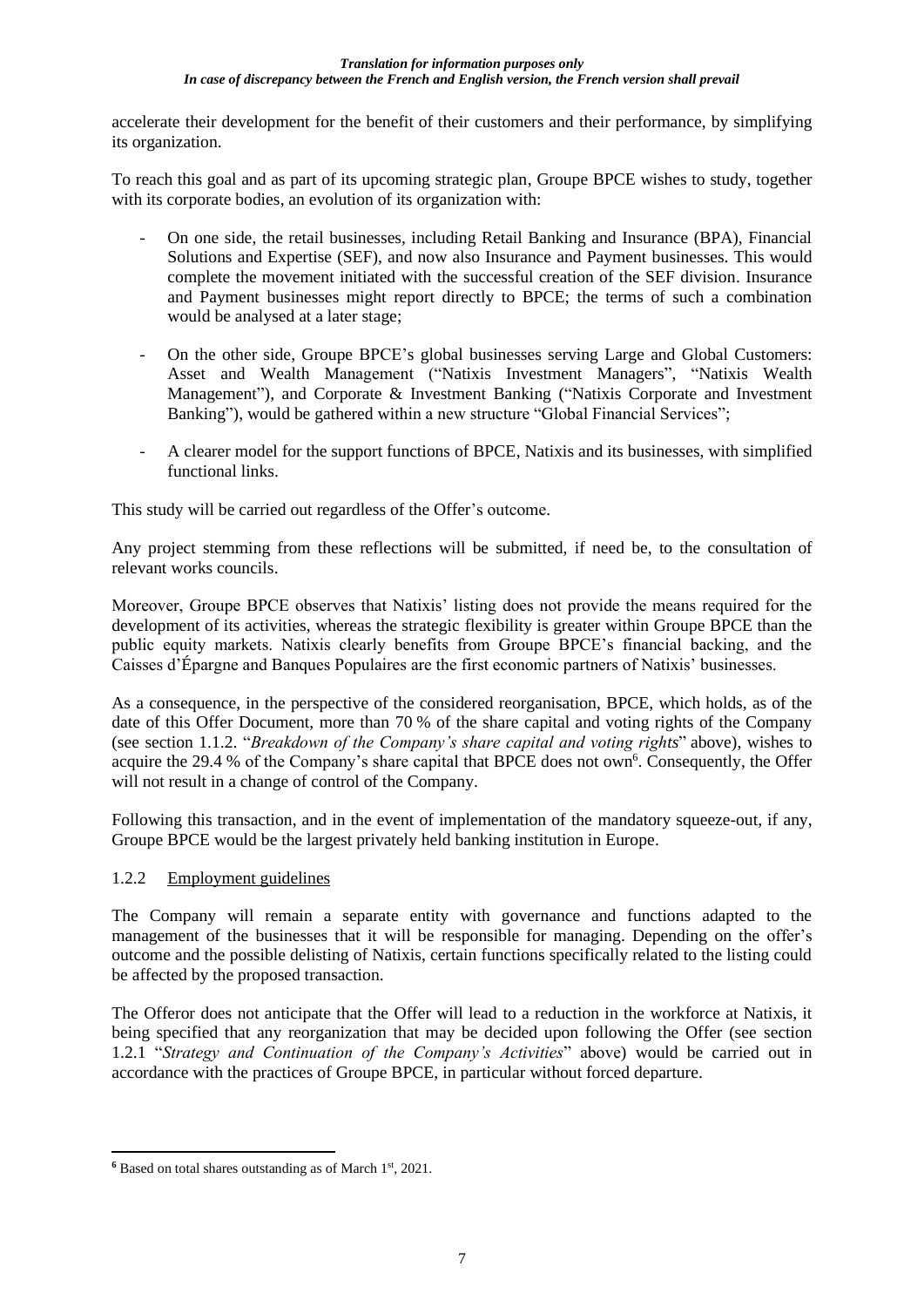accelerate their development for the benefit of their customers and their performance, by simplifying its organization.

To reach this goal and as part of its upcoming strategic plan, Groupe BPCE wishes to study, together with its corporate bodies, an evolution of its organization with:

- On one side, the retail businesses, including Retail Banking and Insurance (BPA), Financial Solutions and Expertise (SEF), and now also Insurance and Payment businesses. This would complete the movement initiated with the successful creation of the SEF division. Insurance and Payment businesses might report directly to BPCE; the terms of such a combination would be analysed at a later stage;
- On the other side, Groupe BPCE's global businesses serving Large and Global Customers: Asset and Wealth Management ("Natixis Investment Managers", "Natixis Wealth Management"), and Corporate & Investment Banking ("Natixis Corporate and Investment Banking"), would be gathered within a new structure "Global Financial Services";
- A clearer model for the support functions of BPCE, Natixis and its businesses, with simplified functional links.

This study will be carried out regardless of the Offer's outcome.

Any project stemming from these reflections will be submitted, if need be, to the consultation of relevant works councils.

Moreover, Groupe BPCE observes that Natixis' listing does not provide the means required for the development of its activities, whereas the strategic flexibility is greater within Groupe BPCE than the public equity markets. Natixis clearly benefits from Groupe BPCE's financial backing, and the Caisses d'Épargne and Banques Populaires are the first economic partners of Natixis' businesses.

As a consequence, in the perspective of the considered reorganisation, BPCE, which holds, as of the date of this Offer Document, more than 70 % of the share capital and voting rights of the Company (see section 1.1.2. "*Breakdown of the Company's share capital and voting rights*" above), wishes to acquire the 29.4 % of the Company's share capital that BPCE does not own[6]. Consequently, the Offer will not result in a change of control of the Company.

Following this transaction, and in the event of implementation of the mandatory squeeze-out, if any, Groupe BPCE would be the largest privately held banking institution in Europe.

### 1.2.2 Employment guidelines

The Company will remain a separate entity with governance and functions adapted to the management of the businesses that it will be responsible for managing. Depending on the offer's outcome and the possible delisting of Natixis, certain functions specifically related to the listing could be affected by the proposed transaction.

The Offeror does not anticipate that the Offer will lead to a reduction in the workforce at Natixis, it being specified that any reorganization that may be decided upon following the Offer (see section 1.2.1 "*Strategy and Continuation of the Company's Activities*" above) would be carried out in accordance with the practices of Groupe BPCE, in particular without forced departure.

---

[6] Based on total shares outstanding as of March 1st, 2021.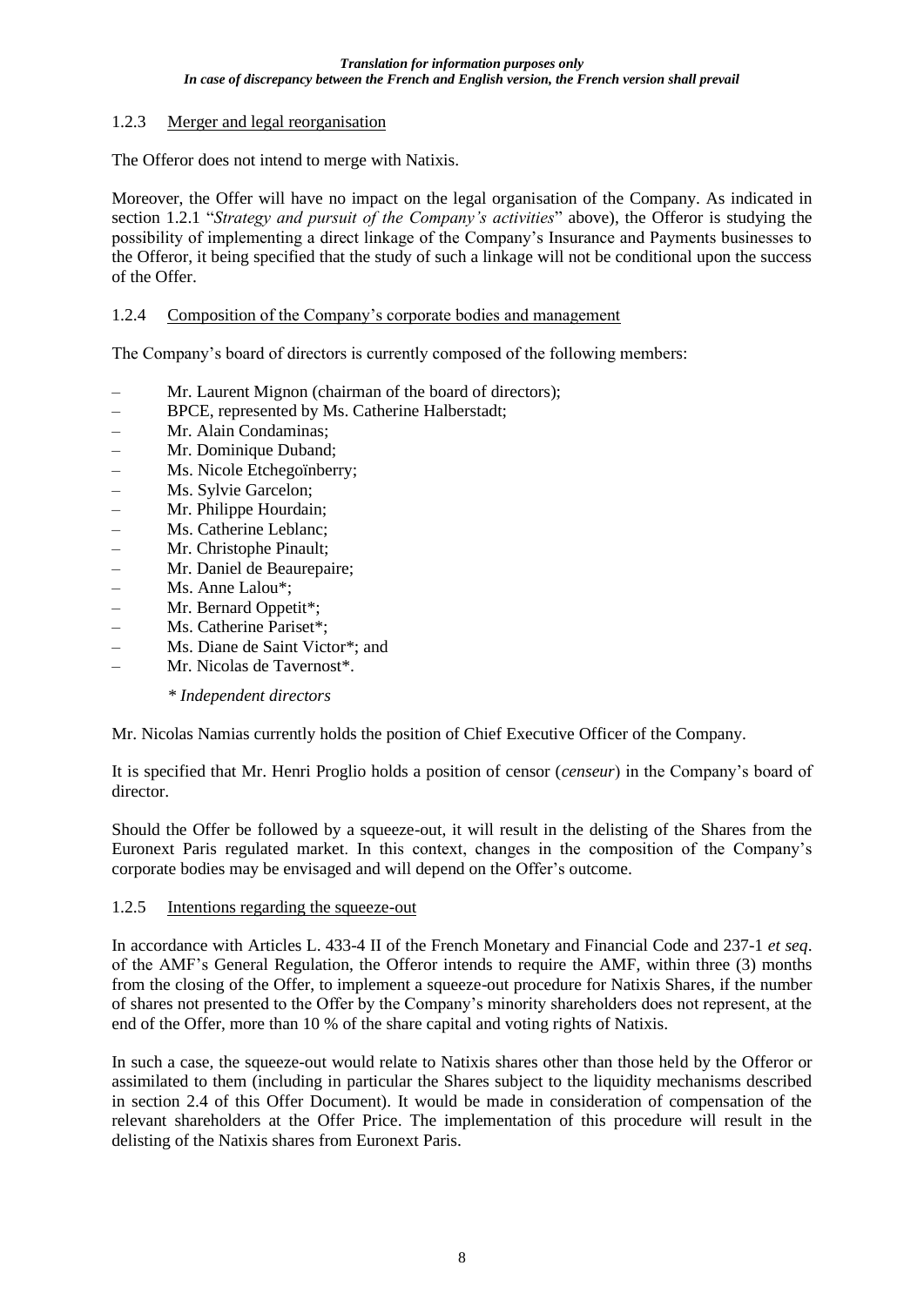### 1.2.3 Merger and legal reorganisation

The Offeror does not intend to merge with Natixis.

Moreover, the Offer will have no impact on the legal organisation of the Company. As indicated in section 1.2.1 "*Strategy and pursuit of the Company's activities*" above), the Offeror is studying the possibility of implementing a direct linkage of the Company's Insurance and Payments businesses to the Offeror, it being specified that the study of such a linkage will not be conditional upon the success of the Offer.

### 1.2.4 Composition of the Company's corporate bodies and management

The Company's board of directors is currently composed of the following members:

- Mr. Laurent Mignon (chairman of the board of directors);
- BPCE, represented by Ms. Catherine Halberstadt;
- Mr. Alain Condaminas;
- Mr. Dominique Duband;
- Ms. Nicole Etchegoïnberry;
- Ms. Sylvie Garcelon;
- Mr. Philippe Hourdain;
- Ms. Catherine Leblanc;
- Mr. Christophe Pinault;
- Mr. Daniel de Beaurepaire;
- Ms. Anne Lalou*;
- Mr. Bernard Oppetit*;
- Ms. Catherine Pariset*;
- Ms. Diane de Saint Victor*; and
- Mr. Nicolas de Tavernost*.

*\* Independent directors*

Mr. Nicolas Namias currently holds the position of Chief Executive Officer of the Company.

It is specified that Mr. Henri Proglio holds a position of censor (*censeur*) in the Company's board of director.

Should the Offer be followed by a squeeze-out, it will result in the delisting of the Shares from the Euronext Paris regulated market. In this context, changes in the composition of the Company's corporate bodies may be envisaged and will depend on the Offer's outcome.

### 1.2.5 Intentions regarding the squeeze-out

In accordance with Articles L. 433-4 II of the French Monetary and Financial Code and 237-1 *et seq*. of the AMF's General Regulation, the Offeror intends to require the AMF, within three (3) months from the closing of the Offer, to implement a squeeze-out procedure for Natixis Shares, if the number of shares not presented to the Offer by the Company's minority shareholders does not represent, at the end of the Offer, more than 10 % of the share capital and voting rights of Natixis.

In such a case, the squeeze-out would relate to Natixis shares other than those held by the Offeror or assimilated to them (including in particular the Shares subject to the liquidity mechanisms described in section 2.4 of this Offer Document). It would be made in consideration of compensation of the relevant shareholders at the Offer Price. The implementation of this procedure will result in the delisting of the Natixis shares from Euronext Paris.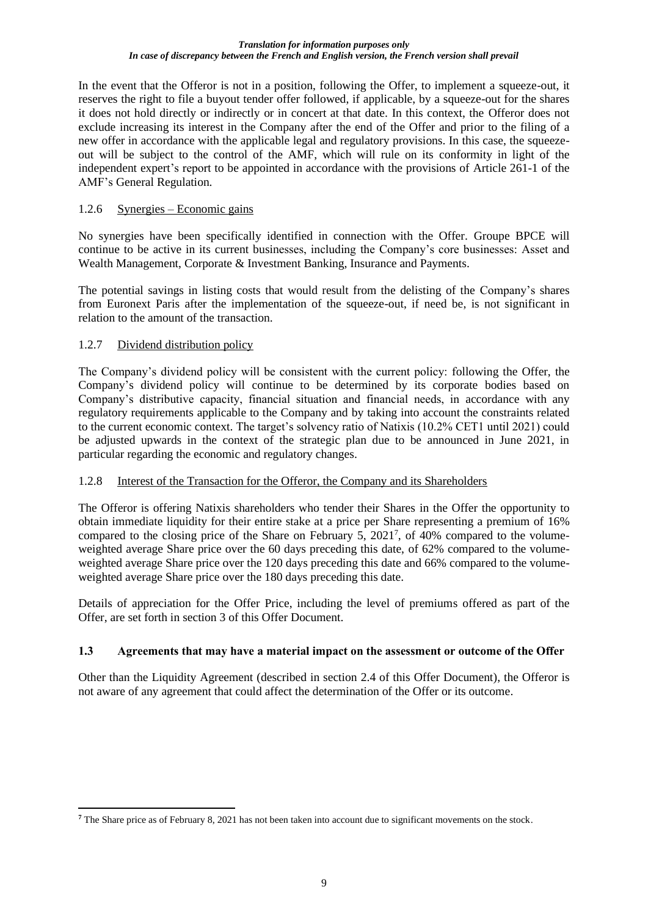In the event that the Offeror is not in a position, following the Offer, to implement a squeeze-out, it reserves the right to file a buyout tender offer followed, if applicable, by a squeeze-out for the shares it does not hold directly or indirectly or in concert at that date. In this context, the Offeror does not exclude increasing its interest in the Company after the end of the Offer and prior to the filing of a new offer in accordance with the applicable legal and regulatory provisions. In this case, the squeeze-out will be subject to the control of the AMF, which will rule on its conformity in light of the independent expert's report to be appointed in accordance with the provisions of Article 261-1 of the AMF's General Regulation.

### 1.2.6 Synergies – Economic gains

No synergies have been specifically identified in connection with the Offer. Groupe BPCE will continue to be active in its current businesses, including the Company's core businesses: Asset and Wealth Management, Corporate & Investment Banking, Insurance and Payments.

The potential savings in listing costs that would result from the delisting of the Company's shares from Euronext Paris after the implementation of the squeeze-out, if need be, is not significant in relation to the amount of the transaction.

### 1.2.7 Dividend distribution policy

The Company's dividend policy will be consistent with the current policy: following the Offer, the Company's dividend policy will continue to be determined by its corporate bodies based on Company's distributive capacity, financial situation and financial needs, in accordance with any regulatory requirements applicable to the Company and by taking into account the constraints related to the current economic context. The target's solvency ratio of Natixis (10.2% CET1 until 2021) could be adjusted upwards in the context of the strategic plan due to be announced in June 2021, in particular regarding the economic and regulatory changes.

### 1.2.8 Interest of the Transaction for the Offeror, the Company and its Shareholders

The Offeror is offering Natixis shareholders who tender their Shares in the Offer the opportunity to obtain immediate liquidity for their entire stake at a price per Share representing a premium of 16% compared to the closing price of the Share on February 5, 2021[7], of 40% compared to the volume-weighted average Share price over the 60 days preceding this date, of 62% compared to the volume-weighted average Share price over the 120 days preceding this date and 66% compared to the volume-weighted average Share price over the 180 days preceding this date.

Details of appreciation for the Offer Price, including the level of premiums offered as part of the Offer, are set forth in section 3 of this Offer Document.

## 1.3 Agreements that may have a material impact on the assessment or outcome of the Offer

Other than the Liquidity Agreement (described in section 2.4 of this Offer Document), the Offeror is not aware of any agreement that could affect the determination of the Offer or its outcome.

[7] The Share price as of February 8, 2021 has not been taken into account due to significant movements on the stock.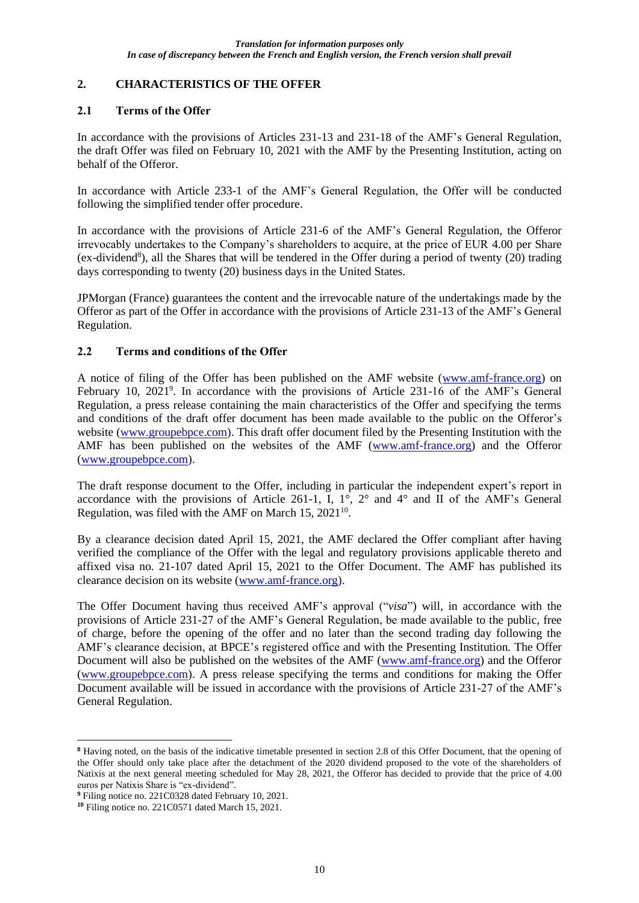## 2. CHARACTERISTICS OF THE OFFER

### 2.1 Terms of the Offer

In accordance with the provisions of Articles 231-13 and 231-18 of the AMF's General Regulation, the draft Offer was filed on February 10, 2021 with the AMF by the Presenting Institution, acting on behalf of the Offeror.

In accordance with Article 233-1 of the AMF's General Regulation, the Offer will be conducted following the simplified tender offer procedure.

In accordance with the provisions of Article 231-6 of the AMF's General Regulation, the Offeror irrevocably undertakes to the Company's shareholders to acquire, at the price of EUR 4.00 per Share (ex-dividend[8]), all the Shares that will be tendered in the Offer during a period of twenty (20) trading days corresponding to twenty (20) business days in the United States.

JPMorgan (France) guarantees the content and the irrevocable nature of the undertakings made by the Offeror as part of the Offer in accordance with the provisions of Article 231-13 of the AMF's General Regulation.

### 2.2 Terms and conditions of the Offer

A notice of filing of the Offer has been published on the AMF website (www.amf-france.org) on February 10, 2021[9]. In accordance with the provisions of Article 231-16 of the AMF's General Regulation, a press release containing the main characteristics of the Offer and specifying the terms and conditions of the draft offer document has been made available to the public on the Offeror's website (www.groupebpce.com). This draft offer document filed by the Presenting Institution with the AMF has been published on the websites of the AMF (www.amf-france.org) and the Offeror (www.groupebpce.com).

The draft response document to the Offer, including in particular the independent expert's report in accordance with the provisions of Article 261-1, I, 1°, 2° and 4° and II of the AMF's General Regulation, was filed with the AMF on March 15, 2021[10].

By a clearance decision dated April 15, 2021, the AMF declared the Offer compliant after having verified the compliance of the Offer with the legal and regulatory provisions applicable thereto and affixed visa no. 21-107 dated April 15, 2021 to the Offer Document. The AMF has published its clearance decision on its website (www.amf-france.org).

The Offer Document having thus received AMF's approval ("*visa*") will, in accordance with the provisions of Article 231-27 of the AMF's General Regulation, be made available to the public, free of charge, before the opening of the offer and no later than the second trading day following the AMF's clearance decision, at BPCE's registered office and with the Presenting Institution. The Offer Document will also be published on the websites of the AMF (www.amf-france.org) and the Offeror (www.groupebpce.com). A press release specifying the terms and conditions for making the Offer Document available will be issued in accordance with the provisions of Article 231-27 of the AMF's General Regulation.

---

[8] Having noted, on the basis of the indicative timetable presented in section 2.8 of this Offer Document, that the opening of the Offer should only take place after the detachment of the 2020 dividend proposed to the vote of the shareholders of Natixis at the next general meeting scheduled for May 28, 2021, the Offeror has decided to provide that the price of 4.00 euros per Natixis Share is "ex-dividend".

[9] Filing notice no. 221C0328 dated February 10, 2021.

[10] Filing notice no. 221C0571 dated March 15, 2021.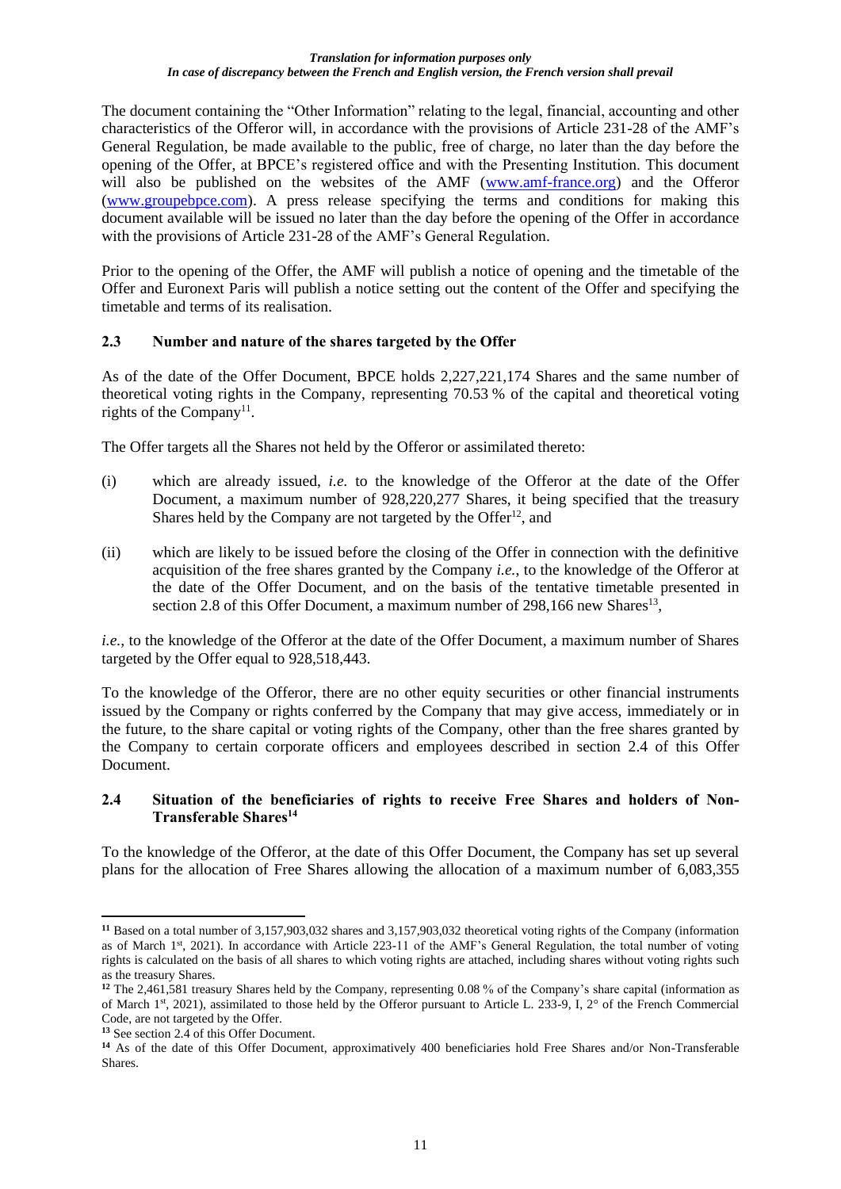The document containing the "Other Information" relating to the legal, financial, accounting and other characteristics of the Offeror will, in accordance with the provisions of Article 231-28 of the AMF's General Regulation, be made available to the public, free of charge, no later than the day before the opening of the Offer, at BPCE's registered office and with the Presenting Institution. This document will also be published on the websites of the AMF (www.amf-france.org) and the Offeror (www.groupebpce.com). A press release specifying the terms and conditions for making this document available will be issued no later than the day before the opening of the Offer in accordance with the provisions of Article 231-28 of the AMF's General Regulation.

Prior to the opening of the Offer, the AMF will publish a notice of opening and the timetable of the Offer and Euronext Paris will publish a notice setting out the content of the Offer and specifying the timetable and terms of its realisation.

### 2.3 Number and nature of the shares targeted by the Offer

As of the date of the Offer Document, BPCE holds 2,227,221,174 Shares and the same number of theoretical voting rights in the Company, representing 70.53 % of the capital and theoretical voting rights of the Company[11].

The Offer targets all the Shares not held by the Offeror or assimilated thereto:

(i) which are already issued, *i.e.* to the knowledge of the Offeror at the date of the Offer Document, a maximum number of 928,220,277 Shares, it being specified that the treasury Shares held by the Company are not targeted by the Offer[12], and

(ii) which are likely to be issued before the closing of the Offer in connection with the definitive acquisition of the free shares granted by the Company *i.e.*, to the knowledge of the Offeror at the date of the Offer Document, and on the basis of the tentative timetable presented in section 2.8 of this Offer Document, a maximum number of 298,166 new Shares[13],

*i.e.*, to the knowledge of the Offeror at the date of the Offer Document, a maximum number of Shares targeted by the Offer equal to 928,518,443.

To the knowledge of the Offeror, there are no other equity securities or other financial instruments issued by the Company or rights conferred by the Company that may give access, immediately or in the future, to the share capital or voting rights of the Company, other than the free shares granted by the Company to certain corporate officers and employees described in section 2.4 of this Offer Document.

### 2.4 Situation of the beneficiaries of rights to receive Free Shares and holders of Non-Transferable Shares[14]

To the knowledge of the Offeror, at the date of this Offer Document, the Company has set up several plans for the allocation of Free Shares allowing the allocation of a maximum number of 6,083,355

---

[11] Based on a total number of 3,157,903,032 shares and 3,157,903,032 theoretical voting rights of the Company (information as of March 1st, 2021). In accordance with Article 223-11 of the AMF's General Regulation, the total number of voting rights is calculated on the basis of all shares to which voting rights are attached, including shares without voting rights such as the treasury Shares.

[12] The 2,461,581 treasury Shares held by the Company, representing 0.08 % of the Company's share capital (information as of March 1st, 2021), assimilated to those held by the Offeror pursuant to Article L. 233-9, I, 2° of the French Commercial Code, are not targeted by the Offer.

[13] See section 2.4 of this Offer Document.

[14] As of the date of this Offer Document, approximatively 400 beneficiaries hold Free Shares and/or Non-Transferable Shares.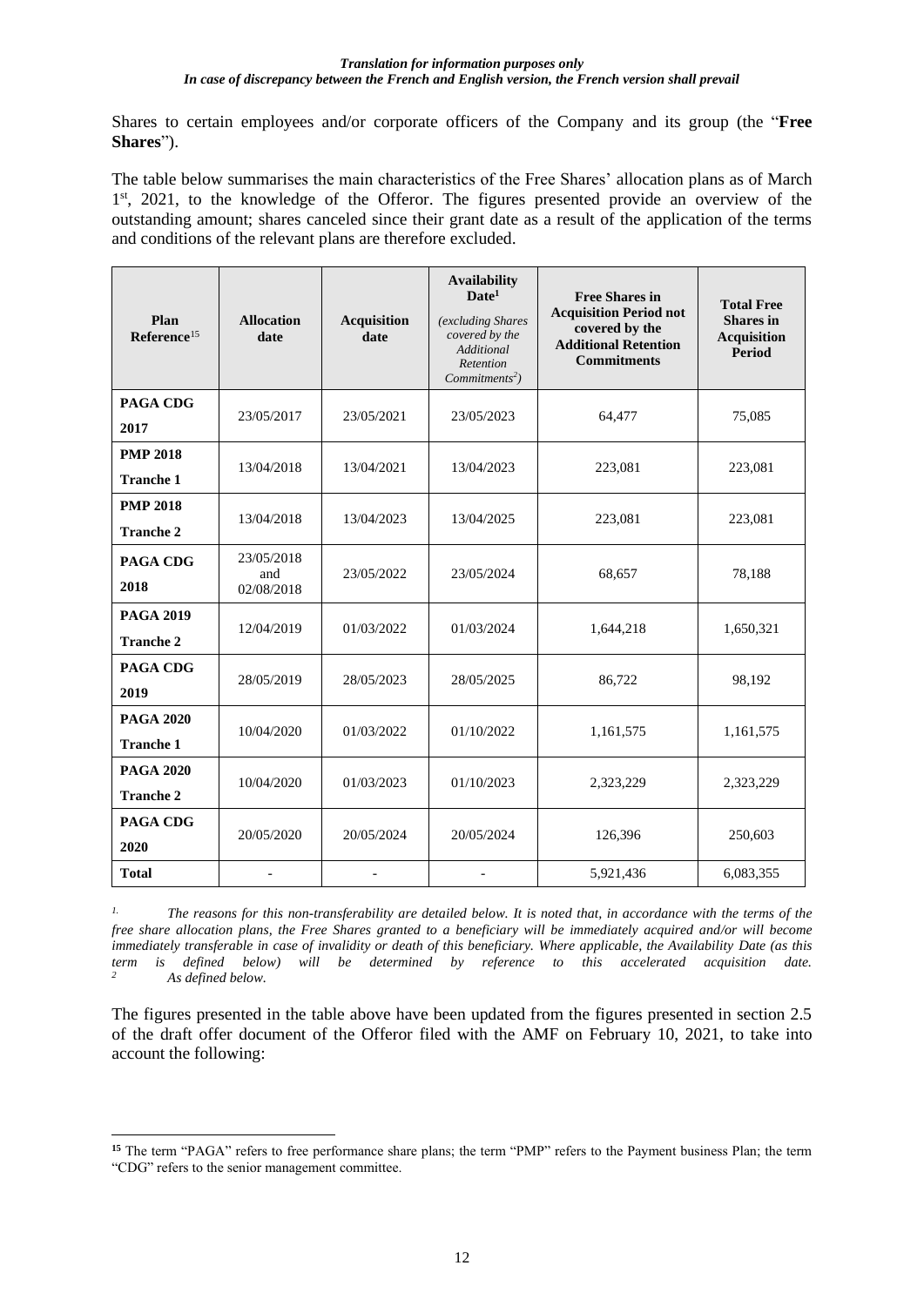Shares to certain employees and/or corporate officers of the Company and its group (the "**Free Shares**").

The table below summarises the main characteristics of the Free Shares' allocation plans as of March 1st, 2021, to the knowledge of the Offeror. The figures presented provide an overview of the outstanding amount; shares canceled since their grant date as a result of the application of the terms and conditions of the relevant plans are therefore excluded.

| Plan Reference[15] | Allocation date | Acquisition date | Availability Date[1] *(excluding Shares covered by the Additional Retention Commitments[2])* | Free Shares in Acquisition Period not covered by the Additional Retention Commitments | Total Free Shares in Acquisition Period |
|---|---|---|---|---|---|
| **PAGA CDG 2017** | 23/05/2017 | 23/05/2021 | 23/05/2023 | 64,477 | 75,085 |
| **PMP 2018 Tranche 1** | 13/04/2018 | 13/04/2021 | 13/04/2023 | 223,081 | 223,081 |
| **PMP 2018 Tranche 2** | 13/04/2018 | 13/04/2023 | 13/04/2025 | 223,081 | 223,081 |
| **PAGA CDG 2018** | 23/05/2018 and 02/08/2018 | 23/05/2022 | 23/05/2024 | 68,657 | 78,188 |
| **PAGA 2019 Tranche 2** | 12/04/2019 | 01/03/2022 | 01/03/2024 | 1,644,218 | 1,650,321 |
| **PAGA CDG 2019** | 28/05/2019 | 28/05/2023 | 28/05/2025 | 86,722 | 98,192 |
| **PAGA 2020 Tranche 1** | 10/04/2020 | 01/03/2022 | 01/10/2022 | 1,161,575 | 1,161,575 |
| **PAGA 2020 Tranche 2** | 10/04/2020 | 01/03/2023 | 01/10/2023 | 2,323,229 | 2,323,229 |
| **PAGA CDG 2020** | 20/05/2020 | 20/05/2024 | 20/05/2024 | 126,396 | 250,603 |
| **Total** | - | - | - | 5,921,436 | 6,083,355 |

*1. The reasons for this non-transferability are detailed below. It is noted that, in accordance with the terms of the free share allocation plans, the Free Shares granted to a beneficiary will be immediately acquired and/or will become immediately transferable in case of invalidity or death of this beneficiary. Where applicable, the Availability Date (as this term is defined below) will be determined by reference to this accelerated acquisition date.*

*2. As defined below.*

The figures presented in the table above have been updated from the figures presented in section 2.5 of the draft offer document of the Offeror filed with the AMF on February 10, 2021, to take into account the following:

[15] The term "PAGA" refers to free performance share plans; the term "PMP" refers to the Payment business Plan; the term "CDG" refers to the senior management committee.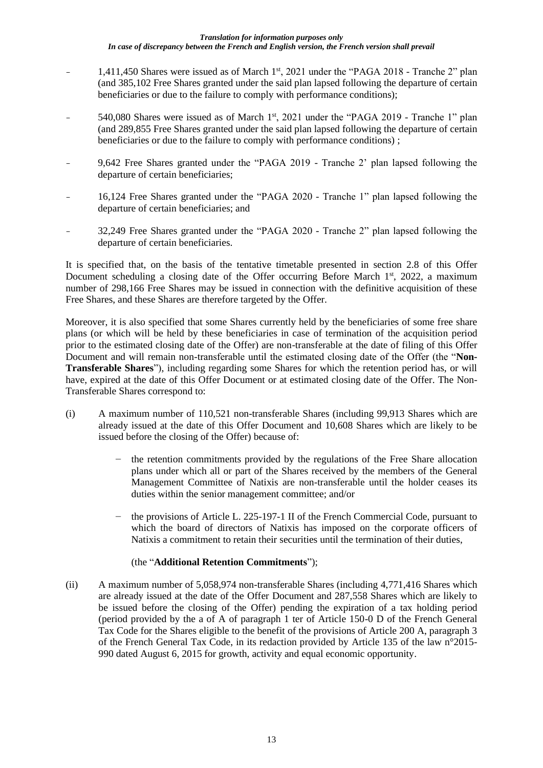- 1,411,450 Shares were issued as of March 1st, 2021 under the "PAGA 2018 - Tranche 2" plan (and 385,102 Free Shares granted under the said plan lapsed following the departure of certain beneficiaries or due to the failure to comply with performance conditions);
- 540,080 Shares were issued as of March 1st, 2021 under the "PAGA 2019 - Tranche 1" plan (and 289,855 Free Shares granted under the said plan lapsed following the departure of certain beneficiaries or due to the failure to comply with performance conditions) ;
- 9,642 Free Shares granted under the "PAGA 2019 - Tranche 2' plan lapsed following the departure of certain beneficiaries;
- 16,124 Free Shares granted under the "PAGA 2020 - Tranche 1" plan lapsed following the departure of certain beneficiaries; and
- 32,249 Free Shares granted under the "PAGA 2020 - Tranche 2" plan lapsed following the departure of certain beneficiaries.

It is specified that, on the basis of the tentative timetable presented in section 2.8 of this Offer Document scheduling a closing date of the Offer occurring Before March 1st, 2022, a maximum number of 298,166 Free Shares may be issued in connection with the definitive acquisition of these Free Shares, and these Shares are therefore targeted by the Offer.

Moreover, it is also specified that some Shares currently held by the beneficiaries of some free share plans (or which will be held by these beneficiaries in case of termination of the acquisition period prior to the estimated closing date of the Offer) are non-transferable at the date of filing of this Offer Document and will remain non-transferable until the estimated closing date of the Offer (the "**Non-Transferable Shares**"), including regarding some Shares for which the retention period has, or will have, expired at the date of this Offer Document or at estimated closing date of the Offer. The Non-Transferable Shares correspond to:

(i) A maximum number of 110,521 non-transferable Shares (including 99,913 Shares which are already issued at the date of this Offer Document and 10,608 Shares which are likely to be issued before the closing of the Offer) because of:

   - the retention commitments provided by the regulations of the Free Share allocation plans under which all or part of the Shares received by the members of the General Management Committee of Natixis are non-transferable until the holder ceases its duties within the senior management committee; and/or
   - the provisions of Article L. 225-197-1 II of the French Commercial Code, pursuant to which the board of directors of Natixis has imposed on the corporate officers of Natixis a commitment to retain their securities until the termination of their duties,

   (the "**Additional Retention Commitments**");

(ii) A maximum number of 5,058,974 non-transferable Shares (including 4,771,416 Shares which are already issued at the date of the Offer Document and 287,558 Shares which are likely to be issued before the closing of the Offer) pending the expiration of a tax holding period (period provided by the a of A of paragraph 1 ter of Article 150-0 D of the French General Tax Code for the Shares eligible to the benefit of the provisions of Article 200 A, paragraph 3 of the French General Tax Code, in its redaction provided by Article 135 of the law n°2015-990 dated August 6, 2015 for growth, activity and equal economic opportunity.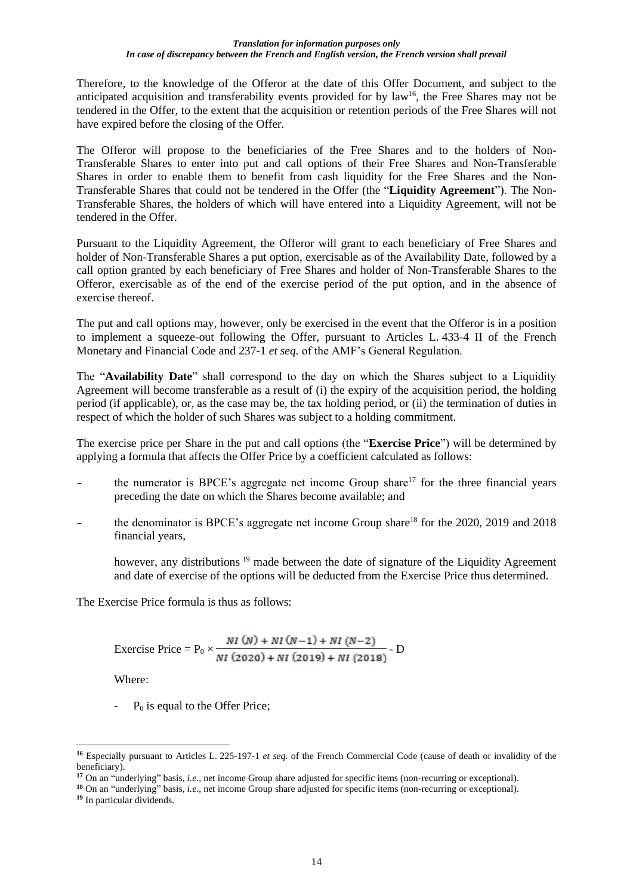Therefore, to the knowledge of the Offeror at the date of this Offer Document, and subject to the anticipated acquisition and transferability events provided for by law[16], the Free Shares may not be tendered in the Offer, to the extent that the acquisition or retention periods of the Free Shares will not have expired before the closing of the Offer.

The Offeror will propose to the beneficiaries of the Free Shares and to the holders of Non-Transferable Shares to enter into put and call options of their Free Shares and Non-Transferable Shares in order to enable them to benefit from cash liquidity for the Free Shares and the Non-Transferable Shares that could not be tendered in the Offer (the "**Liquidity Agreement**"). The Non-Transferable Shares, the holders of which will have entered into a Liquidity Agreement, will not be tendered in the Offer.

Pursuant to the Liquidity Agreement, the Offeror will grant to each beneficiary of Free Shares and holder of Non-Transferable Shares a put option, exercisable as of the Availability Date, followed by a call option granted by each beneficiary of Free Shares and holder of Non-Transferable Shares to the Offeror, exercisable as of the end of the exercise period of the put option, and in the absence of exercise thereof.

The put and call options may, however, only be exercised in the event that the Offeror is in a position to implement a squeeze-out following the Offer, pursuant to Articles L. 433-4 II of the French Monetary and Financial Code and 237-1 *et seq.* of the AMF's General Regulation.

The "**Availability Date**" shall correspond to the day on which the Shares subject to a Liquidity Agreement will become transferable as a result of (i) the expiry of the acquisition period, the holding period (if applicable), or, as the case may be, the tax holding period, or (ii) the termination of duties in respect of which the holder of such Shares was subject to a holding commitment.

The exercise price per Share in the put and call options (the "**Exercise Price**") will be determined by applying a formula that affects the Offer Price by a coefficient calculated as follows:

- the numerator is BPCE's aggregate net income Group share[17] for the three financial years preceding the date on which the Shares become available; and
- the denominator is BPCE's aggregate net income Group share[18] for the 2020, 2019 and 2018 financial years,

  however, any distributions[19] made between the date of signature of the Liquidity Agreement and date of exercise of the options will be deducted from the Exercise Price thus determined.

The Exercise Price formula is thus as follows:

$$\text{Exercise Price} = P_0 \times \frac{NI\,(N) + NI\,(N-1) + NI\,(N-2)}{NI\,(2020) + NI\,(2019) + NI\,(2018)} - D$$

Where:

- $P_0$ is equal to the Offer Price;

---

[16] Especially pursuant to Articles L. 225-197-1 *et seq.* of the French Commercial Code (cause of death or invalidity of the beneficiary).

[17] On an "underlying" basis, *i.e.*, net income Group share adjusted for specific items (non-recurring or exceptional).

[18] On an "underlying" basis, *i.e.*, net income Group share adjusted for specific items (non-recurring or exceptional).

[19] In particular dividends.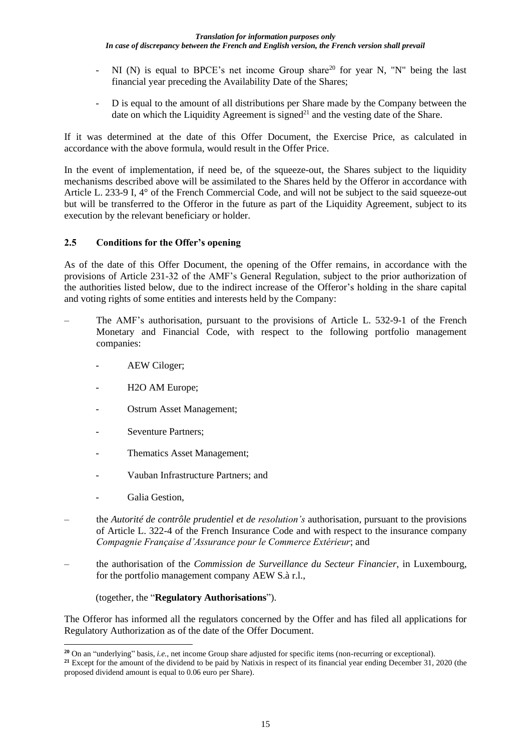- NI (N) is equal to BPCE's net income Group share[20] for year N, "N" being the last financial year preceding the Availability Date of the Shares;

- D is equal to the amount of all distributions per Share made by the Company between the date on which the Liquidity Agreement is signed[21] and the vesting date of the Share.

If it was determined at the date of this Offer Document, the Exercise Price, as calculated in accordance with the above formula, would result in the Offer Price.

In the event of implementation, if need be, of the squeeze-out, the Shares subject to the liquidity mechanisms described above will be assimilated to the Shares held by the Offeror in accordance with Article L. 233-9 I, 4° of the French Commercial Code, and will not be subject to the said squeeze-out but will be transferred to the Offeror in the future as part of the Liquidity Agreement, subject to its execution by the relevant beneficiary or holder.

## 2.5 Conditions for the Offer's opening

As of the date of this Offer Document, the opening of the Offer remains, in accordance with the provisions of Article 231-32 of the AMF's General Regulation, subject to the prior authorization of the authorities listed below, due to the indirect increase of the Offeror's holding in the share capital and voting rights of some entities and interests held by the Company:

– The AMF's authorisation, pursuant to the provisions of Article L. 532-9-1 of the French Monetary and Financial Code, with respect to the following portfolio management companies:

  - AEW Ciloger;
  - H2O AM Europe;
  - Ostrum Asset Management;
  - Seventure Partners;
  - Thematics Asset Management;
  - Vauban Infrastructure Partners; and
  - Galia Gestion,

– the *Autorité de contrôle prudentiel et de resolution's* authorisation, pursuant to the provisions of Article L. 322-4 of the French Insurance Code and with respect to the insurance company *Compagnie Française d'Assurance pour le Commerce Extérieur*; and

– the authorisation of the *Commission de Surveillance du Secteur Financier*, in Luxembourg, for the portfolio management company AEW S.à r.l.,

(together, the "**Regulatory Authorisations**").

The Offeror has informed all the regulators concerned by the Offer and has filed all applications for Regulatory Authorization as of the date of the Offer Document.

---

[20] On an "underlying" basis, *i.e.*, net income Group share adjusted for specific items (non-recurring or exceptional).

[21] Except for the amount of the dividend to be paid by Natixis in respect of its financial year ending December 31, 2020 (the proposed dividend amount is equal to 0.06 euro per Share).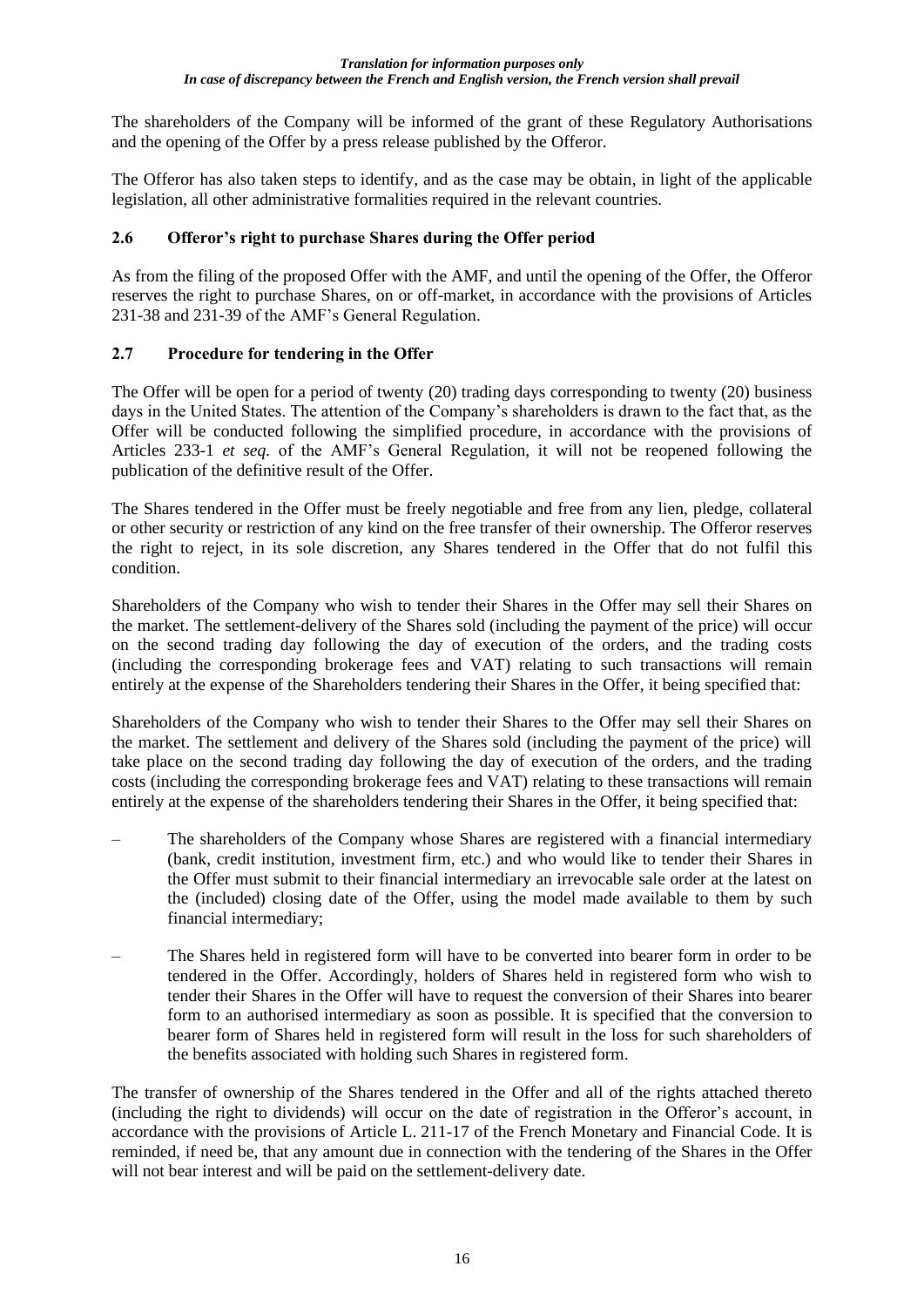The shareholders of the Company will be informed of the grant of these Regulatory Authorisations and the opening of the Offer by a press release published by the Offeror.

The Offeror has also taken steps to identify, and as the case may be obtain, in light of the applicable legislation, all other administrative formalities required in the relevant countries.

## 2.6 Offeror's right to purchase Shares during the Offer period

As from the filing of the proposed Offer with the AMF, and until the opening of the Offer, the Offeror reserves the right to purchase Shares, on or off-market, in accordance with the provisions of Articles 231-38 and 231-39 of the AMF's General Regulation.

## 2.7 Procedure for tendering in the Offer

The Offer will be open for a period of twenty (20) trading days corresponding to twenty (20) business days in the United States. The attention of the Company's shareholders is drawn to the fact that, as the Offer will be conducted following the simplified procedure, in accordance with the provisions of Articles 233-1 *et seq.* of the AMF's General Regulation, it will not be reopened following the publication of the definitive result of the Offer.

The Shares tendered in the Offer must be freely negotiable and free from any lien, pledge, collateral or other security or restriction of any kind on the free transfer of their ownership. The Offeror reserves the right to reject, in its sole discretion, any Shares tendered in the Offer that do not fulfil this condition.

Shareholders of the Company who wish to tender their Shares in the Offer may sell their Shares on the market. The settlement-delivery of the Shares sold (including the payment of the price) will occur on the second trading day following the day of execution of the orders, and the trading costs (including the corresponding brokerage fees and VAT) relating to such transactions will remain entirely at the expense of the Shareholders tendering their Shares in the Offer, it being specified that:

Shareholders of the Company who wish to tender their Shares to the Offer may sell their Shares on the market. The settlement and delivery of the Shares sold (including the payment of the price) will take place on the second trading day following the day of execution of the orders, and the trading costs (including the corresponding brokerage fees and VAT) relating to these transactions will remain entirely at the expense of the shareholders tendering their Shares in the Offer, it being specified that:

– The shareholders of the Company whose Shares are registered with a financial intermediary (bank, credit institution, investment firm, etc.) and who would like to tender their Shares in the Offer must submit to their financial intermediary an irrevocable sale order at the latest on the (included) closing date of the Offer, using the model made available to them by such financial intermediary;

– The Shares held in registered form will have to be converted into bearer form in order to be tendered in the Offer. Accordingly, holders of Shares held in registered form who wish to tender their Shares in the Offer will have to request the conversion of their Shares into bearer form to an authorised intermediary as soon as possible. It is specified that the conversion to bearer form of Shares held in registered form will result in the loss for such shareholders of the benefits associated with holding such Shares in registered form.

The transfer of ownership of the Shares tendered in the Offer and all of the rights attached thereto (including the right to dividends) will occur on the date of registration in the Offeror's account, in accordance with the provisions of Article L. 211-17 of the French Monetary and Financial Code. It is reminded, if need be, that any amount due in connection with the tendering of the Shares in the Offer will not bear interest and will be paid on the settlement-delivery date.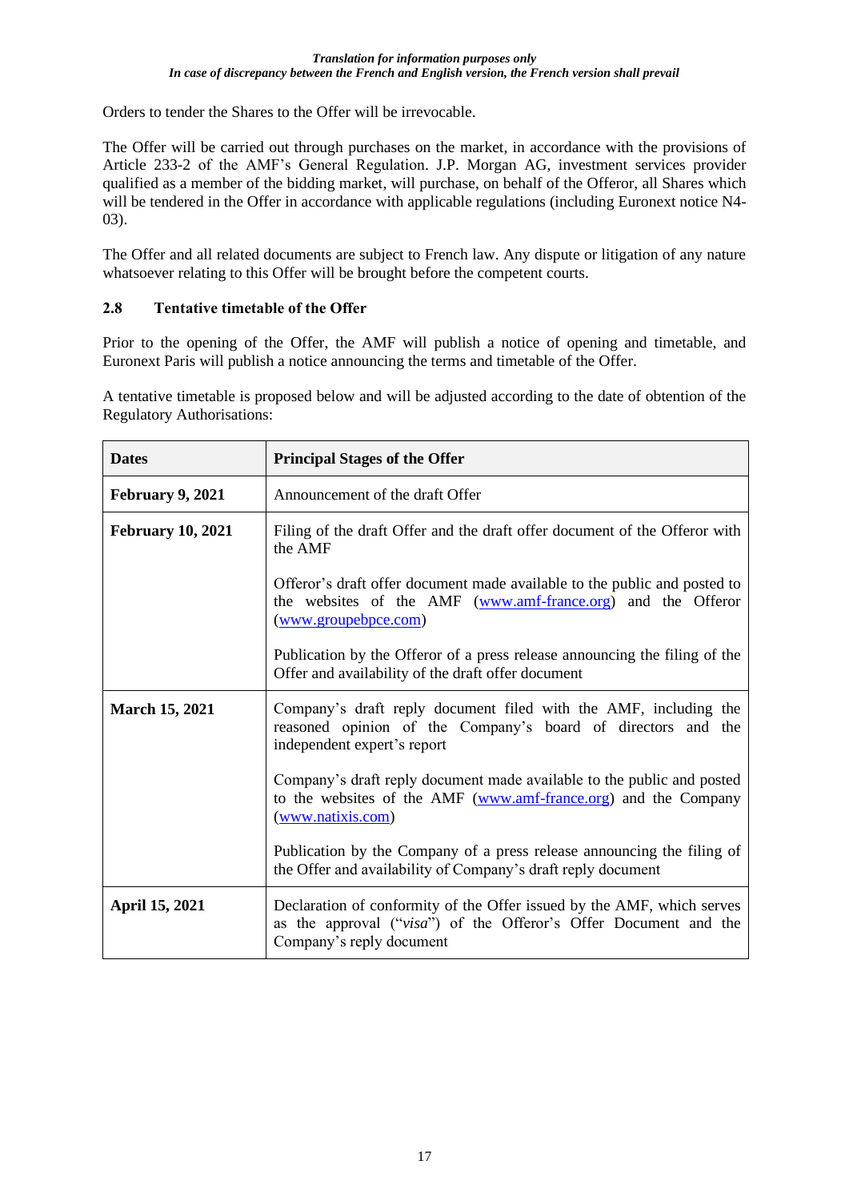Orders to tender the Shares to the Offer will be irrevocable.

The Offer will be carried out through purchases on the market, in accordance with the provisions of Article 233-2 of the AMF's General Regulation. J.P. Morgan AG, investment services provider qualified as a member of the bidding market, will purchase, on behalf of the Offeror, all Shares which will be tendered in the Offer in accordance with applicable regulations (including Euronext notice N4-03).

The Offer and all related documents are subject to French law. Any dispute or litigation of any nature whatsoever relating to this Offer will be brought before the competent courts.

### 2.8 Tentative timetable of the Offer

Prior to the opening of the Offer, the AMF will publish a notice of opening and timetable, and Euronext Paris will publish a notice announcing the terms and timetable of the Offer.

A tentative timetable is proposed below and will be adjusted according to the date of obtention of the Regulatory Authorisations:

| **Dates** | **Principal Stages of the Offer** |
|---|---|
| **February 9, 2021** | Announcement of the draft Offer |
| **February 10, 2021** | Filing of the draft Offer and the draft offer document of the Offeror with the AMF<br><br>Offeror's draft offer document made available to the public and posted to the websites of the AMF (www.amf-france.org) and the Offeror (www.groupebpce.com)<br><br>Publication by the Offeror of a press release announcing the filing of the Offer and availability of the draft offer document |
| **March 15, 2021** | Company's draft reply document filed with the AMF, including the reasoned opinion of the Company's board of directors and the independent expert's report<br><br>Company's draft reply document made available to the public and posted to the websites of the AMF (www.amf-france.org) and the Company (www.natixis.com)<br><br>Publication by the Company of a press release announcing the filing of the Offer and availability of Company's draft reply document |
| **April 15, 2021** | Declaration of conformity of the Offer issued by the AMF, which serves as the approval ("*visa*") of the Offeror's Offer Document and the Company's reply document |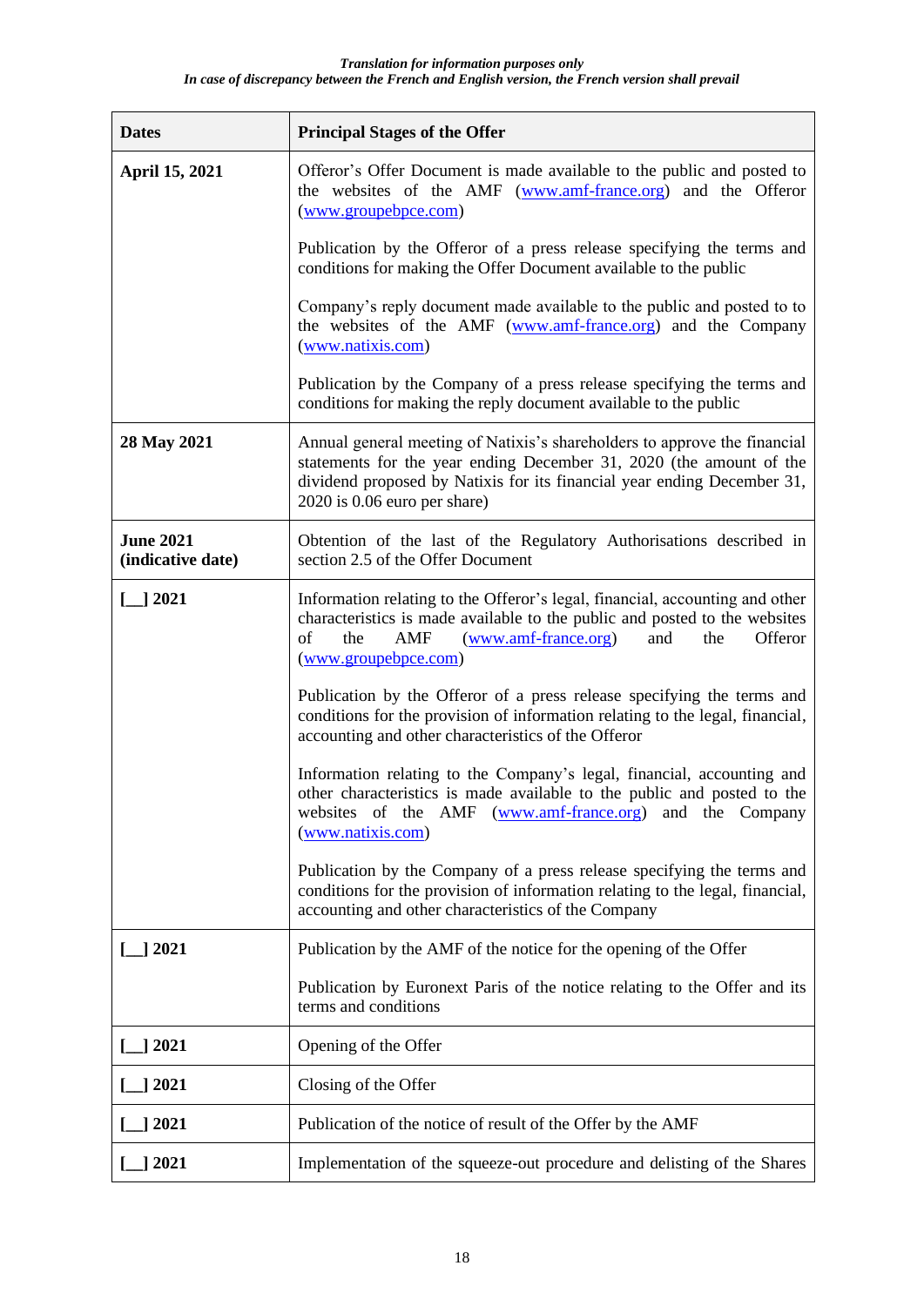*Translation for information purposes only*
*In case of discrepancy between the French and English version, the French version shall prevail*

| Dates | Principal Stages of the Offer |
|---|---|
| **April 15, 2021** | Offeror's Offer Document is made available to the public and posted to the websites of the AMF (www.amf-france.org) and the Offeror (www.groupebpce.com)<br><br>Publication by the Offeror of a press release specifying the terms and conditions for making the Offer Document available to the public<br><br>Company's reply document made available to the public and posted to to the websites of the AMF (www.amf-france.org) and the Company (www.natixis.com)<br><br>Publication by the Company of a press release specifying the terms and conditions for making the reply document available to the public |
| **28 May 2021** | Annual general meeting of Natixis's shareholders to approve the financial statements for the year ending December 31, 2020 (the amount of the dividend proposed by Natixis for its financial year ending December 31, 2020 is 0.06 euro per share) |
| **June 2021 (indicative date)** | Obtention of the last of the Regulatory Authorisations described in section 2.5 of the Offer Document |
| **[__] 2021** | Information relating to the Offeror's legal, financial, accounting and other characteristics is made available to the public and posted to the websites of the AMF (www.amf-france.org) and the Offeror (www.groupebpce.com)<br><br>Publication by the Offeror of a press release specifying the terms and conditions for the provision of information relating to the legal, financial, accounting and other characteristics of the Offeror<br><br>Information relating to the Company's legal, financial, accounting and other characteristics is made available to the public and posted to the websites of the AMF (www.amf-france.org) and the Company (www.natixis.com)<br><br>Publication by the Company of a press release specifying the terms and conditions for the provision of information relating to the legal, financial, accounting and other characteristics of the Company |
| **[__] 2021** | Publication by the AMF of the notice for the opening of the Offer<br><br>Publication by Euronext Paris of the notice relating to the Offer and its terms and conditions |
| **[__] 2021** | Opening of the Offer |
| **[__] 2021** | Closing of the Offer |
| **[__] 2021** | Publication of the notice of result of the Offer by the AMF |
| **[__] 2021** | Implementation of the squeeze-out procedure and delisting of the Shares |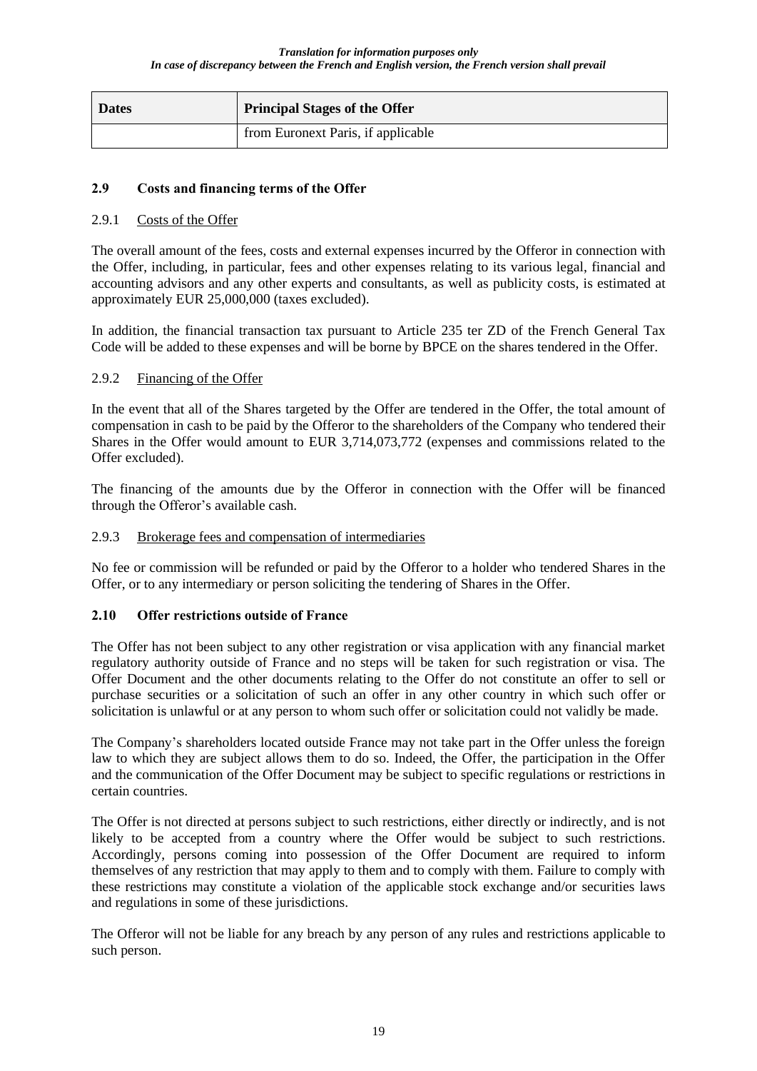| Dates | Principal Stages of the Offer |
|---|---|
| | from Euronext Paris, if applicable |

## 2.9 Costs and financing terms of the Offer

### 2.9.1 Costs of the Offer

The overall amount of the fees, costs and external expenses incurred by the Offeror in connection with the Offer, including, in particular, fees and other expenses relating to its various legal, financial and accounting advisors and any other experts and consultants, as well as publicity costs, is estimated at approximately EUR 25,000,000 (taxes excluded).

In addition, the financial transaction tax pursuant to Article 235 ter ZD of the French General Tax Code will be added to these expenses and will be borne by BPCE on the shares tendered in the Offer.

### 2.9.2 Financing of the Offer

In the event that all of the Shares targeted by the Offer are tendered in the Offer, the total amount of compensation in cash to be paid by the Offeror to the shareholders of the Company who tendered their Shares in the Offer would amount to EUR 3,714,073,772 (expenses and commissions related to the Offer excluded).

The financing of the amounts due by the Offeror in connection with the Offer will be financed through the Offeror's available cash.

### 2.9.3 Brokerage fees and compensation of intermediaries

No fee or commission will be refunded or paid by the Offeror to a holder who tendered Shares in the Offer, or to any intermediary or person soliciting the tendering of Shares in the Offer.

## 2.10 Offer restrictions outside of France

The Offer has not been subject to any other registration or visa application with any financial market regulatory authority outside of France and no steps will be taken for such registration or visa. The Offer Document and the other documents relating to the Offer do not constitute an offer to sell or purchase securities or a solicitation of such an offer in any other country in which such offer or solicitation is unlawful or at any person to whom such offer or solicitation could not validly be made.

The Company's shareholders located outside France may not take part in the Offer unless the foreign law to which they are subject allows them to do so. Indeed, the Offer, the participation in the Offer and the communication of the Offer Document may be subject to specific regulations or restrictions in certain countries.

The Offer is not directed at persons subject to such restrictions, either directly or indirectly, and is not likely to be accepted from a country where the Offer would be subject to such restrictions. Accordingly, persons coming into possession of the Offer Document are required to inform themselves of any restriction that may apply to them and to comply with them. Failure to comply with these restrictions may constitute a violation of the applicable stock exchange and/or securities laws and regulations in some of these jurisdictions.

The Offeror will not be liable for any breach by any person of any rules and restrictions applicable to such person.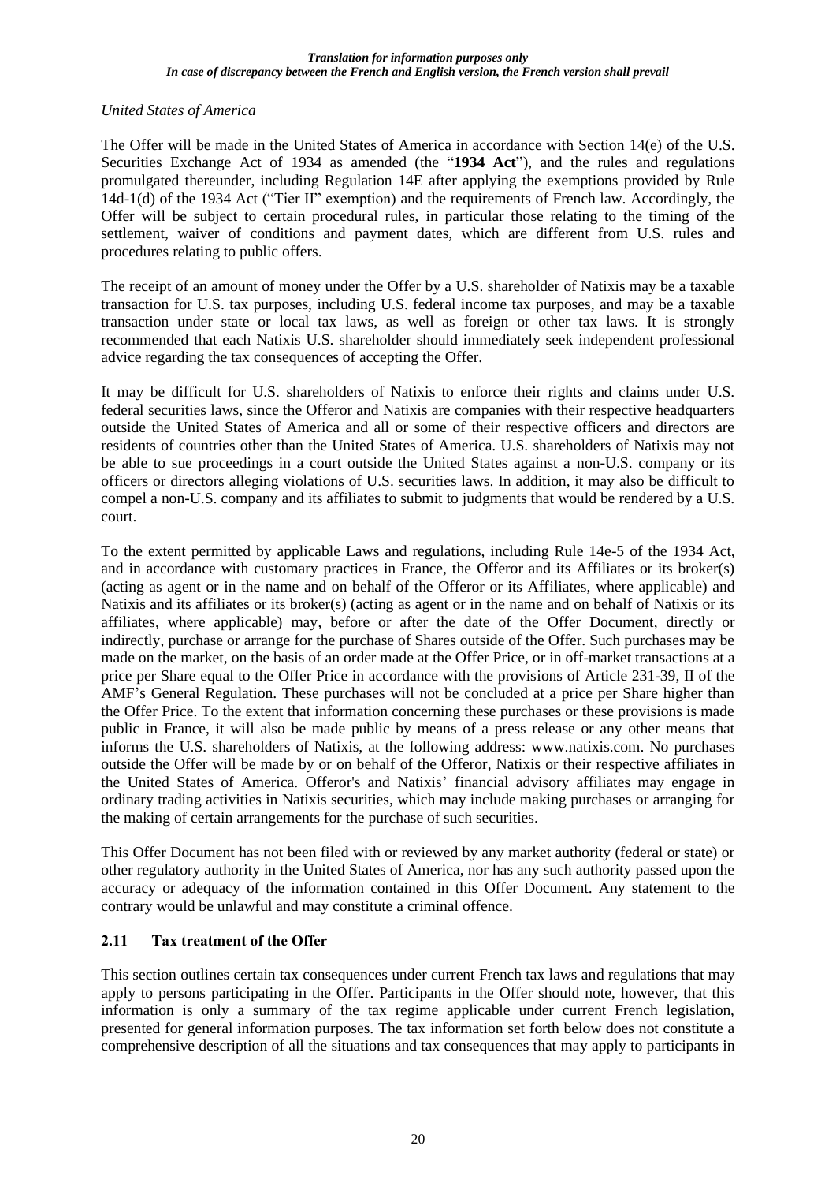*United States of America*

The Offer will be made in the United States of America in accordance with Section 14(e) of the U.S. Securities Exchange Act of 1934 as amended (the "**1934 Act**"), and the rules and regulations promulgated thereunder, including Regulation 14E after applying the exemptions provided by Rule 14d-1(d) of the 1934 Act ("Tier II" exemption) and the requirements of French law. Accordingly, the Offer will be subject to certain procedural rules, in particular those relating to the timing of the settlement, waiver of conditions and payment dates, which are different from U.S. rules and procedures relating to public offers.

The receipt of an amount of money under the Offer by a U.S. shareholder of Natixis may be a taxable transaction for U.S. tax purposes, including U.S. federal income tax purposes, and may be a taxable transaction under state or local tax laws, as well as foreign or other tax laws. It is strongly recommended that each Natixis U.S. shareholder should immediately seek independent professional advice regarding the tax consequences of accepting the Offer.

It may be difficult for U.S. shareholders of Natixis to enforce their rights and claims under U.S. federal securities laws, since the Offeror and Natixis are companies with their respective headquarters outside the United States of America and all or some of their respective officers and directors are residents of countries other than the United States of America. U.S. shareholders of Natixis may not be able to sue proceedings in a court outside the United States against a non-U.S. company or its officers or directors alleging violations of U.S. securities laws. In addition, it may also be difficult to compel a non-U.S. company and its affiliates to submit to judgments that would be rendered by a U.S. court.

To the extent permitted by applicable Laws and regulations, including Rule 14e-5 of the 1934 Act, and in accordance with customary practices in France, the Offeror and its Affiliates or its broker(s) (acting as agent or in the name and on behalf of the Offeror or its Affiliates, where applicable) and Natixis and its affiliates or its broker(s) (acting as agent or in the name and on behalf of Natixis or its affiliates, where applicable) may, before or after the date of the Offer Document, directly or indirectly, purchase or arrange for the purchase of Shares outside of the Offer. Such purchases may be made on the market, on the basis of an order made at the Offer Price, or in off-market transactions at a price per Share equal to the Offer Price in accordance with the provisions of Article 231-39, II of the AMF's General Regulation. These purchases will not be concluded at a price per Share higher than the Offer Price. To the extent that information concerning these purchases or these provisions is made public in France, it will also be made public by means of a press release or any other means that informs the U.S. shareholders of Natixis, at the following address: www.natixis.com. No purchases outside the Offer will be made by or on behalf of the Offeror, Natixis or their respective affiliates in the United States of America. Offeror's and Natixis' financial advisory affiliates may engage in ordinary trading activities in Natixis securities, which may include making purchases or arranging for the making of certain arrangements for the purchase of such securities.

This Offer Document has not been filed with or reviewed by any market authority (federal or state) or other regulatory authority in the United States of America, nor has any such authority passed upon the accuracy or adequacy of the information contained in this Offer Document. Any statement to the contrary would be unlawful and may constitute a criminal offence.

## 2.11 Tax treatment of the Offer

This section outlines certain tax consequences under current French tax laws and regulations that may apply to persons participating in the Offer. Participants in the Offer should note, however, that this information is only a summary of the tax regime applicable under current French legislation, presented for general information purposes. The tax information set forth below does not constitute a comprehensive description of all the situations and tax consequences that may apply to participants in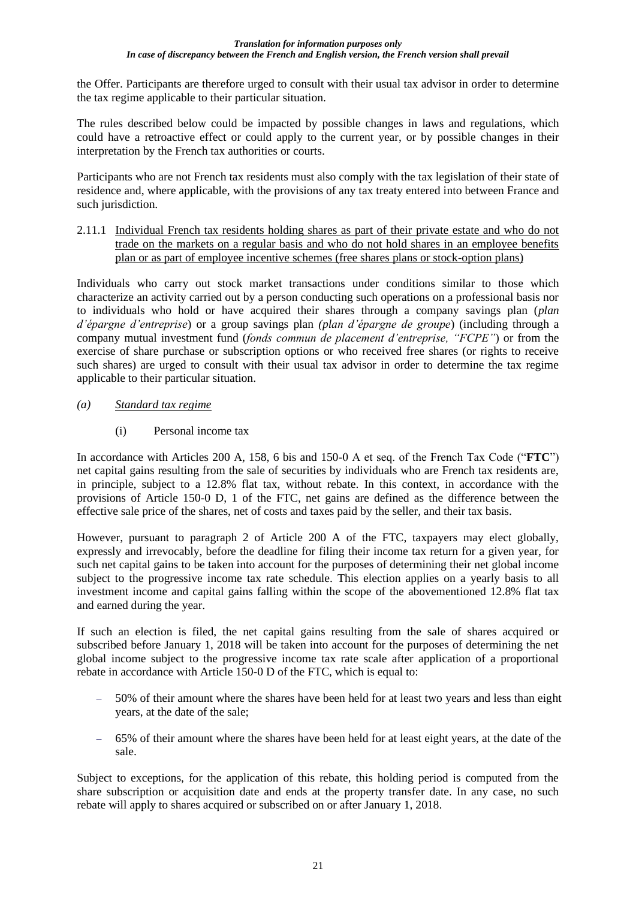the Offer. Participants are therefore urged to consult with their usual tax advisor in order to determine the tax regime applicable to their particular situation.

The rules described below could be impacted by possible changes in laws and regulations, which could have a retroactive effect or could apply to the current year, or by possible changes in their interpretation by the French tax authorities or courts.

Participants who are not French tax residents must also comply with the tax legislation of their state of residence and, where applicable, with the provisions of any tax treaty entered into between France and such jurisdiction.

### 2.11.1 Individual French tax residents holding shares as part of their private estate and who do not trade on the markets on a regular basis and who do not hold shares in an employee benefits plan or as part of employee incentive schemes (free shares plans or stock-option plans)

Individuals who carry out stock market transactions under conditions similar to those which characterize an activity carried out by a person conducting such operations on a professional basis nor to individuals who hold or have acquired their shares through a company savings plan (*plan d'épargne d'entreprise*) or a group savings plan *(plan d'épargne de groupe*) (including through a company mutual investment fund (*fonds commun de placement d'entreprise, "FCPE"*) or from the exercise of share purchase or subscription options or who received free shares (or rights to receive such shares) are urged to consult with their usual tax advisor in order to determine the tax regime applicable to their particular situation.

#### *(a) Standard tax regime*

##### (i) Personal income tax

In accordance with Articles 200 A, 158, 6 bis and 150-0 A et seq. of the French Tax Code ("**FTC**") net capital gains resulting from the sale of securities by individuals who are French tax residents are, in principle, subject to a 12.8% flat tax, without rebate. In this context, in accordance with the provisions of Article 150-0 D, 1 of the FTC, net gains are defined as the difference between the effective sale price of the shares, net of costs and taxes paid by the seller, and their tax basis.

However, pursuant to paragraph 2 of Article 200 A of the FTC, taxpayers may elect globally, expressly and irrevocably, before the deadline for filing their income tax return for a given year, for such net capital gains to be taken into account for the purposes of determining their net global income subject to the progressive income tax rate schedule. This election applies on a yearly basis to all investment income and capital gains falling within the scope of the abovementioned 12.8% flat tax and earned during the year.

If such an election is filed, the net capital gains resulting from the sale of shares acquired or subscribed before January 1, 2018 will be taken into account for the purposes of determining the net global income subject to the progressive income tax rate scale after application of a proportional rebate in accordance with Article 150-0 D of the FTC, which is equal to:

- 50% of their amount where the shares have been held for at least two years and less than eight years, at the date of the sale;
- 65% of their amount where the shares have been held for at least eight years, at the date of the sale.

Subject to exceptions, for the application of this rebate, this holding period is computed from the share subscription or acquisition date and ends at the property transfer date. In any case, no such rebate will apply to shares acquired or subscribed on or after January 1, 2018.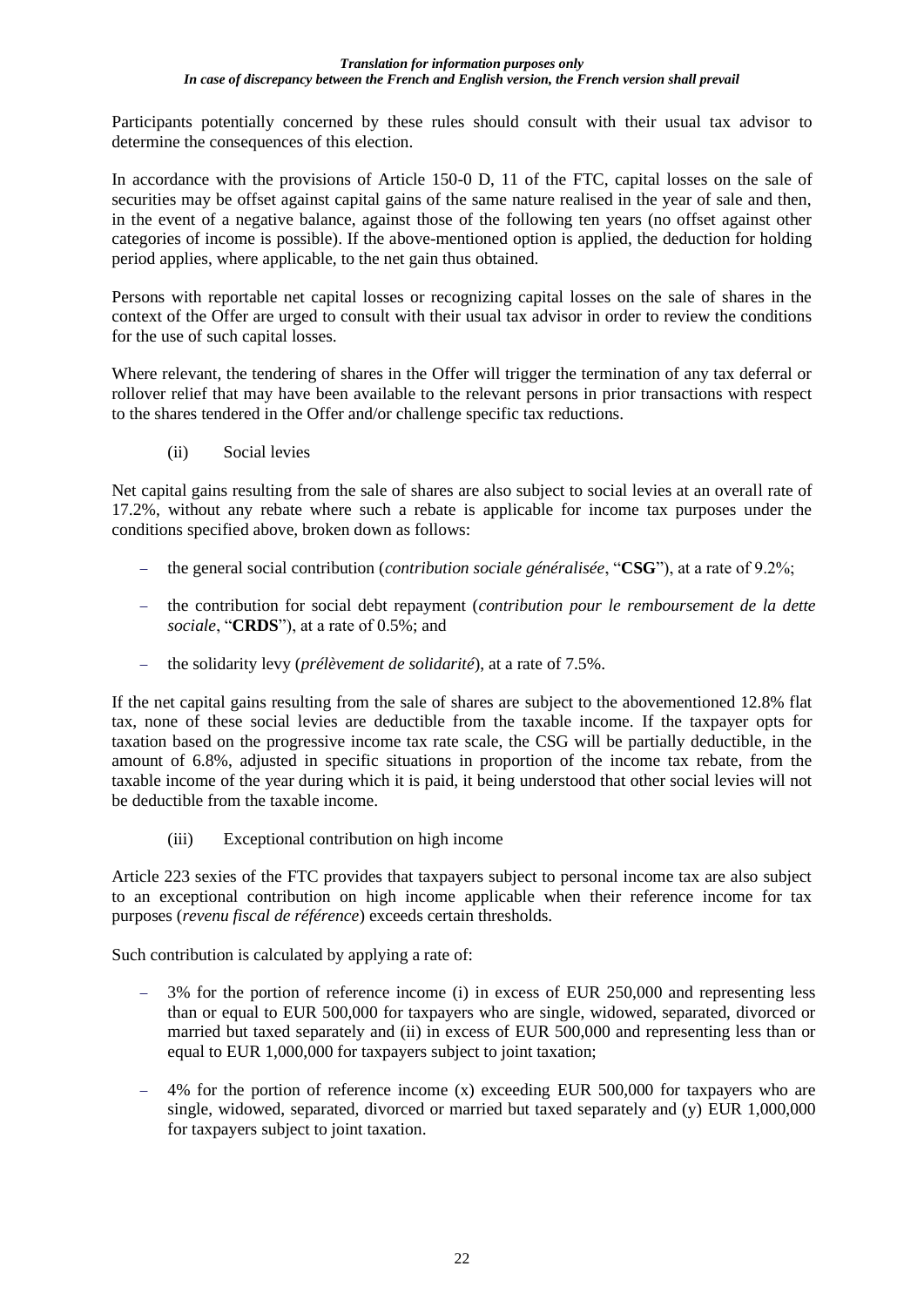Participants potentially concerned by these rules should consult with their usual tax advisor to determine the consequences of this election.

In accordance with the provisions of Article 150-0 D, 11 of the FTC, capital losses on the sale of securities may be offset against capital gains of the same nature realised in the year of sale and then, in the event of a negative balance, against those of the following ten years (no offset against other categories of income is possible). If the above-mentioned option is applied, the deduction for holding period applies, where applicable, to the net gain thus obtained.

Persons with reportable net capital losses or recognizing capital losses on the sale of shares in the context of the Offer are urged to consult with their usual tax advisor in order to review the conditions for the use of such capital losses.

Where relevant, the tendering of shares in the Offer will trigger the termination of any tax deferral or rollover relief that may have been available to the relevant persons in prior transactions with respect to the shares tendered in the Offer and/or challenge specific tax reductions.

(ii) Social levies

Net capital gains resulting from the sale of shares are also subject to social levies at an overall rate of 17.2%, without any rebate where such a rebate is applicable for income tax purposes under the conditions specified above, broken down as follows:

- the general social contribution (*contribution sociale généralisée*, "**CSG**"), at a rate of 9.2%;
- the contribution for social debt repayment (*contribution pour le remboursement de la dette sociale*, "**CRDS**"), at a rate of 0.5%; and
- the solidarity levy (*prélèvement de solidarité*), at a rate of 7.5%.

If the net capital gains resulting from the sale of shares are subject to the abovementioned 12.8% flat tax, none of these social levies are deductible from the taxable income. If the taxpayer opts for taxation based on the progressive income tax rate scale, the CSG will be partially deductible, in the amount of 6.8%, adjusted in specific situations in proportion of the income tax rebate, from the taxable income of the year during which it is paid, it being understood that other social levies will not be deductible from the taxable income.

(iii) Exceptional contribution on high income

Article 223 sexies of the FTC provides that taxpayers subject to personal income tax are also subject to an exceptional contribution on high income applicable when their reference income for tax purposes (*revenu fiscal de référence*) exceeds certain thresholds.

Such contribution is calculated by applying a rate of:

- 3% for the portion of reference income (i) in excess of EUR 250,000 and representing less than or equal to EUR 500,000 for taxpayers who are single, widowed, separated, divorced or married but taxed separately and (ii) in excess of EUR 500,000 and representing less than or equal to EUR 1,000,000 for taxpayers subject to joint taxation;
- 4% for the portion of reference income (x) exceeding EUR 500,000 for taxpayers who are single, widowed, separated, divorced or married but taxed separately and (y) EUR 1,000,000 for taxpayers subject to joint taxation.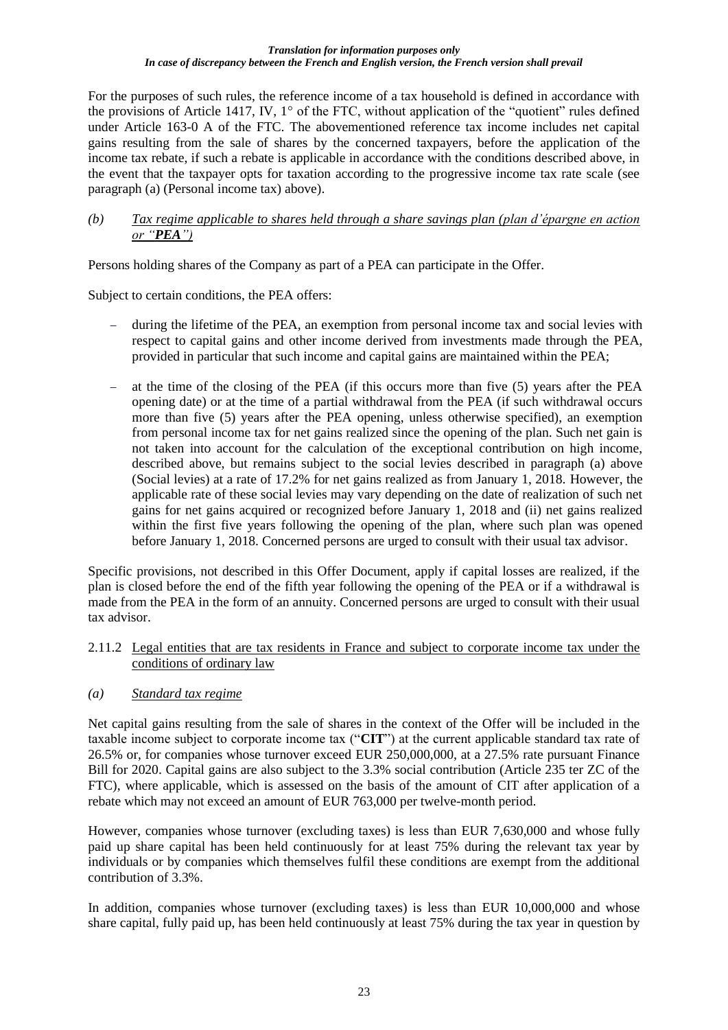For the purposes of such rules, the reference income of a tax household is defined in accordance with the provisions of Article 1417, IV, 1° of the FTC, without application of the "quotient" rules defined under Article 163-0 A of the FTC. The abovementioned reference tax income includes net capital gains resulting from the sale of shares by the concerned taxpayers, before the application of the income tax rebate, if such a rebate is applicable in accordance with the conditions described above, in the event that the taxpayer opts for taxation according to the progressive income tax rate scale (see paragraph (a) (Personal income tax) above).

*(b)* *Tax regime applicable to shares held through a share savings plan (plan d'épargne en action or "**PEA**")*

Persons holding shares of the Company as part of a PEA can participate in the Offer.

Subject to certain conditions, the PEA offers:

- during the lifetime of the PEA, an exemption from personal income tax and social levies with respect to capital gains and other income derived from investments made through the PEA, provided in particular that such income and capital gains are maintained within the PEA;
- at the time of the closing of the PEA (if this occurs more than five (5) years after the PEA opening date) or at the time of a partial withdrawal from the PEA (if such withdrawal occurs more than five (5) years after the PEA opening, unless otherwise specified), an exemption from personal income tax for net gains realized since the opening of the plan. Such net gain is not taken into account for the calculation of the exceptional contribution on high income, described above, but remains subject to the social levies described in paragraph (a) above (Social levies) at a rate of 17.2% for net gains realized as from January 1, 2018. However, the applicable rate of these social levies may vary depending on the date of realization of such net gains for net gains acquired or recognized before January 1, 2018 and (ii) net gains realized within the first five years following the opening of the plan, where such plan was opened before January 1, 2018. Concerned persons are urged to consult with their usual tax advisor.

Specific provisions, not described in this Offer Document, apply if capital losses are realized, if the plan is closed before the end of the fifth year following the opening of the PEA or if a withdrawal is made from the PEA in the form of an annuity. Concerned persons are urged to consult with their usual tax advisor.

### 2.11.2 Legal entities that are tax residents in France and subject to corporate income tax under the conditions of ordinary law

*(a)* *Standard tax regime*

Net capital gains resulting from the sale of shares in the context of the Offer will be included in the taxable income subject to corporate income tax ("**CIT**") at the current applicable standard tax rate of 26.5% or, for companies whose turnover exceed EUR 250,000,000, at a 27.5% rate pursuant Finance Bill for 2020. Capital gains are also subject to the 3.3% social contribution (Article 235 ter ZC of the FTC), where applicable, which is assessed on the basis of the amount of CIT after application of a rebate which may not exceed an amount of EUR 763,000 per twelve-month period.

However, companies whose turnover (excluding taxes) is less than EUR 7,630,000 and whose fully paid up share capital has been held continuously for at least 75% during the relevant tax year by individuals or by companies which themselves fulfil these conditions are exempt from the additional contribution of 3.3%.

In addition, companies whose turnover (excluding taxes) is less than EUR 10,000,000 and whose share capital, fully paid up, has been held continuously at least 75% during the tax year in question by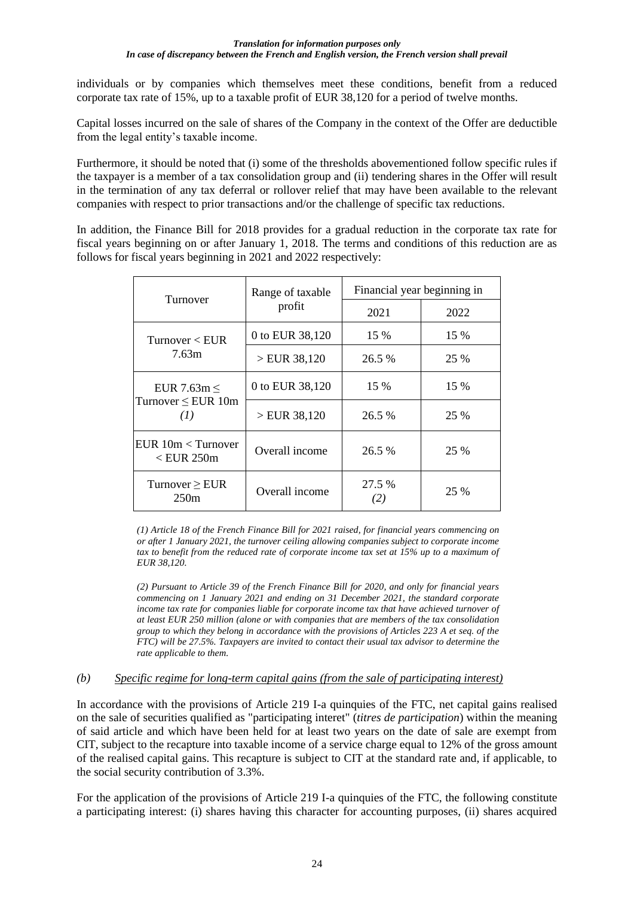individuals or by companies which themselves meet these conditions, benefit from a reduced corporate tax rate of 15%, up to a taxable profit of EUR 38,120 for a period of twelve months.

Capital losses incurred on the sale of shares of the Company in the context of the Offer are deductible from the legal entity's taxable income.

Furthermore, it should be noted that (i) some of the thresholds abovementioned follow specific rules if the taxpayer is a member of a tax consolidation group and (ii) tendering shares in the Offer will result in the termination of any tax deferral or rollover relief that may have been available to the relevant companies with respect to prior transactions and/or the challenge of specific tax reductions.

In addition, the Finance Bill for 2018 provides for a gradual reduction in the corporate tax rate for fiscal years beginning on or after January 1, 2018. The terms and conditions of this reduction are as follows for fiscal years beginning in 2021 and 2022 respectively:

| Turnover | Range of taxable profit | Financial year beginning in | |
|---|---|---|---|
| | | 2021 | 2022 |
| Turnover < EUR 7.63m | 0 to EUR 38,120 | 15 % | 15 % |
| | > EUR 38,120 | 26.5 % | 25 % |
| EUR 7.63m ≤ Turnover ≤ EUR 10m *(1)* | 0 to EUR 38,120 | 15 % | 15 % |
| | > EUR 38,120 | 26.5 % | 25 % |
| EUR 10m < Turnover < EUR 250m | Overall income | 26.5 % | 25 % |
| Turnover ≥ EUR 250m | Overall income | 27.5 % *(2)* | 25 % |

*(1) Article 18 of the French Finance Bill for 2021 raised, for financial years commencing on or after 1 January 2021, the turnover ceiling allowing companies subject to corporate income tax to benefit from the reduced rate of corporate income tax set at 15% up to a maximum of EUR 38,120.*

*(2) Pursuant to Article 39 of the French Finance Bill for 2020, and only for financial years commencing on 1 January 2021 and ending on 31 December 2021, the standard corporate income tax rate for companies liable for corporate income tax that have achieved turnover of at least EUR 250 million (alone or with companies that are members of the tax consolidation group to which they belong in accordance with the provisions of Articles 223 A et seq. of the FTC) will be 27.5%. Taxpayers are invited to contact their usual tax advisor to determine the rate applicable to them.*

*(b)* *Specific regime for long-term capital gains (from the sale of participating interest)*

In accordance with the provisions of Article 219 I-a quinquies of the FTC, net capital gains realised on the sale of securities qualified as "participating interet" (*titres de participation*) within the meaning of said article and which have been held for at least two years on the date of sale are exempt from CIT, subject to the recapture into taxable income of a service charge equal to 12% of the gross amount of the realised capital gains. This recapture is subject to CIT at the standard rate and, if applicable, to the social security contribution of 3.3%.

For the application of the provisions of Article 219 I-a quinquies of the FTC, the following constitute a participating interest: (i) shares having this character for accounting purposes, (ii) shares acquired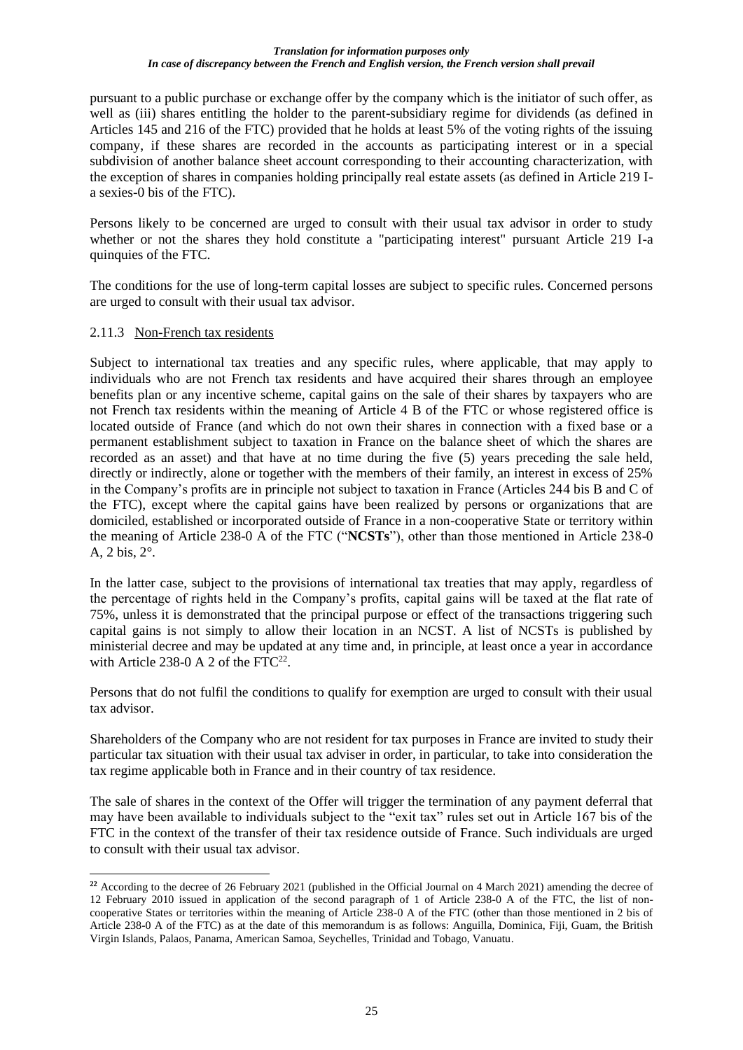pursuant to a public purchase or exchange offer by the company which is the initiator of such offer, as well as (iii) shares entitling the holder to the parent-subsidiary regime for dividends (as defined in Articles 145 and 216 of the FTC) provided that he holds at least 5% of the voting rights of the issuing company, if these shares are recorded in the accounts as participating interest or in a special subdivision of another balance sheet account corresponding to their accounting characterization, with the exception of shares in companies holding principally real estate assets (as defined in Article 219 I-a sexies-0 bis of the FTC).

Persons likely to be concerned are urged to consult with their usual tax advisor in order to study whether or not the shares they hold constitute a "participating interest" pursuant Article 219 I-a quinquies of the FTC.

The conditions for the use of long-term capital losses are subject to specific rules. Concerned persons are urged to consult with their usual tax advisor.

### 2.11.3 Non-French tax residents

Subject to international tax treaties and any specific rules, where applicable, that may apply to individuals who are not French tax residents and have acquired their shares through an employee benefits plan or any incentive scheme, capital gains on the sale of their shares by taxpayers who are not French tax residents within the meaning of Article 4 B of the FTC or whose registered office is located outside of France (and which do not own their shares in connection with a fixed base or a permanent establishment subject to taxation in France on the balance sheet of which the shares are recorded as an asset) and that have at no time during the five (5) years preceding the sale held, directly or indirectly, alone or together with the members of their family, an interest in excess of 25% in the Company's profits are in principle not subject to taxation in France (Articles 244 bis B and C of the FTC), except where the capital gains have been realized by persons or organizations that are domiciled, established or incorporated outside of France in a non-cooperative State or territory within the meaning of Article 238-0 A of the FTC ("**NCSTs**"), other than those mentioned in Article 238-0 A, 2 bis, 2°.

In the latter case, subject to the provisions of international tax treaties that may apply, regardless of the percentage of rights held in the Company's profits, capital gains will be taxed at the flat rate of 75%, unless it is demonstrated that the principal purpose or effect of the transactions triggering such capital gains is not simply to allow their location in an NCST. A list of NCSTs is published by ministerial decree and may be updated at any time and, in principle, at least once a year in accordance with Article 238-0 A 2 of the FTC[22].

Persons that do not fulfil the conditions to qualify for exemption are urged to consult with their usual tax advisor.

Shareholders of the Company who are not resident for tax purposes in France are invited to study their particular tax situation with their usual tax adviser in order, in particular, to take into consideration the tax regime applicable both in France and in their country of tax residence.

The sale of shares in the context of the Offer will trigger the termination of any payment deferral that may have been available to individuals subject to the "exit tax" rules set out in Article 167 bis of the FTC in the context of the transfer of their tax residence outside of France. Such individuals are urged to consult with their usual tax advisor.

---

[22] According to the decree of 26 February 2021 (published in the Official Journal on 4 March 2021) amending the decree of 12 February 2010 issued in application of the second paragraph of 1 of Article 238-0 A of the FTC, the list of non-cooperative States or territories within the meaning of Article 238-0 A of the FTC (other than those mentioned in 2 bis of Article 238-0 A of the FTC) as at the date of this memorandum is as follows: Anguilla, Dominica, Fiji, Guam, the British Virgin Islands, Palaos, Panama, American Samoa, Seychelles, Trinidad and Tobago, Vanuatu.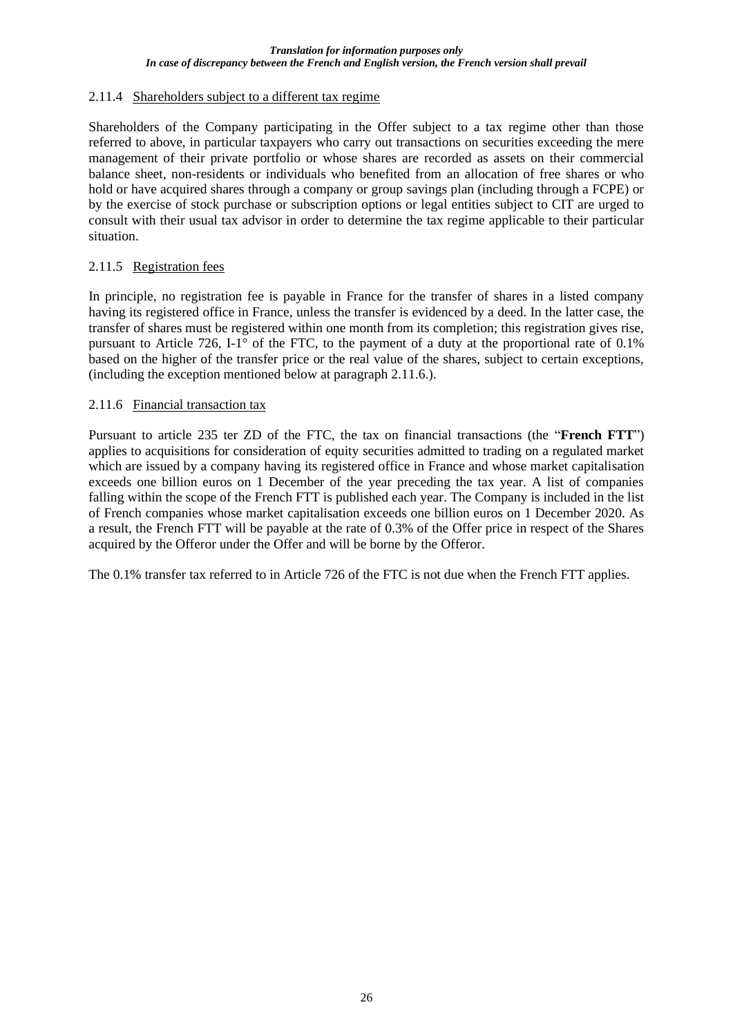#### 2.11.4 Shareholders subject to a different tax regime

Shareholders of the Company participating in the Offer subject to a tax regime other than those referred to above, in particular taxpayers who carry out transactions on securities exceeding the mere management of their private portfolio or whose shares are recorded as assets on their commercial balance sheet, non-residents or individuals who benefited from an allocation of free shares or who hold or have acquired shares through a company or group savings plan (including through a FCPE) or by the exercise of stock purchase or subscription options or legal entities subject to CIT are urged to consult with their usual tax advisor in order to determine the tax regime applicable to their particular situation.

#### 2.11.5 Registration fees

In principle, no registration fee is payable in France for the transfer of shares in a listed company having its registered office in France, unless the transfer is evidenced by a deed. In the latter case, the transfer of shares must be registered within one month from its completion; this registration gives rise, pursuant to Article 726, I-1° of the FTC, to the payment of a duty at the proportional rate of 0.1% based on the higher of the transfer price or the real value of the shares, subject to certain exceptions, (including the exception mentioned below at paragraph 2.11.6.).

#### 2.11.6 Financial transaction tax

Pursuant to article 235 ter ZD of the FTC, the tax on financial transactions (the "**French FTT**") applies to acquisitions for consideration of equity securities admitted to trading on a regulated market which are issued by a company having its registered office in France and whose market capitalisation exceeds one billion euros on 1 December of the year preceding the tax year. A list of companies falling within the scope of the French FTT is published each year. The Company is included in the list of French companies whose market capitalisation exceeds one billion euros on 1 December 2020. As a result, the French FTT will be payable at the rate of 0.3% of the Offer price in respect of the Shares acquired by the Offeror under the Offer and will be borne by the Offeror.

The 0.1% transfer tax referred to in Article 726 of the FTC is not due when the French FTT applies.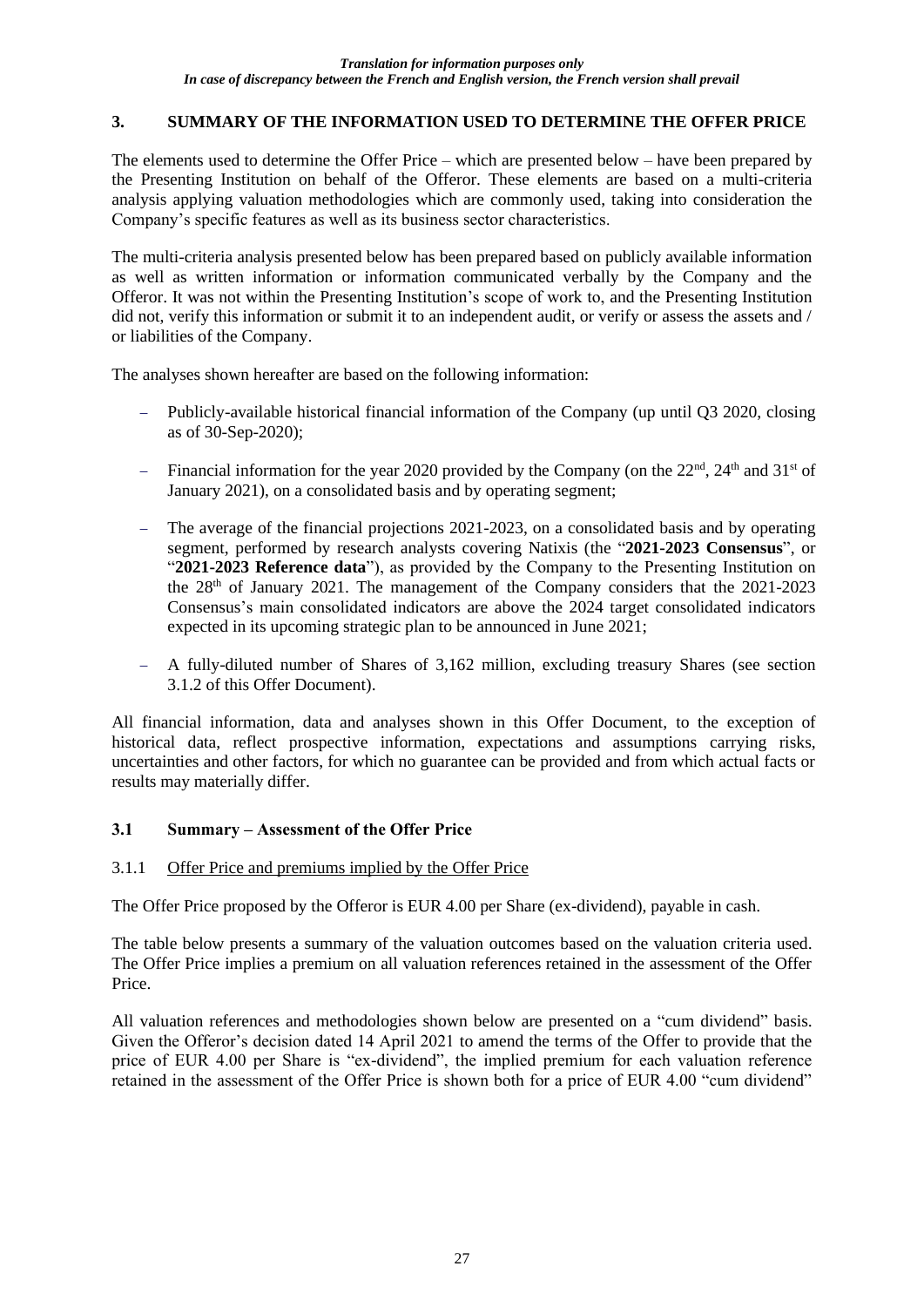*Translation for information purposes only*
*In case of discrepancy between the French and English version, the French version shall prevail*

## 3. SUMMARY OF THE INFORMATION USED TO DETERMINE THE OFFER PRICE

The elements used to determine the Offer Price – which are presented below – have been prepared by the Presenting Institution on behalf of the Offeror. These elements are based on a multi-criteria analysis applying valuation methodologies which are commonly used, taking into consideration the Company's specific features as well as its business sector characteristics.

The multi-criteria analysis presented below has been prepared based on publicly available information as well as written information or information communicated verbally by the Company and the Offeror. It was not within the Presenting Institution's scope of work to, and the Presenting Institution did not, verify this information or submit it to an independent audit, or verify or assess the assets and / or liabilities of the Company.

The analyses shown hereafter are based on the following information:

- Publicly-available historical financial information of the Company (up until Q3 2020, closing as of 30-Sep-2020);
- Financial information for the year 2020 provided by the Company (on the 22nd, 24th and 31st of January 2021), on a consolidated basis and by operating segment;
- The average of the financial projections 2021-2023, on a consolidated basis and by operating segment, performed by research analysts covering Natixis (the "**2021-2023 Consensus**", or "**2021-2023 Reference data**"), as provided by the Company to the Presenting Institution on the 28th of January 2021. The management of the Company considers that the 2021-2023 Consensus's main consolidated indicators are above the 2024 target consolidated indicators expected in its upcoming strategic plan to be announced in June 2021;
- A fully-diluted number of Shares of 3,162 million, excluding treasury Shares (see section 3.1.2 of this Offer Document).

All financial information, data and analyses shown in this Offer Document, to the exception of historical data, reflect prospective information, expectations and assumptions carrying risks, uncertainties and other factors, for which no guarantee can be provided and from which actual facts or results may materially differ.

### 3.1 Summary – Assessment of the Offer Price

#### 3.1.1 Offer Price and premiums implied by the Offer Price

The Offer Price proposed by the Offeror is EUR 4.00 per Share (ex-dividend), payable in cash.

The table below presents a summary of the valuation outcomes based on the valuation criteria used. The Offer Price implies a premium on all valuation references retained in the assessment of the Offer Price.

All valuation references and methodologies shown below are presented on a "cum dividend" basis. Given the Offeror's decision dated 14 April 2021 to amend the terms of the Offer to provide that the price of EUR 4.00 per Share is "ex-dividend", the implied premium for each valuation reference retained in the assessment of the Offer Price is shown both for a price of EUR 4.00 "cum dividend"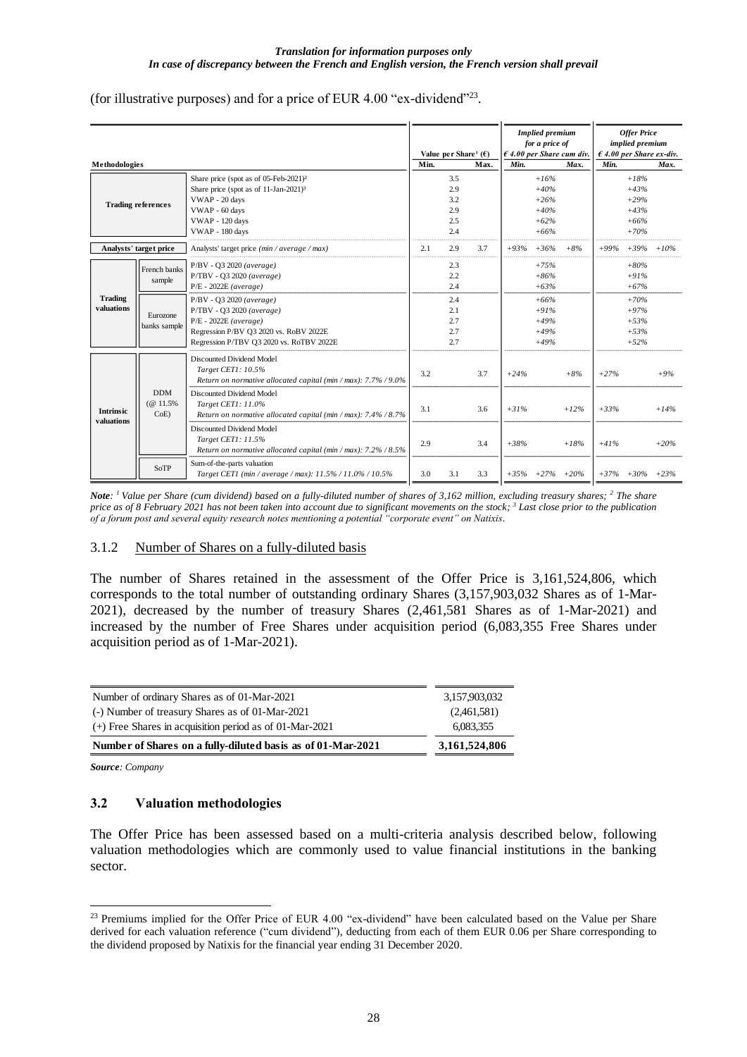(for illustrative purposes) and for a price of EUR 4.00 "ex-dividend"[23].

| Methodologies | | | Value per Share[1] (€) | | | Implied premium for a price of € 4.00 per Share cum div. | | | Offer Price implied premium € 4.00 per Share ex-div. | | |
|---|---|---|---|---|---|---|---|---|---|---|---|
| | | | Min. | | Max. | Min. | | Max. | Min. | | Max. |
| Trading references | | Share price (spot as of 05-Feb-2021)² | | 3.5 | | | +16% | | | +18% | |
| | | Share price (spot as of 11-Jan-2021)³ | | 2.9 | | | +40% | | | +43% | |
| | | VWAP - 20 days | | 3.2 | | | +26% | | | +29% | |
| | | VWAP - 60 days | | 2.9 | | | +40% | | | +43% | |
| | | VWAP - 120 days | | 2.5 | | | +62% | | | +66% | |
| | | VWAP - 180 days | | 2.4 | | | +66% | | | +70% | |
| Analysts' target price | | Analysts' target price *(min / average / max)* | 2.1 | 2.9 | 3.7 | *+93%* | *+36%* | *+8%* | *+99%* | *+39%* | *+10%* |
| Trading valuations | French banks sample | P/BV - Q3 2020 *(average)* | | 2.3 | | | +75% | | | +80% | |
| | | P/TBV - Q3 2020 *(average)* | | 2.2 | | | +86% | | | +91% | |
| | | P/E - 2022E *(average)* | | 2.4 | | | +63% | | | +67% | |
| | Eurozone banks sample | P/BV - Q3 2020 *(average)* | | 2.4 | | | +66% | | | +70% | |
| | | P/TBV - Q3 2020 *(average)* | | 2.1 | | | +91% | | | +97% | |
| | | P/E - 2022E *(average)* | | 2.7 | | | +49% | | | +53% | |
| | | Regression P/BV Q3 2020 vs. RoBV 2022E | | 2.7 | | | +49% | | | +53% | |
| | | Regression P/TBV Q3 2020 vs. RoTBV 2022E | | 2.7 | | | +49% | | | +52% | |
| Intrinsic valuations | DDM (@ 11.5% CoE) | Discounted Dividend Model *Target CET1: 10.5% Return on normative allocated capital (min / max): 7.7% / 9.0%* | 3.2 | | 3.7 | *+24%* | | *+8%* | *+27%* | | *+9%* |
| | | Discounted Dividend Model *Target CET1: 11.0% Return on normative allocated capital (min / max): 7.4% / 8.7%* | 3.1 | | 3.6 | *+31%* | | *+12%* | *+33%* | | *+14%* |
| | | Discounted Dividend Model *Target CET1: 11.5% Return on normative allocated capital (min / max): 7.2% / 8.5%* | 2.9 | | 3.4 | *+38%* | | *+18%* | *+41%* | | *+20%* |
| | SoTP | Sum-of-the-parts valuation *Target CET1 (min / average / max): 11.5% / 11.0% / 10.5%* | 3.0 | 3.1 | 3.3 | *+35%* | *+27%* | *+20%* | *+37%* | *+30%* | *+23%* |

***Note**: [1] Value per Share (cum dividend) based on a fully-diluted number of shares of 3,162 million, excluding treasury shares; [2] The share price as of 8 February 2021 has not been taken into account due to significant movements on the stock; [3] Last close prior to the publication of a forum post and several equity research notes mentioning a potential "corporate event" on Natixis.*

### 3.1.2 Number of Shares on a fully-diluted basis

The number of Shares retained in the assessment of the Offer Price is 3,161,524,806, which corresponds to the total number of outstanding ordinary Shares (3,157,903,032 Shares as of 1-Mar-2021), decreased by the number of treasury Shares (2,461,581 Shares as of 1-Mar-2021) and increased by the number of Free Shares under acquisition period (6,083,355 Free Shares under acquisition period as of 1-Mar-2021).

| | |
|---|---|
| Number of ordinary Shares as of 01-Mar-2021 | 3,157,903,032 |
| (-) Number of treasury Shares as of 01-Mar-2021 | (2,461,581) |
| (+) Free Shares in acquisition period as of 01-Mar-2021 | 6,083,355 |
| **Number of Shares on a fully-diluted basis as of 01-Mar-2021** | **3,161,524,806** |

***Source**: Company*

## 3.2 Valuation methodologies

The Offer Price has been assessed based on a multi-criteria analysis described below, following valuation methodologies which are commonly used to value financial institutions in the banking sector.

[23] Premiums implied for the Offer Price of EUR 4.00 "ex-dividend" have been calculated based on the Value per Share derived for each valuation reference ("cum dividend"), deducting from each of them EUR 0.06 per Share corresponding to the dividend proposed by Natixis for the financial year ending 31 December 2020.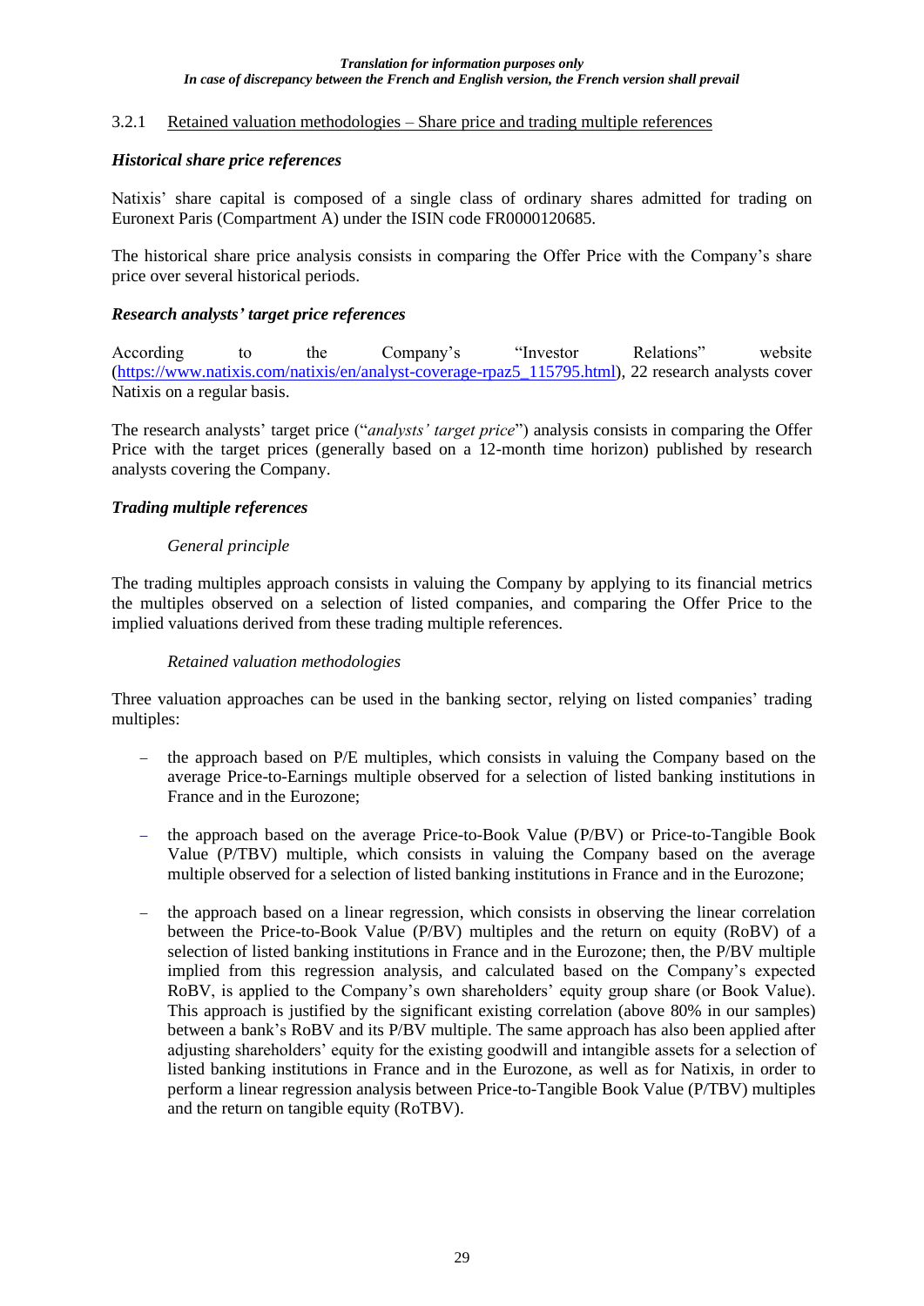*Translation for information purposes only*
*In case of discrepancy between the French and English version, the French version shall prevail*

### 3.2.1 Retained valuation methodologies – Share price and trading multiple references

***Historical share price references***

Natixis' share capital is composed of a single class of ordinary shares admitted for trading on Euronext Paris (Compartment A) under the ISIN code FR0000120685.

The historical share price analysis consists in comparing the Offer Price with the Company's share price over several historical periods.

***Research analysts' target price references***

According to the Company's "Investor Relations" website (https://www.natixis.com/natixis/en/analyst-coverage-rpaz5_115795.html), 22 research analysts cover Natixis on a regular basis.

The research analysts' target price ("*analysts' target price*") analysis consists in comparing the Offer Price with the target prices (generally based on a 12-month time horizon) published by research analysts covering the Company.

***Trading multiple references***

*General principle*

The trading multiples approach consists in valuing the Company by applying to its financial metrics the multiples observed on a selection of listed companies, and comparing the Offer Price to the implied valuations derived from these trading multiple references.

*Retained valuation methodologies*

Three valuation approaches can be used in the banking sector, relying on listed companies' trading multiples:

- the approach based on P/E multiples, which consists in valuing the Company based on the average Price-to-Earnings multiple observed for a selection of listed banking institutions in France and in the Eurozone;
- the approach based on the average Price-to-Book Value (P/BV) or Price-to-Tangible Book Value (P/TBV) multiple, which consists in valuing the Company based on the average multiple observed for a selection of listed banking institutions in France and in the Eurozone;
- the approach based on a linear regression, which consists in observing the linear correlation between the Price-to-Book Value (P/BV) multiples and the return on equity (RoBV) of a selection of listed banking institutions in France and in the Eurozone; then, the P/BV multiple implied from this regression analysis, and calculated based on the Company's expected RoBV, is applied to the Company's own shareholders' equity group share (or Book Value). This approach is justified by the significant existing correlation (above 80% in our samples) between a bank's RoBV and its P/BV multiple. The same approach has also been applied after adjusting shareholders' equity for the existing goodwill and intangible assets for a selection of listed banking institutions in France and in the Eurozone, as well as for Natixis, in order to perform a linear regression analysis between Price-to-Tangible Book Value (P/TBV) multiples and the return on tangible equity (RoTBV).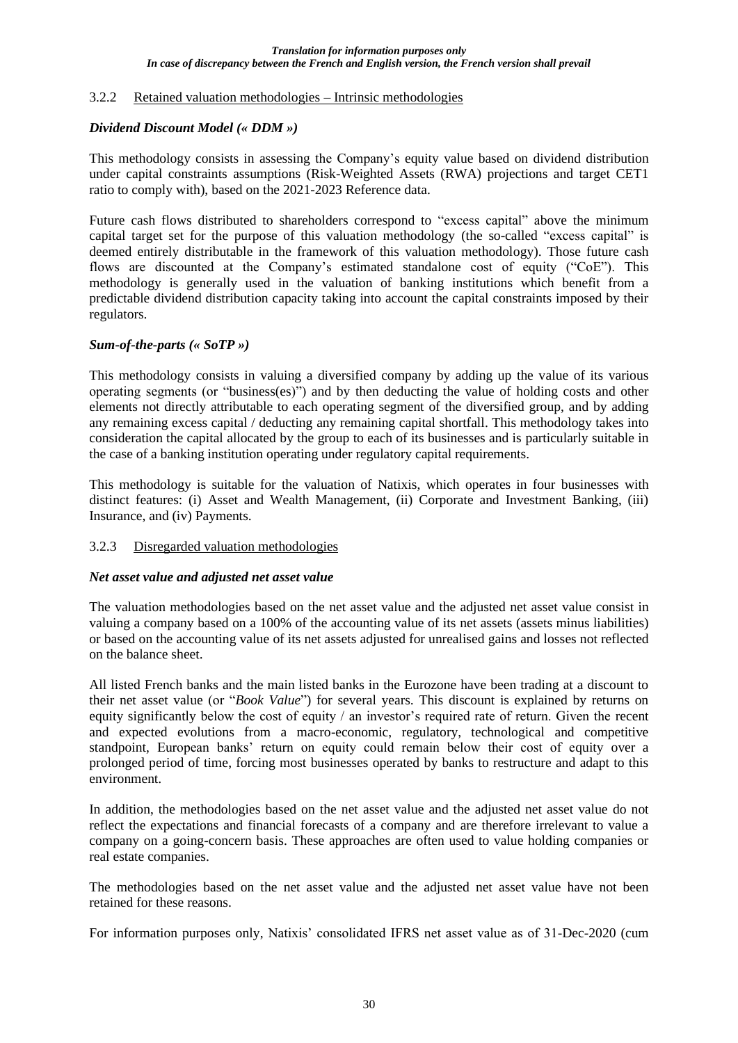### 3.2.2 Retained valuation methodologies – Intrinsic methodologies

***Dividend Discount Model (« DDM »)***

This methodology consists in assessing the Company's equity value based on dividend distribution under capital constraints assumptions (Risk-Weighted Assets (RWA) projections and target CET1 ratio to comply with), based on the 2021-2023 Reference data.

Future cash flows distributed to shareholders correspond to "excess capital" above the minimum capital target set for the purpose of this valuation methodology (the so-called "excess capital" is deemed entirely distributable in the framework of this valuation methodology). Those future cash flows are discounted at the Company's estimated standalone cost of equity ("CoE"). This methodology is generally used in the valuation of banking institutions which benefit from a predictable dividend distribution capacity taking into account the capital constraints imposed by their regulators.

***Sum-of-the-parts (« SoTP »)***

This methodology consists in valuing a diversified company by adding up the value of its various operating segments (or "business(es)") and by then deducting the value of holding costs and other elements not directly attributable to each operating segment of the diversified group, and by adding any remaining excess capital / deducting any remaining capital shortfall. This methodology takes into consideration the capital allocated by the group to each of its businesses and is particularly suitable in the case of a banking institution operating under regulatory capital requirements.

This methodology is suitable for the valuation of Natixis, which operates in four businesses with distinct features: (i) Asset and Wealth Management, (ii) Corporate and Investment Banking, (iii) Insurance, and (iv) Payments.

### 3.2.3 Disregarded valuation methodologies

***Net asset value and adjusted net asset value***

The valuation methodologies based on the net asset value and the adjusted net asset value consist in valuing a company based on a 100% of the accounting value of its net assets (assets minus liabilities) or based on the accounting value of its net assets adjusted for unrealised gains and losses not reflected on the balance sheet.

All listed French banks and the main listed banks in the Eurozone have been trading at a discount to their net asset value (or "*Book Value*") for several years. This discount is explained by returns on equity significantly below the cost of equity / an investor's required rate of return. Given the recent and expected evolutions from a macro-economic, regulatory, technological and competitive standpoint, European banks' return on equity could remain below their cost of equity over a prolonged period of time, forcing most businesses operated by banks to restructure and adapt to this environment.

In addition, the methodologies based on the net asset value and the adjusted net asset value do not reflect the expectations and financial forecasts of a company and are therefore irrelevant to value a company on a going-concern basis. These approaches are often used to value holding companies or real estate companies.

The methodologies based on the net asset value and the adjusted net asset value have not been retained for these reasons.

For information purposes only, Natixis' consolidated IFRS net asset value as of 31-Dec-2020 (cum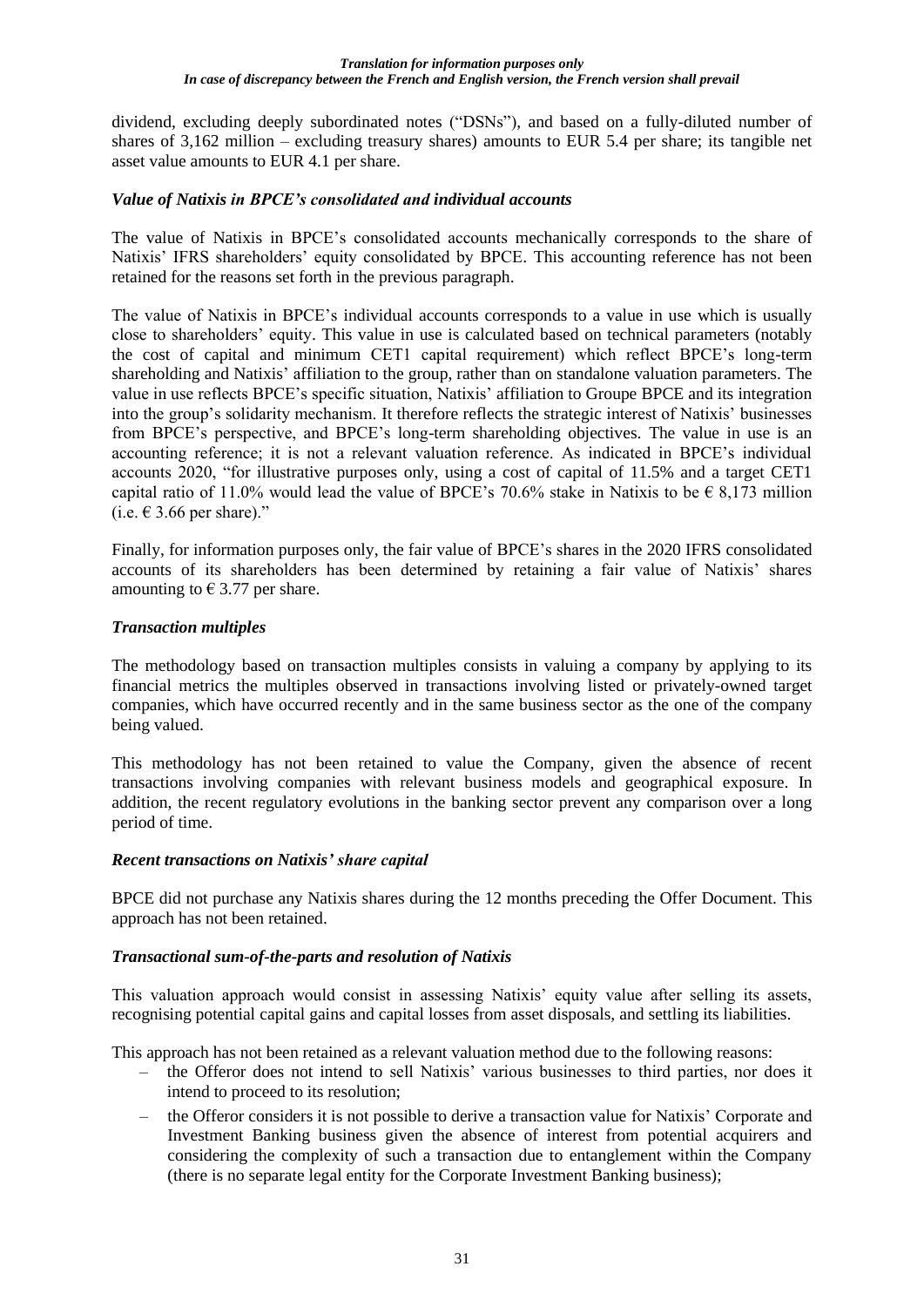dividend, excluding deeply subordinated notes ("DSNs"), and based on a fully-diluted number of shares of 3,162 million – excluding treasury shares) amounts to EUR 5.4 per share; its tangible net asset value amounts to EUR 4.1 per share.

### *Value of Natixis in BPCE's consolidated and individual accounts*

The value of Natixis in BPCE's consolidated accounts mechanically corresponds to the share of Natixis' IFRS shareholders' equity consolidated by BPCE. This accounting reference has not been retained for the reasons set forth in the previous paragraph.

The value of Natixis in BPCE's individual accounts corresponds to a value in use which is usually close to shareholders' equity. This value in use is calculated based on technical parameters (notably the cost of capital and minimum CET1 capital requirement) which reflect BPCE's long-term shareholding and Natixis' affiliation to the group, rather than on standalone valuation parameters. The value in use reflects BPCE's specific situation, Natixis' affiliation to Groupe BPCE and its integration into the group's solidarity mechanism. It therefore reflects the strategic interest of Natixis' businesses from BPCE's perspective, and BPCE's long-term shareholding objectives. The value in use is an accounting reference; it is not a relevant valuation reference. As indicated in BPCE's individual accounts 2020, "for illustrative purposes only, using a cost of capital of 11.5% and a target CET1 capital ratio of 11.0% would lead the value of BPCE's 70.6% stake in Natixis to be € 8,173 million (i.e. € 3.66 per share)."

Finally, for information purposes only, the fair value of BPCE's shares in the 2020 IFRS consolidated accounts of its shareholders has been determined by retaining a fair value of Natixis' shares amounting to € 3.77 per share.

### *Transaction multiples*

The methodology based on transaction multiples consists in valuing a company by applying to its financial metrics the multiples observed in transactions involving listed or privately-owned target companies, which have occurred recently and in the same business sector as the one of the company being valued.

This methodology has not been retained to value the Company, given the absence of recent transactions involving companies with relevant business models and geographical exposure. In addition, the recent regulatory evolutions in the banking sector prevent any comparison over a long period of time.

### *Recent transactions on Natixis' share capital*

BPCE did not purchase any Natixis shares during the 12 months preceding the Offer Document. This approach has not been retained.

### *Transactional sum-of-the-parts and resolution of Natixis*

This valuation approach would consist in assessing Natixis' equity value after selling its assets, recognising potential capital gains and capital losses from asset disposals, and settling its liabilities.

This approach has not been retained as a relevant valuation method due to the following reasons:

- the Offeror does not intend to sell Natixis' various businesses to third parties, nor does it intend to proceed to its resolution;
- the Offeror considers it is not possible to derive a transaction value for Natixis' Corporate and Investment Banking business given the absence of interest from potential acquirers and considering the complexity of such a transaction due to entanglement within the Company (there is no separate legal entity for the Corporate Investment Banking business);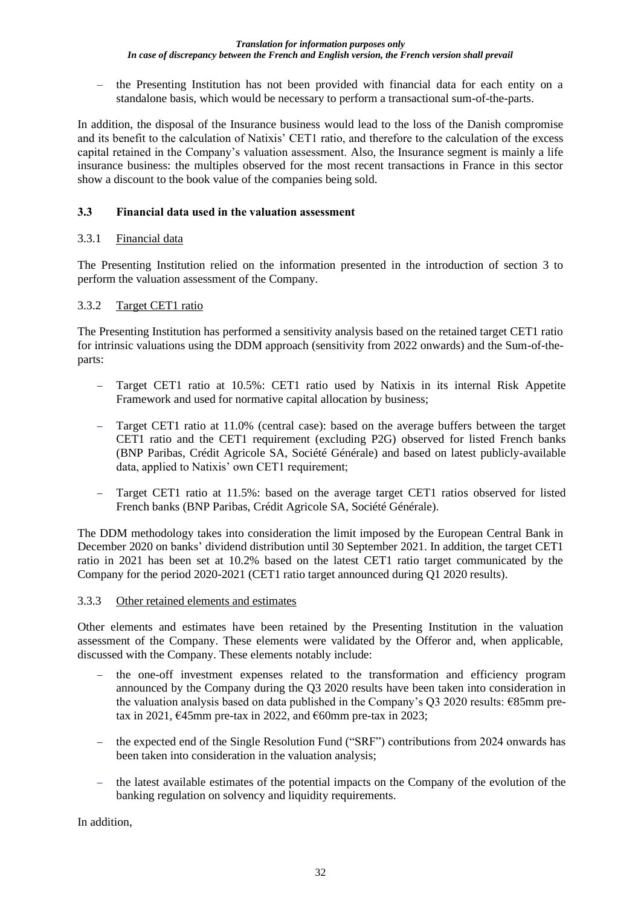– the Presenting Institution has not been provided with financial data for each entity on a standalone basis, which would be necessary to perform a transactional sum-of-the-parts.

In addition, the disposal of the Insurance business would lead to the loss of the Danish compromise and its benefit to the calculation of Natixis' CET1 ratio, and therefore to the calculation of the excess capital retained in the Company's valuation assessment. Also, the Insurance segment is mainly a life insurance business: the multiples observed for the most recent transactions in France in this sector show a discount to the book value of the companies being sold.

### 3.3 Financial data used in the valuation assessment

#### 3.3.1 Financial data

The Presenting Institution relied on the information presented in the introduction of section 3 to perform the valuation assessment of the Company.

#### 3.3.2 Target CET1 ratio

The Presenting Institution has performed a sensitivity analysis based on the retained target CET1 ratio for intrinsic valuations using the DDM approach (sensitivity from 2022 onwards) and the Sum-of-the-parts:

– Target CET1 ratio at 10.5%: CET1 ratio used by Natixis in its internal Risk Appetite Framework and used for normative capital allocation by business;

– Target CET1 ratio at 11.0% (central case): based on the average buffers between the target CET1 ratio and the CET1 requirement (excluding P2G) observed for listed French banks (BNP Paribas, Crédit Agricole SA, Société Générale) and based on latest publicly-available data, applied to Natixis' own CET1 requirement;

– Target CET1 ratio at 11.5%: based on the average target CET1 ratios observed for listed French banks (BNP Paribas, Crédit Agricole SA, Société Générale).

The DDM methodology takes into consideration the limit imposed by the European Central Bank in December 2020 on banks' dividend distribution until 30 September 2021. In addition, the target CET1 ratio in 2021 has been set at 10.2% based on the latest CET1 ratio target communicated by the Company for the period 2020-2021 (CET1 ratio target announced during Q1 2020 results).

#### 3.3.3 Other retained elements and estimates

Other elements and estimates have been retained by the Presenting Institution in the valuation assessment of the Company. These elements were validated by the Offeror and, when applicable, discussed with the Company. These elements notably include:

– the one-off investment expenses related to the transformation and efficiency program announced by the Company during the Q3 2020 results have been taken into consideration in the valuation analysis based on data published in the Company's Q3 2020 results: €85mm pre-tax in 2021, €45mm pre-tax in 2022, and €60mm pre-tax in 2023;

– the expected end of the Single Resolution Fund ("SRF") contributions from 2024 onwards has been taken into consideration in the valuation analysis;

– the latest available estimates of the potential impacts on the Company of the evolution of the banking regulation on solvency and liquidity requirements.

In addition,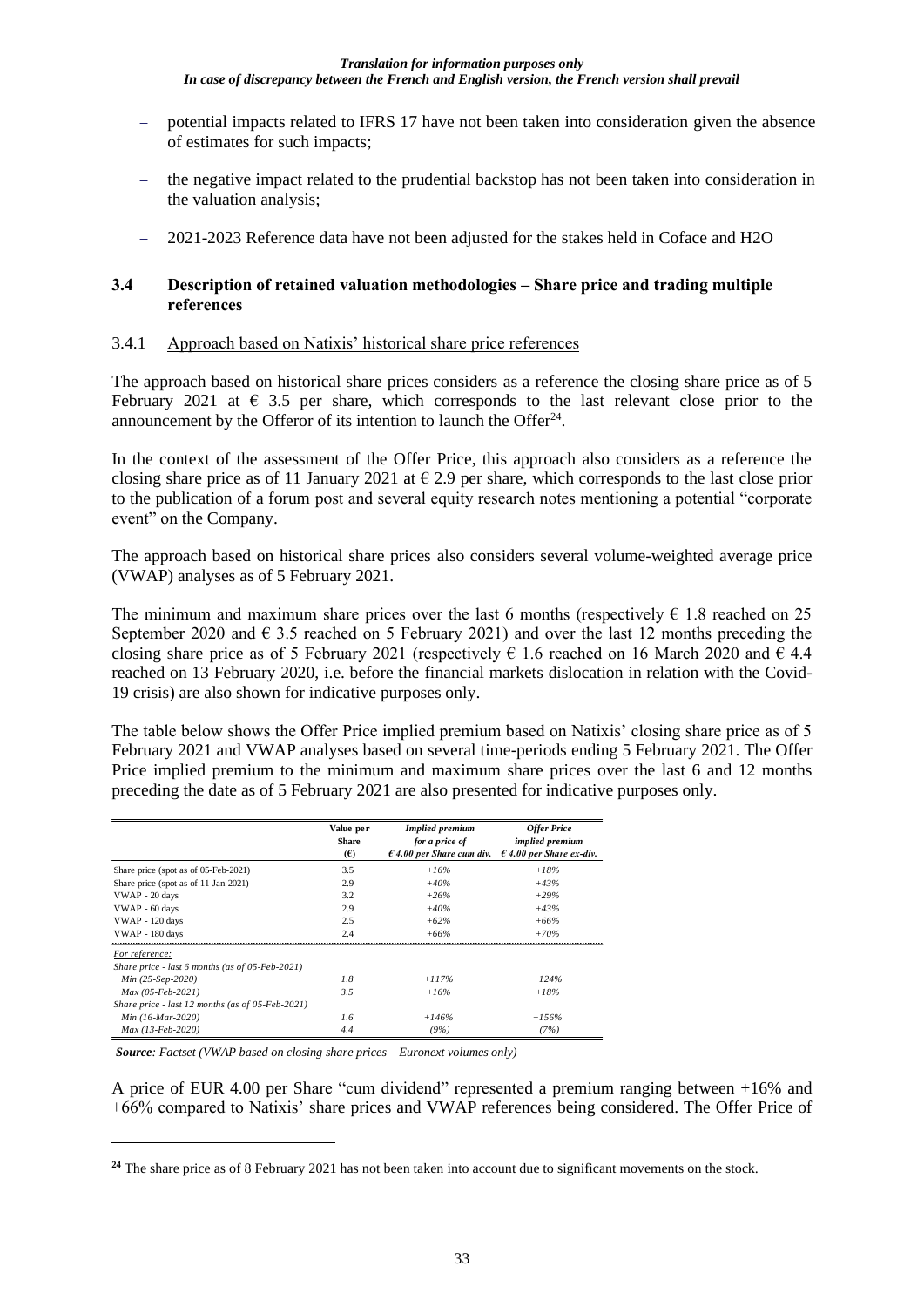*Translation for information purposes only*
*In case of discrepancy between the French and English version, the French version shall prevail*

- potential impacts related to IFRS 17 have not been taken into consideration given the absence of estimates for such impacts;
- the negative impact related to the prudential backstop has not been taken into consideration in the valuation analysis;
- 2021-2023 Reference data have not been adjusted for the stakes held in Coface and H2O

### 3.4 Description of retained valuation methodologies – Share price and trading multiple references

#### 3.4.1 Approach based on Natixis' historical share price references

The approach based on historical share prices considers as a reference the closing share price as of 5 February 2021 at € 3.5 per share, which corresponds to the last relevant close prior to the announcement by the Offeror of its intention to launch the Offer[24].

In the context of the assessment of the Offer Price, this approach also considers as a reference the closing share price as of 11 January 2021 at € 2.9 per share, which corresponds to the last close prior to the publication of a forum post and several equity research notes mentioning a potential "corporate event" on the Company.

The approach based on historical share prices also considers several volume-weighted average price (VWAP) analyses as of 5 February 2021.

The minimum and maximum share prices over the last 6 months (respectively € 1.8 reached on 25 September 2020 and € 3.5 reached on 5 February 2021) and over the last 12 months preceding the closing share price as of 5 February 2021 (respectively € 1.6 reached on 16 March 2020 and € 4.4 reached on 13 February 2020, i.e. before the financial markets dislocation in relation with the Covid-19 crisis) are also shown for indicative purposes only.

The table below shows the Offer Price implied premium based on Natixis' closing share price as of 5 February 2021 and VWAP analyses based on several time-periods ending 5 February 2021. The Offer Price implied premium to the minimum and maximum share prices over the last 6 and 12 months preceding the date as of 5 February 2021 are also presented for indicative purposes only.

| | Value per Share (€) | *Implied premium for a price of € 4.00 per Share cum div.* | *Offer Price implied premium € 4.00 per Share ex-div.* |
|---|---|---|---|
| Share price (spot as of 05-Feb-2021) | 3.5 | *+16%* | *+18%* |
| Share price (spot as of 11-Jan-2021) | 2.9 | *+40%* | *+43%* |
| VWAP - 20 days | 3.2 | *+26%* | *+29%* |
| VWAP - 60 days | 2.9 | *+40%* | *+43%* |
| VWAP - 120 days | 2.5 | *+62%* | *+66%* |
| VWAP - 180 days | 2.4 | *+66%* | *+70%* |
| *For reference:* | | | |
| *Share price - last 6 months (as of 05-Feb-2021)* | | | |
| *Min (25-Sep-2020)* | *1.8* | *+117%* | *+124%* |
| *Max (05-Feb-2021)* | *3.5* | *+16%* | *+18%* |
| *Share price - last 12 months (as of 05-Feb-2021)* | | | |
| *Min (16-Mar-2020)* | *1.6* | *+146%* | *+156%* |
| *Max (13-Feb-2020)* | *4.4* | *(9%)* | *(7%)* |

***Source****: Factset (VWAP based on closing share prices – Euronext volumes only)*

A price of EUR 4.00 per Share "cum dividend" represented a premium ranging between +16% and +66% compared to Natixis' share prices and VWAP references being considered. The Offer Price of

[24] The share price as of 8 February 2021 has not been taken into account due to significant movements on the stock.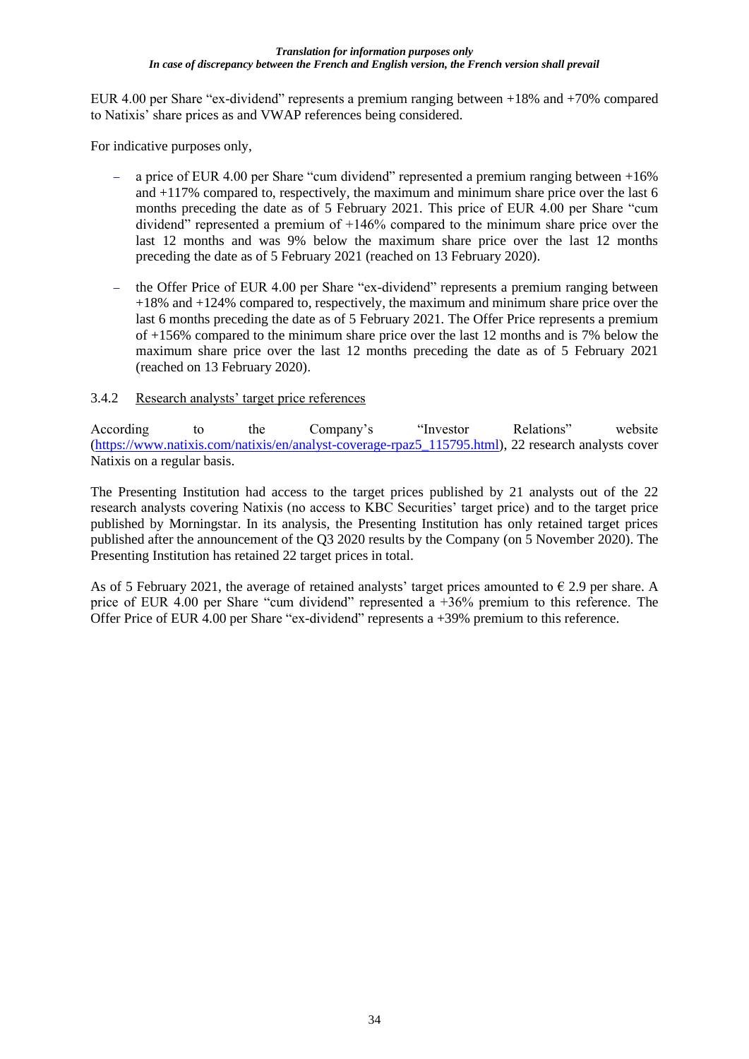EUR 4.00 per Share "ex-dividend" represents a premium ranging between +18% and +70% compared to Natixis' share prices as and VWAP references being considered.

For indicative purposes only,

- a price of EUR 4.00 per Share "cum dividend" represented a premium ranging between +16% and +117% compared to, respectively, the maximum and minimum share price over the last 6 months preceding the date as of 5 February 2021. This price of EUR 4.00 per Share "cum dividend" represented a premium of +146% compared to the minimum share price over the last 12 months and was 9% below the maximum share price over the last 12 months preceding the date as of 5 February 2021 (reached on 13 February 2020).
- the Offer Price of EUR 4.00 per Share "ex-dividend" represents a premium ranging between +18% and +124% compared to, respectively, the maximum and minimum share price over the last 6 months preceding the date as of 5 February 2021. The Offer Price represents a premium of +156% compared to the minimum share price over the last 12 months and is 7% below the maximum share price over the last 12 months preceding the date as of 5 February 2021 (reached on 13 February 2020).

### 3.4.2 Research analysts' target price references

According to the Company's "Investor Relations" website (https://www.natixis.com/natixis/en/analyst-coverage-rpaz5_115795.html), 22 research analysts cover Natixis on a regular basis.

The Presenting Institution had access to the target prices published by 21 analysts out of the 22 research analysts covering Natixis (no access to KBC Securities' target price) and to the target price published by Morningstar. In its analysis, the Presenting Institution has only retained target prices published after the announcement of the Q3 2020 results by the Company (on 5 November 2020). The Presenting Institution has retained 22 target prices in total.

As of 5 February 2021, the average of retained analysts' target prices amounted to € 2.9 per share. A price of EUR 4.00 per Share "cum dividend" represented a +36% premium to this reference. The Offer Price of EUR 4.00 per Share "ex-dividend" represents a +39% premium to this reference.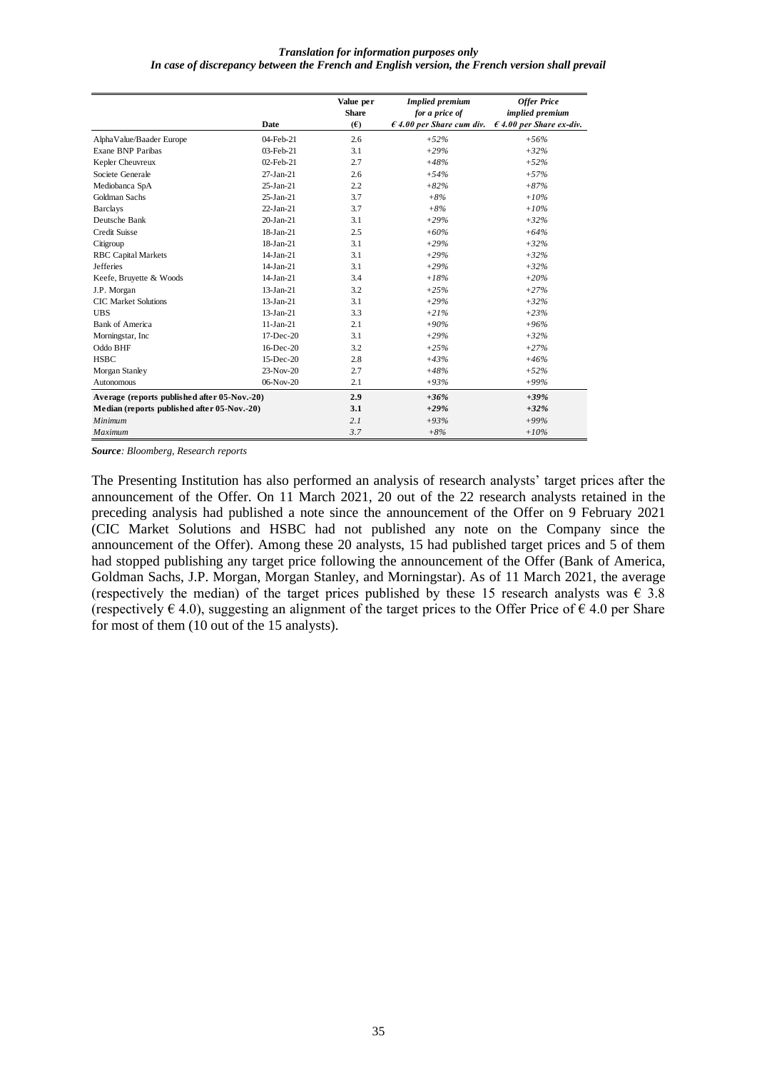*Translation for information purposes only*
*In case of discrepancy between the French and English version, the French version shall prevail*

| | Date | Value per Share (€) | *Implied premium for a price of € 4.00 per Share cum div.* | *Offer Price implied premium € 4.00 per Share ex-div.* |
|---|---|---|---|---|
| AlphaValue/Baader Europe | 04-Feb-21 | 2.6 | *+52%* | *+56%* |
| Exane BNP Paribas | 03-Feb-21 | 3.1 | *+29%* | *+32%* |
| Kepler Cheuvreux | 02-Feb-21 | 2.7 | *+48%* | *+52%* |
| Societe Generale | 27-Jan-21 | 2.6 | *+54%* | *+57%* |
| Mediobanca SpA | 25-Jan-21 | 2.2 | *+82%* | *+87%* |
| Goldman Sachs | 25-Jan-21 | 3.7 | *+8%* | *+10%* |
| Barclays | 22-Jan-21 | 3.7 | *+8%* | *+10%* |
| Deutsche Bank | 20-Jan-21 | 3.1 | *+29%* | *+32%* |
| Credit Suisse | 18-Jan-21 | 2.5 | *+60%* | *+64%* |
| Citigroup | 18-Jan-21 | 3.1 | *+29%* | *+32%* |
| RBC Capital Markets | 14-Jan-21 | 3.1 | *+29%* | *+32%* |
| Jefferies | 14-Jan-21 | 3.1 | *+29%* | *+32%* |
| Keefe, Bruyette & Woods | 14-Jan-21 | 3.4 | *+18%* | *+20%* |
| J.P. Morgan | 13-Jan-21 | 3.2 | *+25%* | *+27%* |
| CIC Market Solutions | 13-Jan-21 | 3.1 | *+29%* | *+32%* |
| UBS | 13-Jan-21 | 3.3 | *+21%* | *+23%* |
| Bank of America | 11-Jan-21 | 2.1 | *+90%* | *+96%* |
| Morningstar, Inc | 17-Dec-20 | 3.1 | *+29%* | *+32%* |
| Oddo BHF | 16-Dec-20 | 3.2 | *+25%* | *+27%* |
| HSBC | 15-Dec-20 | 2.8 | *+43%* | *+46%* |
| Morgan Stanley | 23-Nov-20 | 2.7 | *+48%* | *+52%* |
| Autonomous | 06-Nov-20 | 2.1 | *+93%* | *+99%* |
| **Average (reports published after 05-Nov.-20)** | | **2.9** | ***+36%*** | ***+39%*** |
| **Median (reports published after 05-Nov.-20)** | | **3.1** | ***+29%*** | ***+32%*** |
| *Minimum* | | *2.1* | *+93%* | *+99%* |
| *Maximum* | | *3.7* | *+8%* | *+10%* |

***Source****: Bloomberg, Research reports*

The Presenting Institution has also performed an analysis of research analysts' target prices after the announcement of the Offer. On 11 March 2021, 20 out of the 22 research analysts retained in the preceding analysis had published a note since the announcement of the Offer on 9 February 2021 (CIC Market Solutions and HSBC had not published any note on the Company since the announcement of the Offer). Among these 20 analysts, 15 had published target prices and 5 of them had stopped publishing any target price following the announcement of the Offer (Bank of America, Goldman Sachs, J.P. Morgan, Morgan Stanley, and Morningstar). As of 11 March 2021, the average (respectively the median) of the target prices published by these 15 research analysts was € 3.8 (respectively € 4.0), suggesting an alignment of the target prices to the Offer Price of € 4.0 per Share for most of them (10 out of the 15 analysts).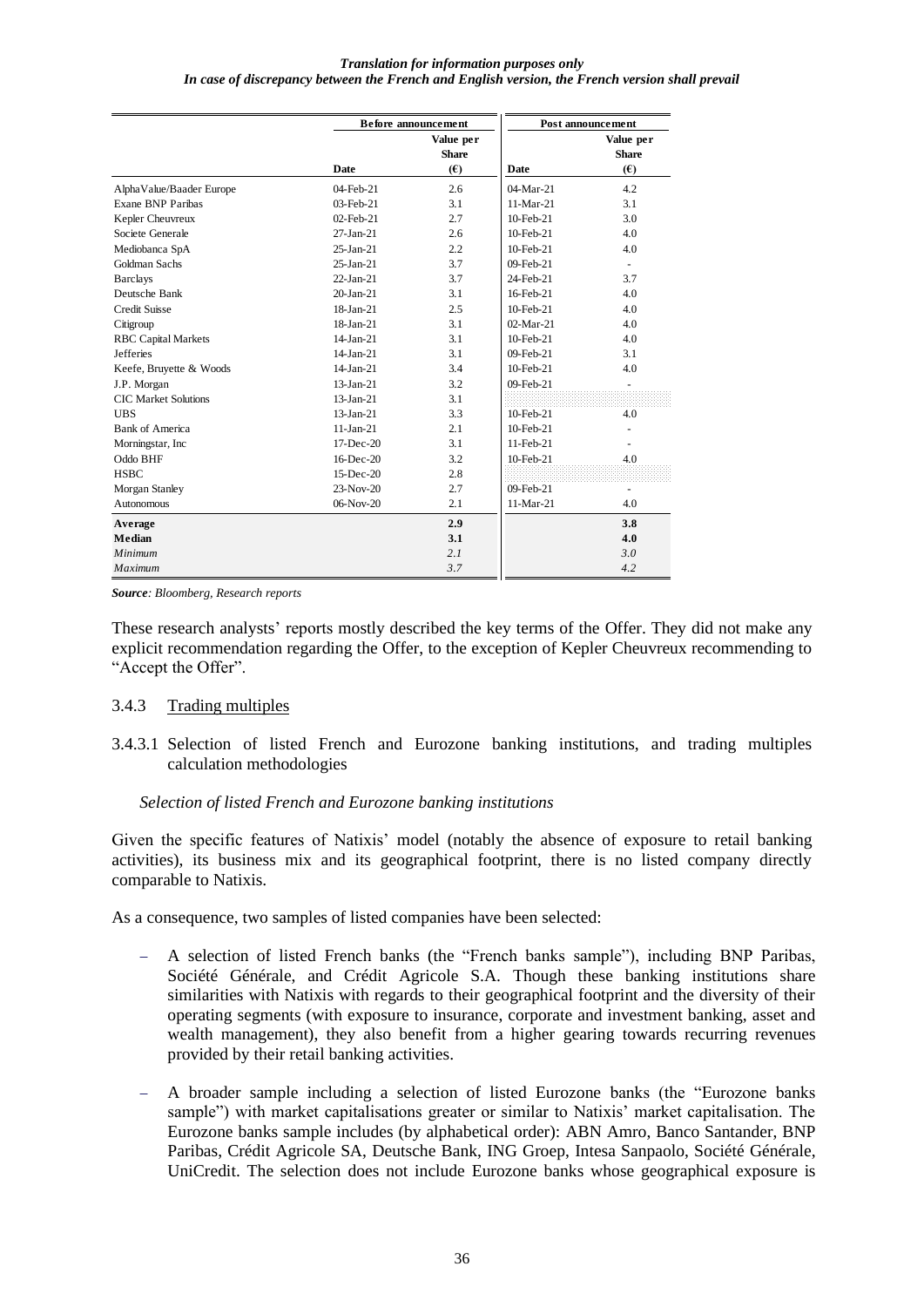*Translation for information purposes only*
*In case of discrepancy between the French and English version, the French version shall prevail*

| | Before announcement | | Post announcement | |
|---|---|---|---|---|
| | **Date** | **Value per Share (€)** | **Date** | **Value per Share (€)** |
| AlphaValue/Baader Europe | 04-Feb-21 | 2.6 | 04-Mar-21 | 4.2 |
| Exane BNP Paribas | 03-Feb-21 | 3.1 | 11-Mar-21 | 3.1 |
| Kepler Cheuvreux | 02-Feb-21 | 2.7 | 10-Feb-21 | 3.0 |
| Societe Generale | 27-Jan-21 | 2.6 | 10-Feb-21 | 4.0 |
| Mediobanca SpA | 25-Jan-21 | 2.2 | 10-Feb-21 | 4.0 |
| Goldman Sachs | 25-Jan-21 | 3.7 | 09-Feb-21 | - |
| Barclays | 22-Jan-21 | 3.7 | 24-Feb-21 | 3.7 |
| Deutsche Bank | 20-Jan-21 | 3.1 | 16-Feb-21 | 4.0 |
| Credit Suisse | 18-Jan-21 | 2.5 | 10-Feb-21 | 4.0 |
| Citigroup | 18-Jan-21 | 3.1 | 02-Mar-21 | 4.0 |
| RBC Capital Markets | 14-Jan-21 | 3.1 | 10-Feb-21 | 4.0 |
| Jefferies | 14-Jan-21 | 3.1 | 09-Feb-21 | 3.1 |
| Keefe, Bruyette & Woods | 14-Jan-21 | 3.4 | 10-Feb-21 | 4.0 |
| J.P. Morgan | 13-Jan-21 | 3.2 | 09-Feb-21 | - |
| CIC Market Solutions | 13-Jan-21 | 3.1 | | |
| UBS | 13-Jan-21 | 3.3 | 10-Feb-21 | 4.0 |
| Bank of America | 11-Jan-21 | 2.1 | 10-Feb-21 | - |
| Morningstar, Inc | 17-Dec-20 | 3.1 | 11-Feb-21 | - |
| Oddo BHF | 16-Dec-20 | 3.2 | 10-Feb-21 | 4.0 |
| HSBC | 15-Dec-20 | 2.8 | | |
| Morgan Stanley | 23-Nov-20 | 2.7 | 09-Feb-21 | - |
| Autonomous | 06-Nov-20 | 2.1 | 11-Mar-21 | 4.0 |
| **Average** | | **2.9** | | **3.8** |
| **Median** | | **3.1** | | **4.0** |
| *Minimum* | | *2.1* | | *3.0* |
| *Maximum* | | *3.7* | | *4.2* |

***Source**: Bloomberg, Research reports*

These research analysts' reports mostly described the key terms of the Offer. They did not make any explicit recommendation regarding the Offer, to the exception of Kepler Cheuvreux recommending to "Accept the Offer".

### 3.4.3 Trading multiples

#### 3.4.3.1 Selection of listed French and Eurozone banking institutions, and trading multiples calculation methodologies

*Selection of listed French and Eurozone banking institutions*

Given the specific features of Natixis' model (notably the absence of exposure to retail banking activities), its business mix and its geographical footprint, there is no listed company directly comparable to Natixis.

As a consequence, two samples of listed companies have been selected:

- A selection of listed French banks (the "French banks sample"), including BNP Paribas, Société Générale, and Crédit Agricole S.A. Though these banking institutions share similarities with Natixis with regards to their geographical footprint and the diversity of their operating segments (with exposure to insurance, corporate and investment banking, asset and wealth management), they also benefit from a higher gearing towards recurring revenues provided by their retail banking activities.
- A broader sample including a selection of listed Eurozone banks (the "Eurozone banks sample") with market capitalisations greater or similar to Natixis' market capitalisation. The Eurozone banks sample includes (by alphabetical order): ABN Amro, Banco Santander, BNP Paribas, Crédit Agricole SA, Deutsche Bank, ING Groep, Intesa Sanpaolo, Société Générale, UniCredit. The selection does not include Eurozone banks whose geographical exposure is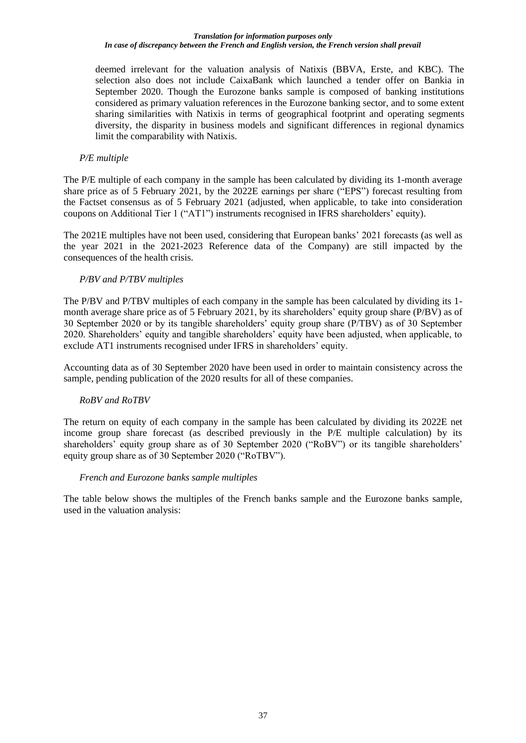deemed irrelevant for the valuation analysis of Natixis (BBVA, Erste, and KBC). The selection also does not include CaixaBank which launched a tender offer on Bankia in September 2020. Though the Eurozone banks sample is composed of banking institutions considered as primary valuation references in the Eurozone banking sector, and to some extent sharing similarities with Natixis in terms of geographical footprint and operating segments diversity, the disparity in business models and significant differences in regional dynamics limit the comparability with Natixis.

*P/E multiple*

The P/E multiple of each company in the sample has been calculated by dividing its 1-month average share price as of 5 February 2021, by the 2022E earnings per share ("EPS") forecast resulting from the Factset consensus as of 5 February 2021 (adjusted, when applicable, to take into consideration coupons on Additional Tier 1 ("AT1") instruments recognised in IFRS shareholders' equity).

The 2021E multiples have not been used, considering that European banks' 2021 forecasts (as well as the year 2021 in the 2021-2023 Reference data of the Company) are still impacted by the consequences of the health crisis.

*P/BV and P/TBV multiples*

The P/BV and P/TBV multiples of each company in the sample has been calculated by dividing its 1-month average share price as of 5 February 2021, by its shareholders' equity group share (P/BV) as of 30 September 2020 or by its tangible shareholders' equity group share (P/TBV) as of 30 September 2020. Shareholders' equity and tangible shareholders' equity have been adjusted, when applicable, to exclude AT1 instruments recognised under IFRS in shareholders' equity.

Accounting data as of 30 September 2020 have been used in order to maintain consistency across the sample, pending publication of the 2020 results for all of these companies.

*RoBV and RoTBV*

The return on equity of each company in the sample has been calculated by dividing its 2022E net income group share forecast (as described previously in the P/E multiple calculation) by its shareholders' equity group share as of 30 September 2020 ("RoBV") or its tangible shareholders' equity group share as of 30 September 2020 ("RoTBV").

*French and Eurozone banks sample multiples*

The table below shows the multiples of the French banks sample and the Eurozone banks sample, used in the valuation analysis: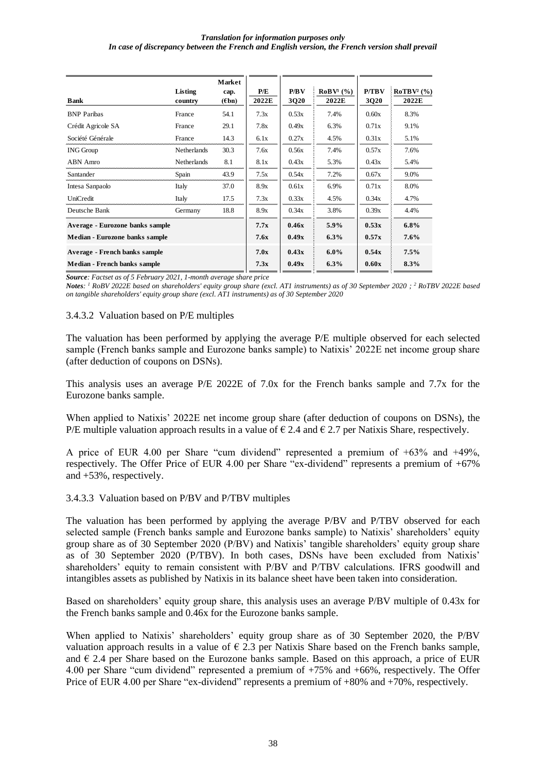*Translation for information purposes only*
*In case of discrepancy between the French and English version, the French version shall prevail*

| Bank | Listing country | Market cap. (€bn) | P/E 2022E | P/BV 3Q20 | RoBV[1] (%) 2022E | P/TBV 3Q20 | RoTBV[2] (%) 2022E |
|---|---|---|---|---|---|---|---|
| BNP Paribas | France | 54.1 | 7.3x | 0.53x | 7.4% | 0.60x | 8.3% |
| Crédit Agricole SA | France | 29.1 | 7.8x | 0.49x | 6.3% | 0.71x | 9.1% |
| Société Générale | France | 14.3 | 6.1x | 0.27x | 4.5% | 0.31x | 5.1% |
| ING Group | Netherlands | 30.3 | 7.6x | 0.56x | 7.4% | 0.57x | 7.6% |
| ABN Amro | Netherlands | 8.1 | 8.1x | 0.43x | 5.3% | 0.43x | 5.4% |
| Santander | Spain | 43.9 | 7.5x | 0.54x | 7.2% | 0.67x | 9.0% |
| Intesa Sanpaolo | Italy | 37.0 | 8.9x | 0.61x | 6.9% | 0.71x | 8.0% |
| UniCredit | Italy | 17.5 | 7.3x | 0.33x | 4.5% | 0.34x | 4.7% |
| Deutsche Bank | Germany | 18.8 | 8.9x | 0.34x | 3.8% | 0.39x | 4.4% |
| **Average - Eurozone banks sample** | | | **7.7x** | **0.46x** | **5.9%** | **0.53x** | **6.8%** |
| **Median - Eurozone banks sample** | | | **7.6x** | **0.49x** | **6.3%** | **0.57x** | **7.6%** |
| **Average - French banks sample** | | | **7.0x** | **0.43x** | **6.0%** | **0.54x** | **7.5%** |
| **Median - French banks sample** | | | **7.3x** | **0.49x** | **6.3%** | **0.60x** | **8.3%** |

***Source****: Factset as of 5 February 2021, 1-month average share price*
***Notes****: [1] RoBV 2022E based on shareholders' equity group share (excl. AT1 instruments) as of 30 September 2020 ; [2] RoTBV 2022E based on tangible shareholders' equity group share (excl. AT1 instruments) as of 30 September 2020*

### 3.4.3.2 Valuation based on P/E multiples

The valuation has been performed by applying the average P/E multiple observed for each selected sample (French banks sample and Eurozone banks sample) to Natixis' 2022E net income group share (after deduction of coupons on DSNs).

This analysis uses an average P/E 2022E of 7.0x for the French banks sample and 7.7x for the Eurozone banks sample.

When applied to Natixis' 2022E net income group share (after deduction of coupons on DSNs), the P/E multiple valuation approach results in a value of € 2.4 and € 2.7 per Natixis Share, respectively.

A price of EUR 4.00 per Share "cum dividend" represented a premium of +63% and +49%, respectively. The Offer Price of EUR 4.00 per Share "ex-dividend" represents a premium of +67% and +53%, respectively.

### 3.4.3.3 Valuation based on P/BV and P/TBV multiples

The valuation has been performed by applying the average P/BV and P/TBV observed for each selected sample (French banks sample and Eurozone banks sample) to Natixis' shareholders' equity group share as of 30 September 2020 (P/BV) and Natixis' tangible shareholders' equity group share as of 30 September 2020 (P/TBV). In both cases, DSNs have been excluded from Natixis' shareholders' equity to remain consistent with P/BV and P/TBV calculations. IFRS goodwill and intangibles assets as published by Natixis in its balance sheet have been taken into consideration.

Based on shareholders' equity group share, this analysis uses an average P/BV multiple of 0.43x for the French banks sample and 0.46x for the Eurozone banks sample.

When applied to Natixis' shareholders' equity group share as of 30 September 2020, the P/BV valuation approach results in a value of € 2.3 per Natixis Share based on the French banks sample, and € 2.4 per Share based on the Eurozone banks sample. Based on this approach, a price of EUR 4.00 per Share "cum dividend" represented a premium of +75% and +66%, respectively. The Offer Price of EUR 4.00 per Share "ex-dividend" represents a premium of +80% and +70%, respectively.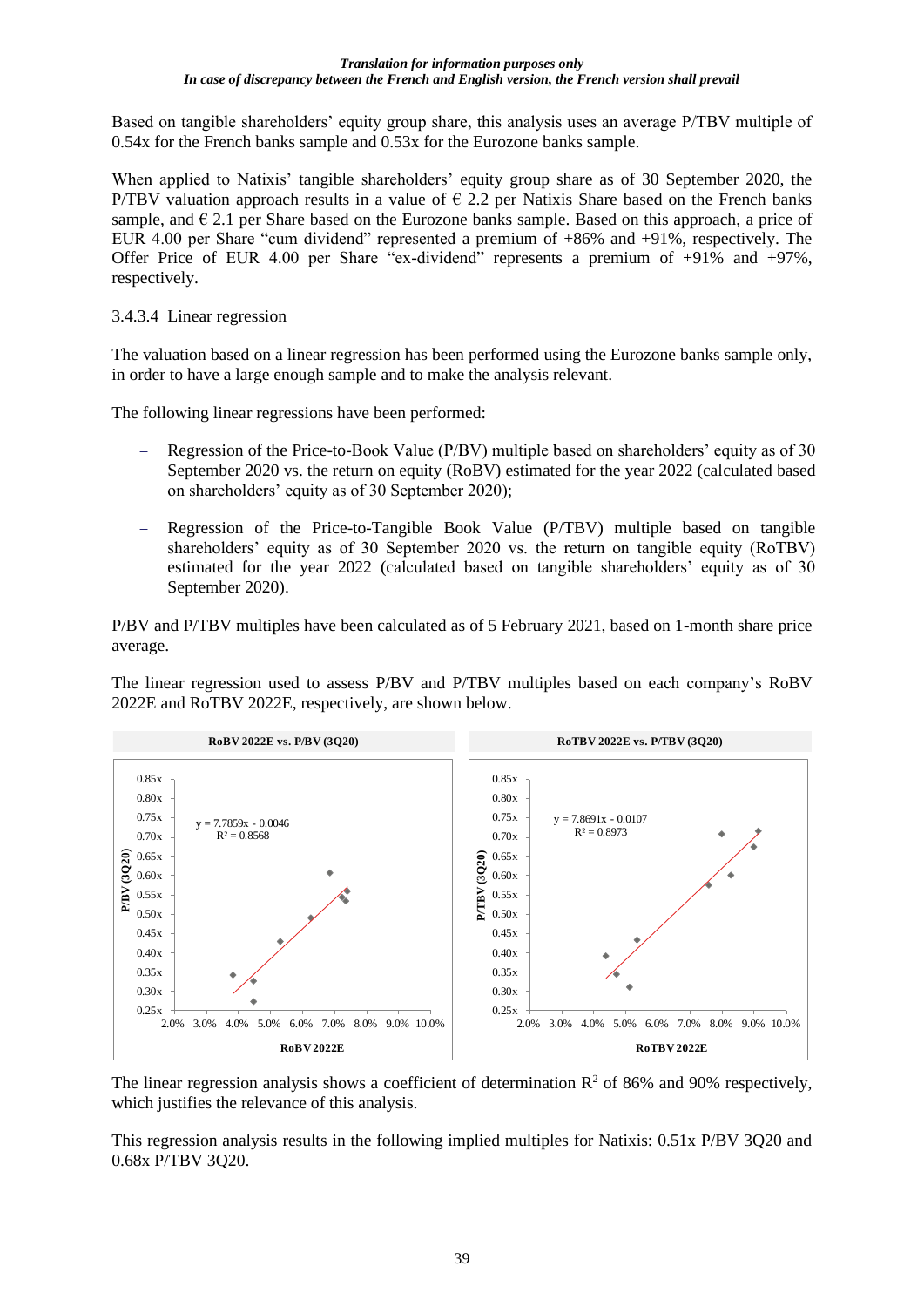*Translation for information purposes only*
*In case of discrepancy between the French and English version, the French version shall prevail*

Based on tangible shareholders' equity group share, this analysis uses an average P/TBV multiple of 0.54x for the French banks sample and 0.53x for the Eurozone banks sample.

When applied to Natixis' tangible shareholders' equity group share as of 30 September 2020, the P/TBV valuation approach results in a value of € 2.2 per Natixis Share based on the French banks sample, and € 2.1 per Share based on the Eurozone banks sample. Based on this approach, a price of EUR 4.00 per Share "cum dividend" represented a premium of +86% and +91%, respectively. The Offer Price of EUR 4.00 per Share "ex-dividend" represents a premium of +91% and +97%, respectively.

3.4.3.4 Linear regression

The valuation based on a linear regression has been performed using the Eurozone banks sample only, in order to have a large enough sample and to make the analysis relevant.

The following linear regressions have been performed:

- Regression of the Price-to-Book Value (P/BV) multiple based on shareholders' equity as of 30 September 2020 vs. the return on equity (RoBV) estimated for the year 2022 (calculated based on shareholders' equity as of 30 September 2020);
- Regression of the Price-to-Tangible Book Value (P/TBV) multiple based on tangible shareholders' equity as of 30 September 2020 vs. the return on tangible equity (RoTBV) estimated for the year 2022 (calculated based on tangible shareholders' equity as of 30 September 2020).

P/BV and P/TBV multiples have been calculated as of 5 February 2021, based on 1-month share price average.

The linear regression used to assess P/BV and P/TBV multiples based on each company's RoBV 2022E and RoTBV 2022E, respectively, are shown below.

**RoBV 2022E vs. P/BV (3Q20)**

$y = 7.7859x - 0.0046$
$R^2 = 0.8568$

**RoTBV 2022E vs. P/TBV (3Q20)**

$y = 7.8691x - 0.0107$
$R^2 = 0.8973$

The linear regression analysis shows a coefficient of determination $R^2$ of 86% and 90% respectively, which justifies the relevance of this analysis.

This regression analysis results in the following implied multiples for Natixis: 0.51x P/BV 3Q20 and 0.68x P/TBV 3Q20.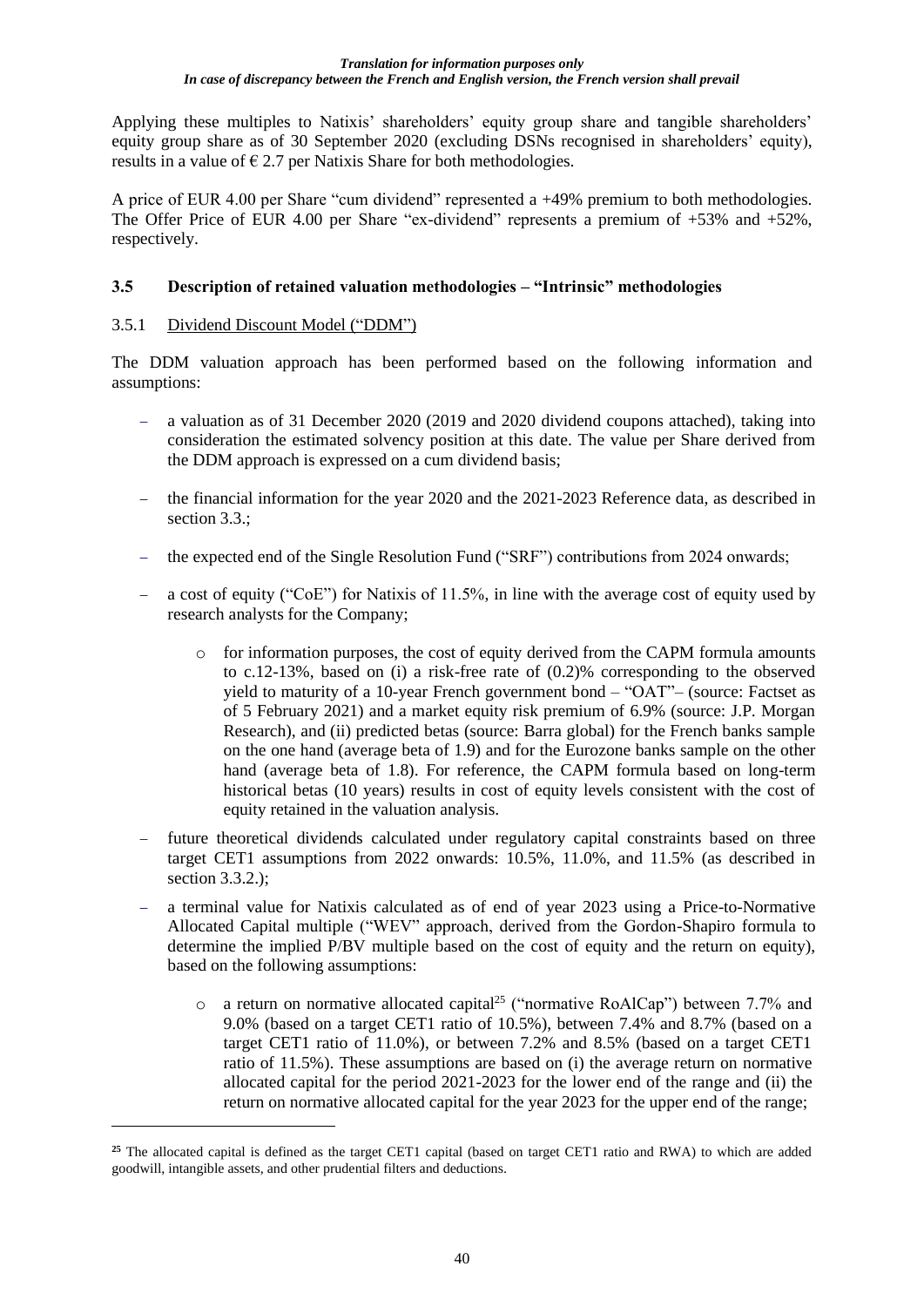Applying these multiples to Natixis' shareholders' equity group share and tangible shareholders' equity group share as of 30 September 2020 (excluding DSNs recognised in shareholders' equity), results in a value of € 2.7 per Natixis Share for both methodologies.

A price of EUR 4.00 per Share "cum dividend" represented a +49% premium to both methodologies. The Offer Price of EUR 4.00 per Share "ex-dividend" represents a premium of +53% and +52%, respectively.

### 3.5 Description of retained valuation methodologies – "Intrinsic" methodologies

#### 3.5.1 Dividend Discount Model ("DDM")

The DDM valuation approach has been performed based on the following information and assumptions:

- a valuation as of 31 December 2020 (2019 and 2020 dividend coupons attached), taking into consideration the estimated solvency position at this date. The value per Share derived from the DDM approach is expressed on a cum dividend basis;
- the financial information for the year 2020 and the 2021-2023 Reference data, as described in section 3.3.;
- the expected end of the Single Resolution Fund ("SRF") contributions from 2024 onwards;
- a cost of equity ("CoE") for Natixis of 11.5%, in line with the average cost of equity used by research analysts for the Company;
  - for information purposes, the cost of equity derived from the CAPM formula amounts to c.12-13%, based on (i) a risk-free rate of (0.2)% corresponding to the observed yield to maturity of a 10-year French government bond – "OAT"– (source: Factset as of 5 February 2021) and a market equity risk premium of 6.9% (source: J.P. Morgan Research), and (ii) predicted betas (source: Barra global) for the French banks sample on the one hand (average beta of 1.9) and for the Eurozone banks sample on the other hand (average beta of 1.8). For reference, the CAPM formula based on long-term historical betas (10 years) results in cost of equity levels consistent with the cost of equity retained in the valuation analysis.
- future theoretical dividends calculated under regulatory capital constraints based on three target CET1 assumptions from 2022 onwards: 10.5%, 11.0%, and 11.5% (as described in section 3.3.2.);
- a terminal value for Natixis calculated as of end of year 2023 using a Price-to-Normative Allocated Capital multiple ("WEV" approach, derived from the Gordon-Shapiro formula to determine the implied P/BV multiple based on the cost of equity and the return on equity), based on the following assumptions:
  - a return on normative allocated capital[25] ("normative RoAlCap") between 7.7% and 9.0% (based on a target CET1 ratio of 10.5%), between 7.4% and 8.7% (based on a target CET1 ratio of 11.0%), or between 7.2% and 8.5% (based on a target CET1 ratio of 11.5%). These assumptions are based on (i) the average return on normative allocated capital for the period 2021-2023 for the lower end of the range and (ii) the return on normative allocated capital for the year 2023 for the upper end of the range;

[25] The allocated capital is defined as the target CET1 capital (based on target CET1 ratio and RWA) to which are added goodwill, intangible assets, and other prudential filters and deductions.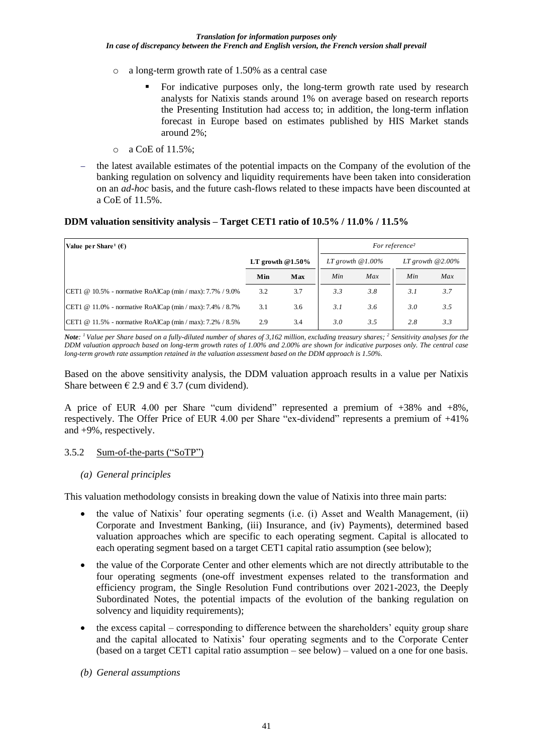*Translation for information purposes only*
*In case of discrepancy between the French and English version, the French version shall prevail*

- a long-term growth rate of 1.50% as a central case
  - For indicative purposes only, the long-term growth rate used by research analysts for Natixis stands around 1% on average based on research reports the Presenting Institution had access to; in addition, the long-term inflation forecast in Europe based on estimates published by HIS Market stands around 2%;
- a CoE of 11.5%;

– the latest available estimates of the potential impacts on the Company of the evolution of the banking regulation on solvency and liquidity requirements have been taken into consideration on an *ad-hoc* basis, and the future cash-flows related to these impacts have been discounted at a CoE of 11.5%.

**DDM valuation sensitivity analysis – Target CET1 ratio of 10.5% / 11.0% / 11.5%**

| Value per Share[1] (€) | | | *For reference[2]* | | | |
|---|---|---|---|---|---|---|
| | LT growth @1.50% | | *LT growth @1.00%* | | *LT growth @2.00%* | |
| | Min | Max | *Min* | *Max* | *Min* | *Max* |
| CET1 @ 10.5% - normative RoAlCap (min / max): 7.7% / 9.0% | 3.2 | 3.7 | *3.3* | *3.8* | *3.1* | *3.7* |
| CET1 @ 11.0% - normative RoAlCap (min / max): 7.4% / 8.7% | 3.1 | 3.6 | *3.1* | *3.6* | *3.0* | *3.5* |
| CET1 @ 11.5% - normative RoAlCap (min / max): 7.2% / 8.5% | 2.9 | 3.4 | *3.0* | *3.5* | *2.8* | *3.3* |

***Note****: [1] Value per Share based on a fully-diluted number of shares of 3,162 million, excluding treasury shares; [2] Sensitivity analyses for the DDM valuation approach based on long-term growth rates of 1.00% and 2.00% are shown for indicative purposes only. The central case long-term growth rate assumption retained in the valuation assessment based on the DDM approach is 1.50%.*

Based on the above sensitivity analysis, the DDM valuation approach results in a value per Natixis Share between € 2.9 and € 3.7 (cum dividend).

A price of EUR 4.00 per Share "cum dividend" represented a premium of +38% and +8%, respectively. The Offer Price of EUR 4.00 per Share "ex-dividend" represents a premium of +41% and +9%, respectively.

### 3.5.2 Sum-of-the-parts ("SoTP")

*(a) General principles*

This valuation methodology consists in breaking down the value of Natixis into three main parts:

- the value of Natixis' four operating segments (i.e. (i) Asset and Wealth Management, (ii) Corporate and Investment Banking, (iii) Insurance, and (iv) Payments), determined based valuation approaches which are specific to each operating segment. Capital is allocated to each operating segment based on a target CET1 capital ratio assumption (see below);
- the value of the Corporate Center and other elements which are not directly attributable to the four operating segments (one-off investment expenses related to the transformation and efficiency program, the Single Resolution Fund contributions over 2021-2023, the Deeply Subordinated Notes, the potential impacts of the evolution of the banking regulation on solvency and liquidity requirements);
- the excess capital – corresponding to difference between the shareholders' equity group share and the capital allocated to Natixis' four operating segments and to the Corporate Center (based on a target CET1 capital ratio assumption – see below) – valued on a one for one basis.

*(b) General assumptions*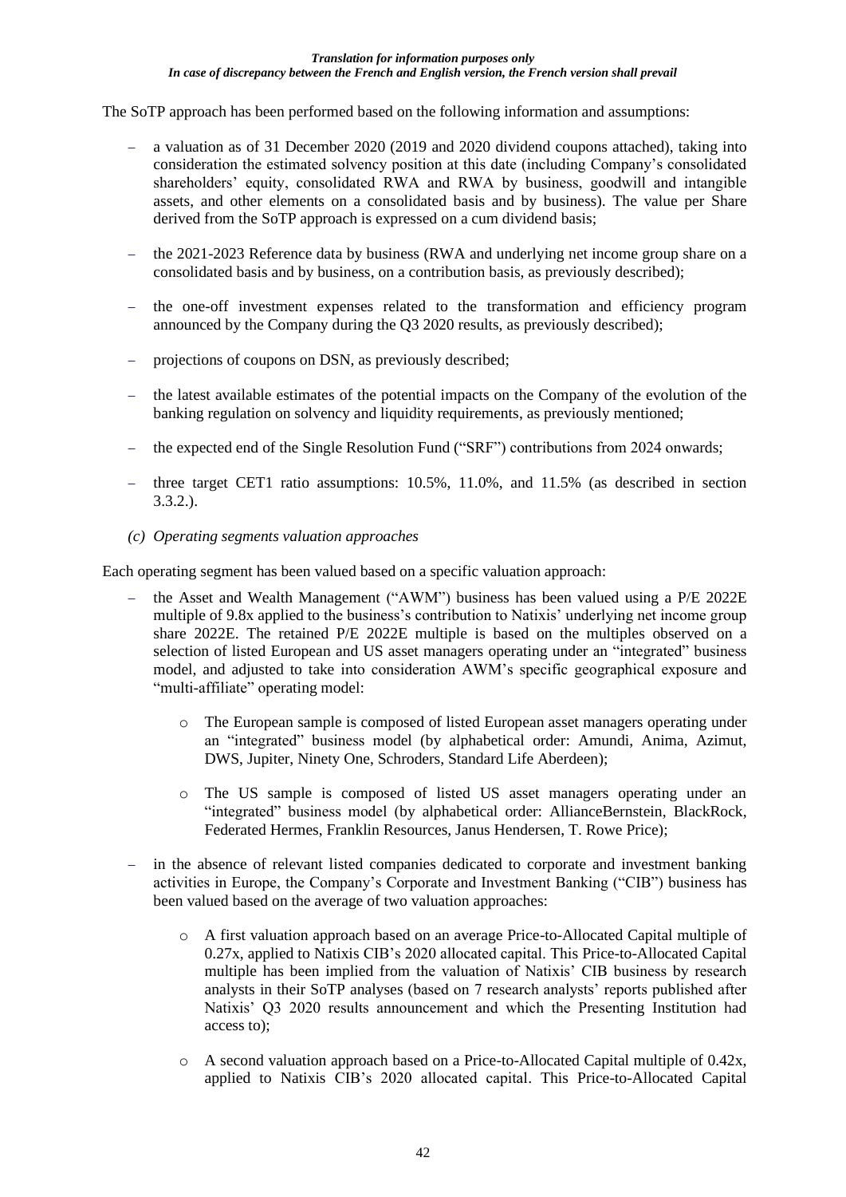The SoTP approach has been performed based on the following information and assumptions:

- a valuation as of 31 December 2020 (2019 and 2020 dividend coupons attached), taking into consideration the estimated solvency position at this date (including Company's consolidated shareholders' equity, consolidated RWA and RWA by business, goodwill and intangible assets, and other elements on a consolidated basis and by business). The value per Share derived from the SoTP approach is expressed on a cum dividend basis;
- the 2021-2023 Reference data by business (RWA and underlying net income group share on a consolidated basis and by business, on a contribution basis, as previously described);
- the one-off investment expenses related to the transformation and efficiency program announced by the Company during the Q3 2020 results, as previously described);
- projections of coupons on DSN, as previously described;
- the latest available estimates of the potential impacts on the Company of the evolution of the banking regulation on solvency and liquidity requirements, as previously mentioned;
- the expected end of the Single Resolution Fund ("SRF") contributions from 2024 onwards;
- three target CET1 ratio assumptions: 10.5%, 11.0%, and 11.5% (as described in section 3.3.2.).

*(c) Operating segments valuation approaches*

Each operating segment has been valued based on a specific valuation approach:

- the Asset and Wealth Management ("AWM") business has been valued using a P/E 2022E multiple of 9.8x applied to the business's contribution to Natixis' underlying net income group share 2022E. The retained P/E 2022E multiple is based on the multiples observed on a selection of listed European and US asset managers operating under an "integrated" business model, and adjusted to take into consideration AWM's specific geographical exposure and "multi-affiliate" operating model:
  - The European sample is composed of listed European asset managers operating under an "integrated" business model (by alphabetical order: Amundi, Anima, Azimut, DWS, Jupiter, Ninety One, Schroders, Standard Life Aberdeen);
  - The US sample is composed of listed US asset managers operating under an "integrated" business model (by alphabetical order: AllianceBernstein, BlackRock, Federated Hermes, Franklin Resources, Janus Hendersen, T. Rowe Price);
- in the absence of relevant listed companies dedicated to corporate and investment banking activities in Europe, the Company's Corporate and Investment Banking ("CIB") business has been valued based on the average of two valuation approaches:
  - A first valuation approach based on an average Price-to-Allocated Capital multiple of 0.27x, applied to Natixis CIB's 2020 allocated capital. This Price-to-Allocated Capital multiple has been implied from the valuation of Natixis' CIB business by research analysts in their SoTP analyses (based on 7 research analysts' reports published after Natixis' Q3 2020 results announcement and which the Presenting Institution had access to);
  - A second valuation approach based on a Price-to-Allocated Capital multiple of 0.42x, applied to Natixis CIB's 2020 allocated capital. This Price-to-Allocated Capital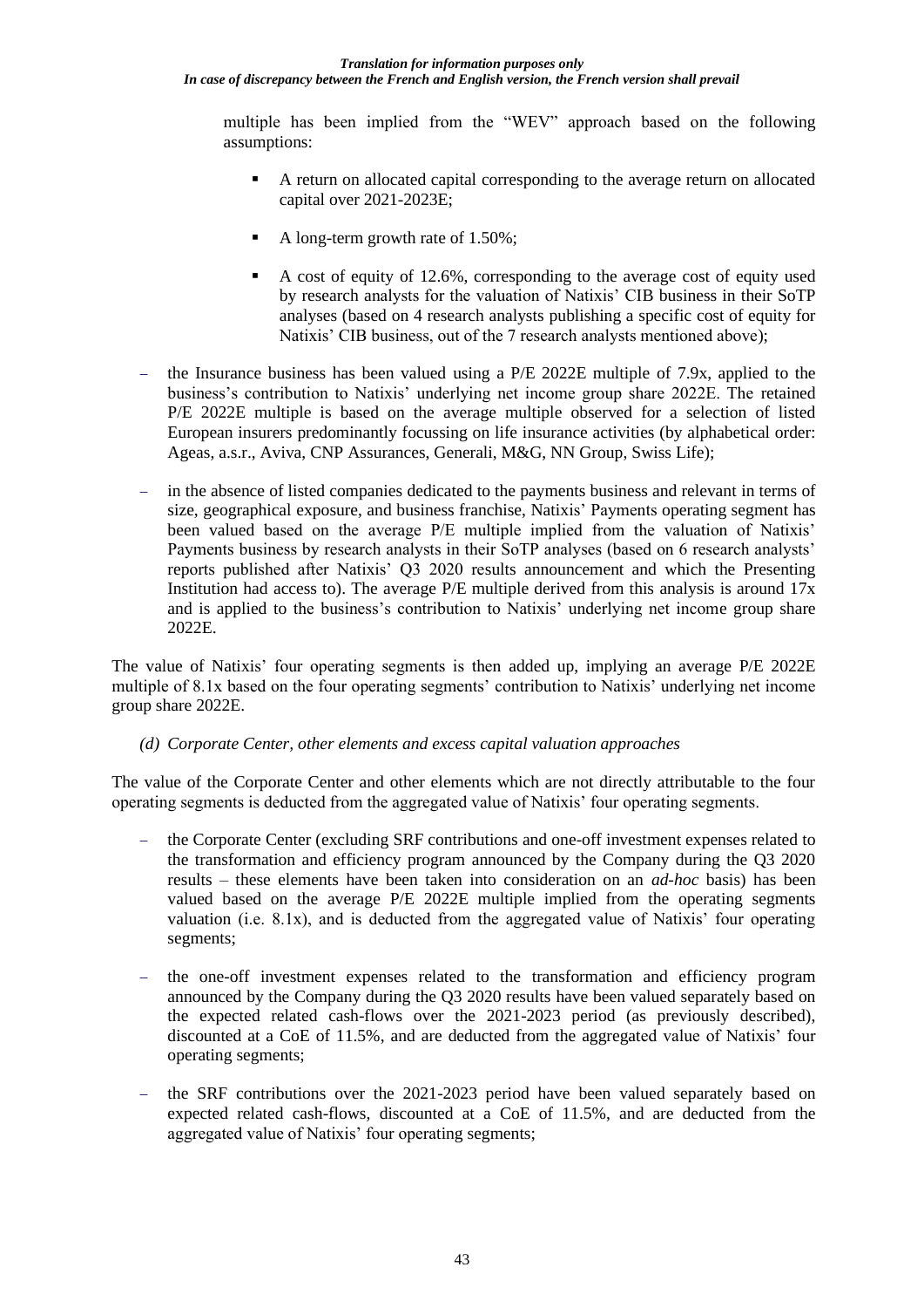multiple has been implied from the "WEV" approach based on the following assumptions:

- A return on allocated capital corresponding to the average return on allocated capital over 2021-2023E;
- A long-term growth rate of 1.50%;
- A cost of equity of 12.6%, corresponding to the average cost of equity used by research analysts for the valuation of Natixis' CIB business in their SoTP analyses (based on 4 research analysts publishing a specific cost of equity for Natixis' CIB business, out of the 7 research analysts mentioned above);

– the Insurance business has been valued using a P/E 2022E multiple of 7.9x, applied to the business's contribution to Natixis' underlying net income group share 2022E. The retained P/E 2022E multiple is based on the average multiple observed for a selection of listed European insurers predominantly focussing on life insurance activities (by alphabetical order: Ageas, a.s.r., Aviva, CNP Assurances, Generali, M&G, NN Group, Swiss Life);

– in the absence of listed companies dedicated to the payments business and relevant in terms of size, geographical exposure, and business franchise, Natixis' Payments operating segment has been valued based on the average P/E multiple implied from the valuation of Natixis' Payments business by research analysts in their SoTP analyses (based on 6 research analysts' reports published after Natixis' Q3 2020 results announcement and which the Presenting Institution had access to). The average P/E multiple derived from this analysis is around 17x and is applied to the business's contribution to Natixis' underlying net income group share 2022E.

The value of Natixis' four operating segments is then added up, implying an average P/E 2022E multiple of 8.1x based on the four operating segments' contribution to Natixis' underlying net income group share 2022E.

*(d) Corporate Center, other elements and excess capital valuation approaches*

The value of the Corporate Center and other elements which are not directly attributable to the four operating segments is deducted from the aggregated value of Natixis' four operating segments.

– the Corporate Center (excluding SRF contributions and one-off investment expenses related to the transformation and efficiency program announced by the Company during the Q3 2020 results – these elements have been taken into consideration on an *ad-hoc* basis) has been valued based on the average P/E 2022E multiple implied from the operating segments valuation (i.e. 8.1x), and is deducted from the aggregated value of Natixis' four operating segments;

– the one-off investment expenses related to the transformation and efficiency program announced by the Company during the Q3 2020 results have been valued separately based on the expected related cash-flows over the 2021-2023 period (as previously described), discounted at a CoE of 11.5%, and are deducted from the aggregated value of Natixis' four operating segments;

– the SRF contributions over the 2021-2023 period have been valued separately based on expected related cash-flows, discounted at a CoE of 11.5%, and are deducted from the aggregated value of Natixis' four operating segments;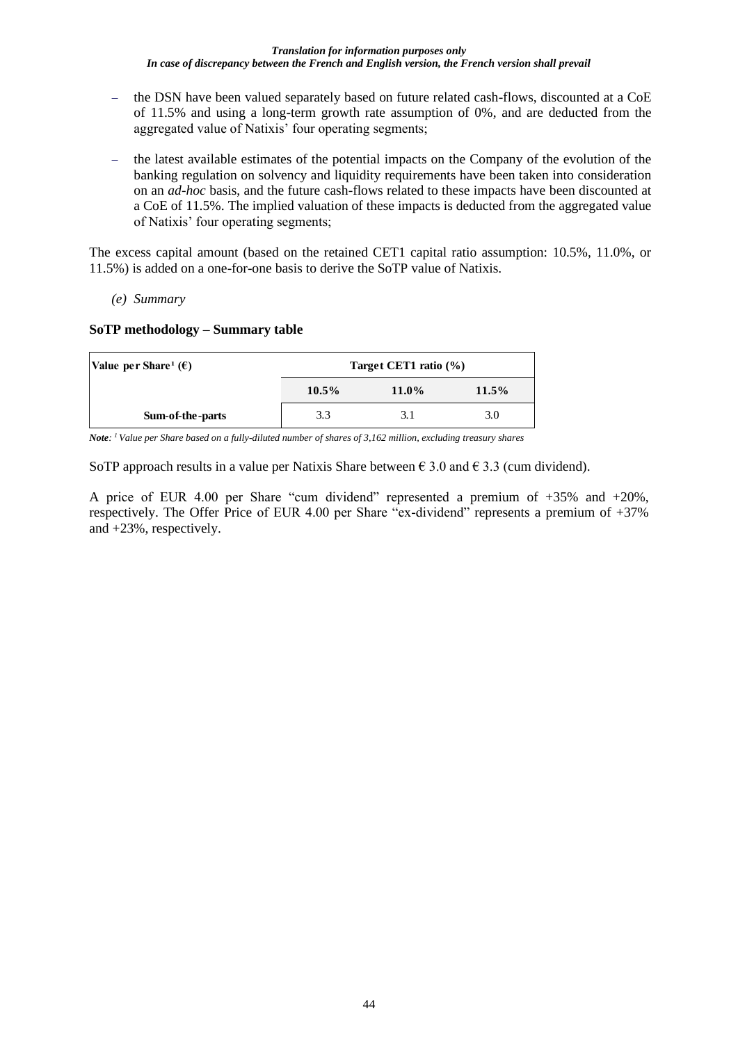*Translation for information purposes only*
*In case of discrepancy between the French and English version, the French version shall prevail*

- the DSN have been valued separately based on future related cash-flows, discounted at a CoE of 11.5% and using a long-term growth rate assumption of 0%, and are deducted from the aggregated value of Natixis' four operating segments;

- the latest available estimates of the potential impacts on the Company of the evolution of the banking regulation on solvency and liquidity requirements have been taken into consideration on an *ad-hoc* basis, and the future cash-flows related to these impacts have been discounted at a CoE of 11.5%. The implied valuation of these impacts is deducted from the aggregated value of Natixis' four operating segments;

The excess capital amount (based on the retained CET1 capital ratio assumption: 10.5%, 11.0%, or 11.5%) is added on a one-for-one basis to derive the SoTP value of Natixis.

*(e) Summary*

**SoTP methodology – Summary table**

| Value per Share[1] (€) | Target CET1 ratio (%) | | |
|---|---|---|---|
| | 10.5% | 11.0% | 11.5% |
| Sum-of-the-parts | 3.3 | 3.1 | 3.0 |

***Note**: [1] Value per Share based on a fully-diluted number of shares of 3,162 million, excluding treasury shares*

SoTP approach results in a value per Natixis Share between € 3.0 and € 3.3 (cum dividend).

A price of EUR 4.00 per Share "cum dividend" represented a premium of +35% and +20%, respectively. The Offer Price of EUR 4.00 per Share "ex-dividend" represents a premium of +37% and +23%, respectively.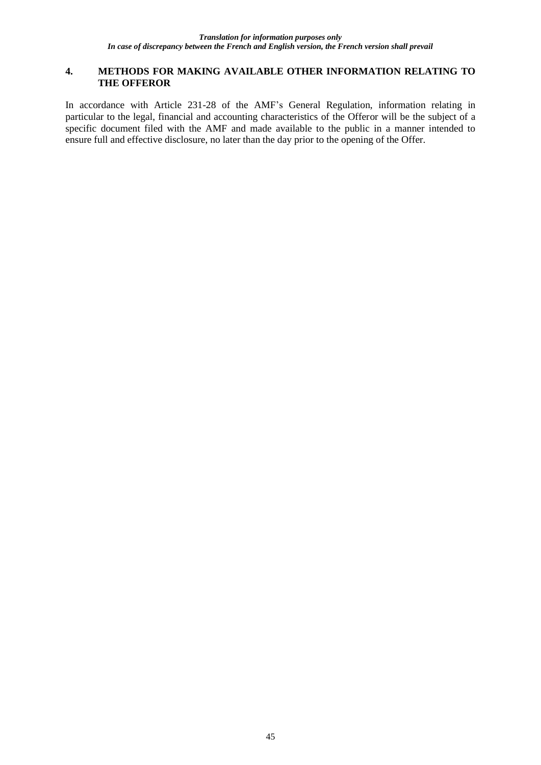## 4. METHODS FOR MAKING AVAILABLE OTHER INFORMATION RELATING TO THE OFFEROR

In accordance with Article 231-28 of the AMF's General Regulation, information relating in particular to the legal, financial and accounting characteristics of the Offeror will be the subject of a specific document filed with the AMF and made available to the public in a manner intended to ensure full and effective disclosure, no later than the day prior to the opening of the Offer.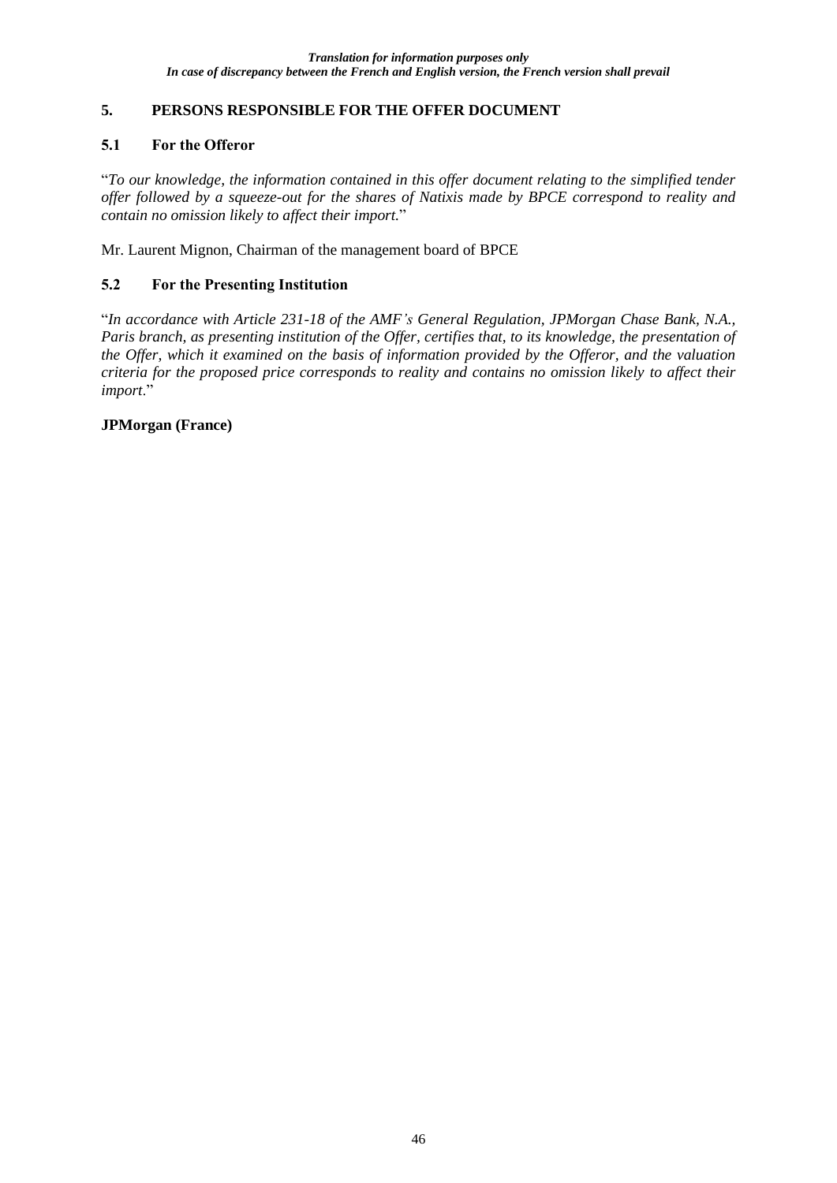## 5. PERSONS RESPONSIBLE FOR THE OFFER DOCUMENT

### 5.1 For the Offeror

"*To our knowledge, the information contained in this offer document relating to the simplified tender offer followed by a squeeze-out for the shares of Natixis made by BPCE correspond to reality and contain no omission likely to affect their import.*"

Mr. Laurent Mignon, Chairman of the management board of BPCE

### 5.2 For the Presenting Institution

"*In accordance with Article 231-18 of the AMF's General Regulation, JPMorgan Chase Bank, N.A., Paris branch, as presenting institution of the Offer, certifies that, to its knowledge, the presentation of the Offer, which it examined on the basis of information provided by the Offeror, and the valuation criteria for the proposed price corresponds to reality and contains no omission likely to affect their import*."

**JPMorgan (France)**